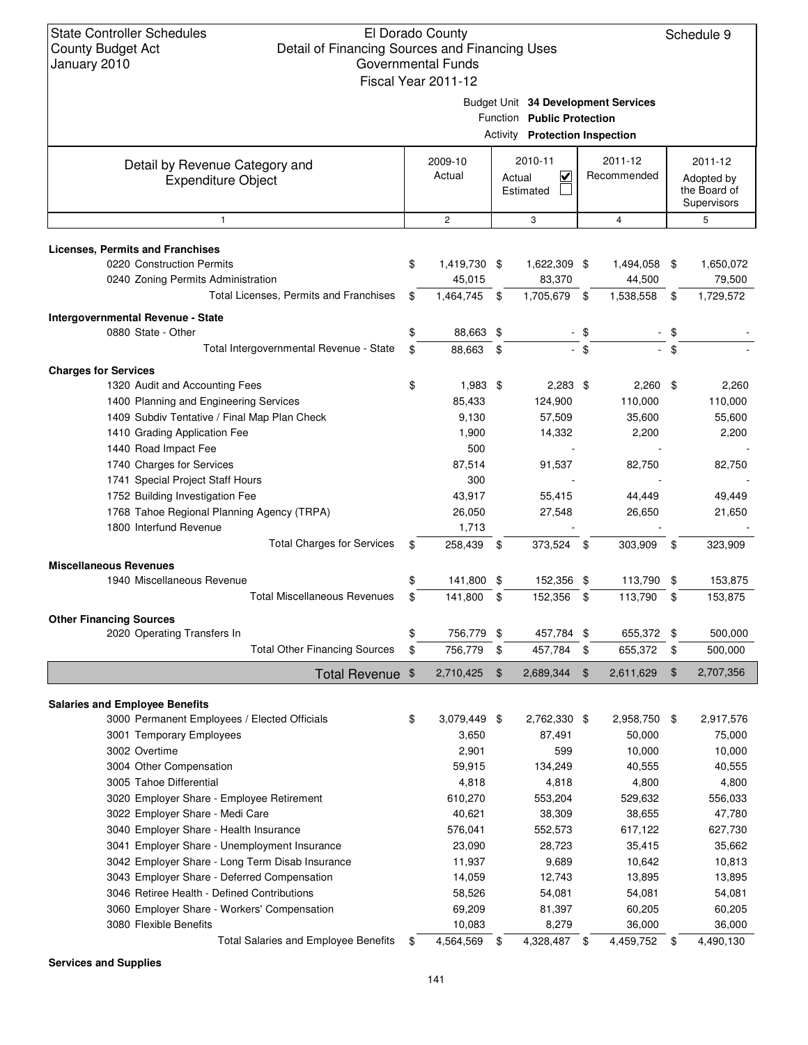State Controller Schedules
County Budget Act
January 2010

El Dorado County
Detail of Financing Sources and Financing Uses
Governmental Funds
Fiscal Year 2011-12

Schedule 9

Budget Unit **34 Development Services**
Function **Public Protection**
Activity **Protection Inspection**

| Detail by Revenue Category and Expenditure Object | 2009-10 Actual | 2010-11 Actual ☑ Estimated ☐ | 2011-12 Recommended | 2011-12 Adopted by the Board of Supervisors |
|---|---|---|---|---|
| 1 | 2 | 3 | 4 | 5 |
| **Licenses, Permits and Franchises** | | | | |
| 0220 Construction Permits | $ 1,419,730 | $ 1,622,309 | $ 1,494,058 | $ 1,650,072 |
| 0240 Zoning Permits Administration | 45,015 | 83,370 | 44,500 | 79,500 |
| Total Licenses, Permits and Franchises | $ 1,464,745 | $ 1,705,679 | $ 1,538,558 | $ 1,729,572 |
| **Intergovernmental Revenue - State** | | | | |
| 0880 State - Other | $ 88,663 | $ - | $ - | $ - |
| Total Intergovernmental Revenue - State | $ 88,663 | $ - | $ - | $ - |
| **Charges for Services** | | | | |
| 1320 Audit and Accounting Fees | $ 1,983 | $ 2,283 | $ 2,260 | $ 2,260 |
| 1400 Planning and Engineering Services | 85,433 | 124,900 | 110,000 | 110,000 |
| 1409 Subdiv Tentative / Final Map Plan Check | 9,130 | 57,509 | 35,600 | 55,600 |
| 1410 Grading Application Fee | 1,900 | 14,332 | 2,200 | 2,200 |
| 1440 Road Impact Fee | 500 | - | - | - |
| 1740 Charges for Services | 87,514 | 91,537 | 82,750 | 82,750 |
| 1741 Special Project Staff Hours | 300 | - | - | - |
| 1752 Building Investigation Fee | 43,917 | 55,415 | 44,449 | 49,449 |
| 1768 Tahoe Regional Planning Agency (TRPA) | 26,050 | 27,548 | 26,650 | 21,650 |
| 1800 Interfund Revenue | 1,713 | - | - | - |
| Total Charges for Services | $ 258,439 | $ 373,524 | $ 303,909 | $ 323,909 |
| **Miscellaneous Revenues** | | | | |
| 1940 Miscellaneous Revenue | $ 141,800 | $ 152,356 | $ 113,790 | $ 153,875 |
| Total Miscellaneous Revenues | $ 141,800 | $ 152,356 | $ 113,790 | $ 153,875 |
| **Other Financing Sources** | | | | |
| 2020 Operating Transfers In | $ 756,779 | $ 457,784 | $ 655,372 | $ 500,000 |
| Total Other Financing Sources | $ 756,779 | $ 457,784 | $ 655,372 | $ 500,000 |
| **Total Revenue** | $ 2,710,425 | $ 2,689,344 | $ 2,611,629 | $ 2,707,356 |
| **Salaries and Employee Benefits** | | | | |
| 3000 Permanent Employees / Elected Officials | $ 3,079,449 | $ 2,762,330 | $ 2,958,750 | $ 2,917,576 |
| 3001 Temporary Employees | 3,650 | 87,491 | 50,000 | 75,000 |
| 3002 Overtime | 2,901 | 599 | 10,000 | 10,000 |
| 3004 Other Compensation | 59,915 | 134,249 | 40,555 | 40,555 |
| 3005 Tahoe Differential | 4,818 | 4,818 | 4,800 | 4,800 |
| 3020 Employer Share - Employee Retirement | 610,270 | 553,204 | 529,632 | 556,033 |
| 3022 Employer Share - Medi Care | 40,621 | 38,309 | 38,655 | 47,780 |
| 3040 Employer Share - Health Insurance | 576,041 | 552,573 | 617,122 | 627,730 |
| 3041 Employer Share - Unemployment Insurance | 23,090 | 28,723 | 35,415 | 35,662 |
| 3042 Employer Share - Long Term Disab Insurance | 11,937 | 9,689 | 10,642 | 10,813 |
| 3043 Employer Share - Deferred Compensation | 14,059 | 12,743 | 13,895 | 13,895 |
| 3046 Retiree Health - Defined Contributions | 58,526 | 54,081 | 54,081 | 54,081 |
| 3060 Employer Share - Workers' Compensation | 69,209 | 81,397 | 60,205 | 60,205 |
| 3080 Flexible Benefits | 10,083 | 8,279 | 36,000 | 36,000 |
| Total Salaries and Employee Benefits | $ 4,564,569 | $ 4,328,487 | $ 4,459,752 | $ 4,490,130 |

**Services and Supplies**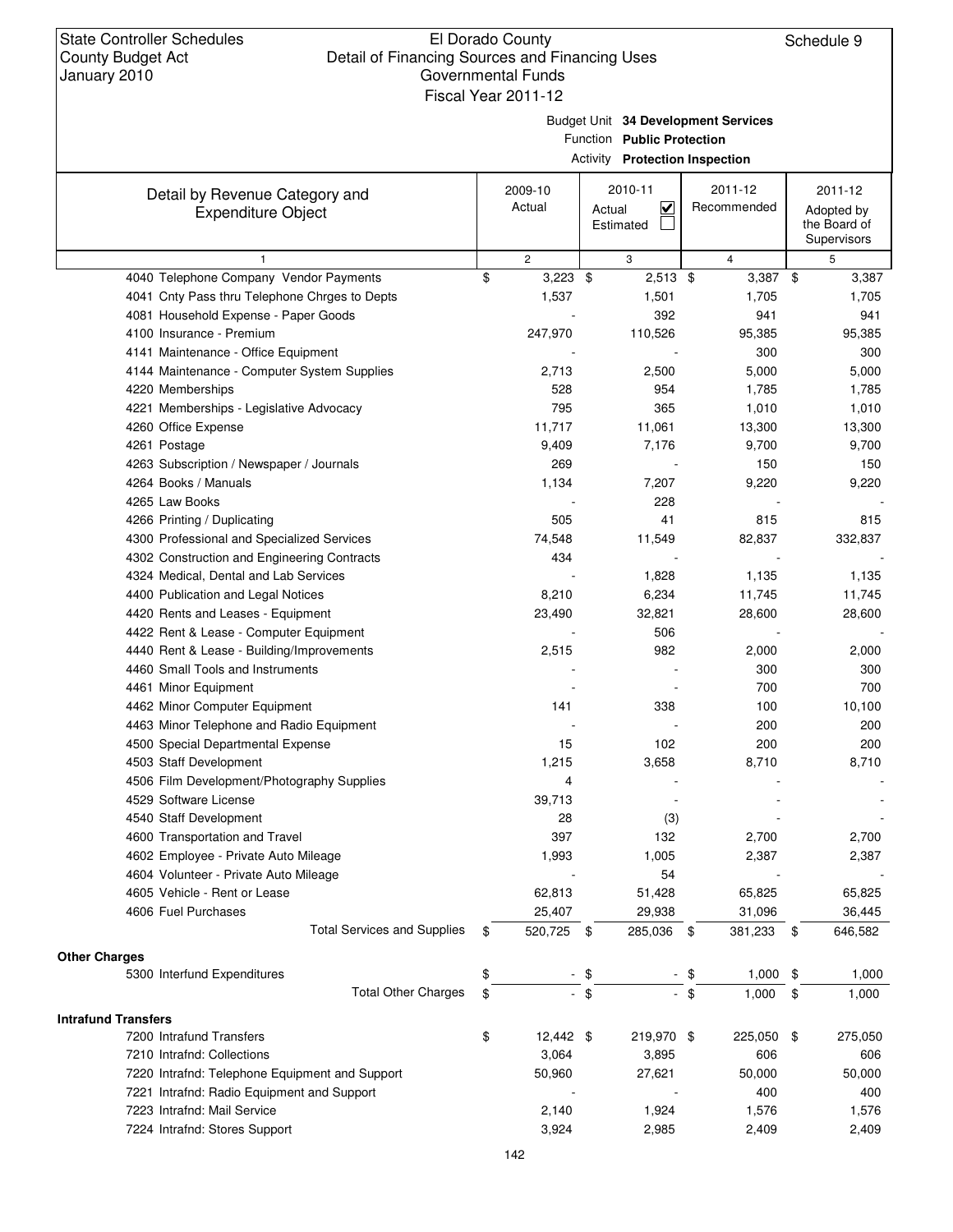State Controller Schedules
County Budget Act
January 2010

El Dorado County
Detail of Financing Sources and Financing Uses
Governmental Funds
Fiscal Year 2011-12

Schedule 9

Budget Unit **34 Development Services**
Function **Public Protection**
Activity **Protection Inspection**

| Detail by Revenue Category and Expenditure Object | 2009-10 Actual | 2010-11 Actual ☑ Estimated ☐ | 2011-12 Recommended | 2011-12 Adopted by the Board of Supervisors |
|---|---|---|---|---|
| 1 | 2 | 3 | 4 | 5 |
| 4040 Telephone Company Vendor Payments | $ 3,223 | $ 2,513 | $ 3,387 | $ 3,387 |
| 4041 Cnty Pass thru Telephone Chrges to Depts | 1,537 | 1,501 | 1,705 | 1,705 |
| 4081 Household Expense - Paper Goods | - | 392 | 941 | 941 |
| 4100 Insurance - Premium | 247,970 | 110,526 | 95,385 | 95,385 |
| 4141 Maintenance - Office Equipment | - | - | 300 | 300 |
| 4144 Maintenance - Computer System Supplies | 2,713 | 2,500 | 5,000 | 5,000 |
| 4220 Memberships | 528 | 954 | 1,785 | 1,785 |
| 4221 Memberships - Legislative Advocacy | 795 | 365 | 1,010 | 1,010 |
| 4260 Office Expense | 11,717 | 11,061 | 13,300 | 13,300 |
| 4261 Postage | 9,409 | 7,176 | 9,700 | 9,700 |
| 4263 Subscription / Newspaper / Journals | 269 | - | 150 | 150 |
| 4264 Books / Manuals | 1,134 | 7,207 | 9,220 | 9,220 |
| 4265 Law Books | - | 228 | - | - |
| 4266 Printing / Duplicating | 505 | 41 | 815 | 815 |
| 4300 Professional and Specialized Services | 74,548 | 11,549 | 82,837 | 332,837 |
| 4302 Construction and Engineering Contracts | 434 | - | - | - |
| 4324 Medical, Dental and Lab Services | - | 1,828 | 1,135 | 1,135 |
| 4400 Publication and Legal Notices | 8,210 | 6,234 | 11,745 | 11,745 |
| 4420 Rents and Leases - Equipment | 23,490 | 32,821 | 28,600 | 28,600 |
| 4422 Rent & Lease - Computer Equipment | - | 506 | - | - |
| 4440 Rent & Lease - Building/Improvements | 2,515 | 982 | 2,000 | 2,000 |
| 4460 Small Tools and Instruments | - | - | 300 | 300 |
| 4461 Minor Equipment | - | - | 700 | 700 |
| 4462 Minor Computer Equipment | 141 | 338 | 100 | 10,100 |
| 4463 Minor Telephone and Radio Equipment | - | - | 200 | 200 |
| 4500 Special Departmental Expense | 15 | 102 | 200 | 200 |
| 4503 Staff Development | 1,215 | 3,658 | 8,710 | 8,710 |
| 4506 Film Development/Photography Supplies | 4 | - | - | - |
| 4529 Software License | 39,713 | - | - | - |
| 4540 Staff Development | 28 | (3) | - | - |
| 4600 Transportation and Travel | 397 | 132 | 2,700 | 2,700 |
| 4602 Employee - Private Auto Mileage | 1,993 | 1,005 | 2,387 | 2,387 |
| 4604 Volunteer - Private Auto Mileage | - | 54 | - | - |
| 4605 Vehicle - Rent or Lease | 62,813 | 51,428 | 65,825 | 65,825 |
| 4606 Fuel Purchases | 25,407 | 29,938 | 31,096 | 36,445 |
| Total Services and Supplies | $ 520,725 | $ 285,036 | $ 381,233 | $ 646,582 |
| **Other Charges** | | | | |
| 5300 Interfund Expenditures | $ - | $ - | $ 1,000 | $ 1,000 |
| Total Other Charges | $ - | $ - | $ 1,000 | $ 1,000 |
| **Intrafund Transfers** | | | | |
| 7200 Intrafund Transfers | $ 12,442 | $ 219,970 | $ 225,050 | $ 275,050 |
| 7210 Intrafnd: Collections | 3,064 | 3,895 | 606 | 606 |
| 7220 Intrafnd: Telephone Equipment and Support | 50,960 | 27,621 | 50,000 | 50,000 |
| 7221 Intrafnd: Radio Equipment and Support | - | - | 400 | 400 |
| 7223 Intrafnd: Mail Service | 2,140 | 1,924 | 1,576 | 1,576 |
| 7224 Intrafnd: Stores Support | 3,924 | 2,985 | 2,409 | 2,409 |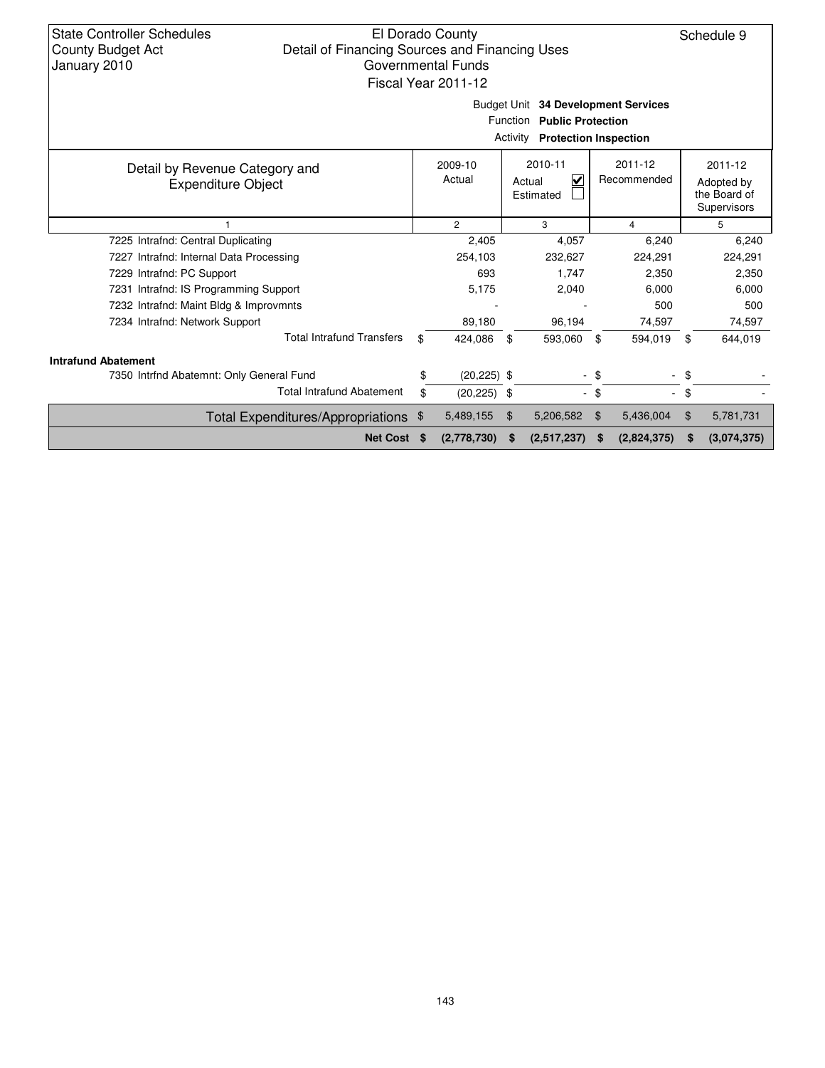State Controller Schedules
County Budget Act
January 2010

El Dorado County
Detail of Financing Sources and Financing Uses
Governmental Funds
Fiscal Year 2011-12

Schedule 9

Budget Unit **34 Development Services**
Function **Public Protection**
Activity **Protection Inspection**

| Detail by Revenue Category and Expenditure Object | 2009-10 Actual | 2010-11 Actual ☑ Estimated ☐ | 2011-12 Recommended | 2011-12 Adopted by the Board of Supervisors |
|---|---|---|---|---|
| 1 | 2 | 3 | 4 | 5 |
| 7225 Intrafnd: Central Duplicating | 2,405 | 4,057 | 6,240 | 6,240 |
| 7227 Intrafnd: Internal Data Processing | 254,103 | 232,627 | 224,291 | 224,291 |
| 7229 Intrafnd: PC Support | 693 | 1,747 | 2,350 | 2,350 |
| 7231 Intrafnd: IS Programming Support | 5,175 | 2,040 | 6,000 | 6,000 |
| 7232 Intrafnd: Maint Bldg & Improvmnts | - | - | 500 | 500 |
| 7234 Intrafnd: Network Support | 89,180 | 96,194 | 74,597 | 74,597 |
| Total Intrafund Transfers | $ 424,086 | $ 593,060 | $ 594,019 | $ 644,019 |
| **Intrafund Abatement** | | | | |
| 7350 Intrfnd Abatemnt: Only General Fund | $ (20,225) | $ - | $ - | $ - |
| Total Intrafund Abatement | $ (20,225) | $ - | $ - | $ - |
| Total Expenditures/Appropriations | $ 5,489,155 | $ 5,206,582 | $ 5,436,004 | $ 5,781,731 |
| **Net Cost** | **$ (2,778,730)** | **$ (2,517,237)** | **$ (2,824,375)** | **$ (3,074,375)** |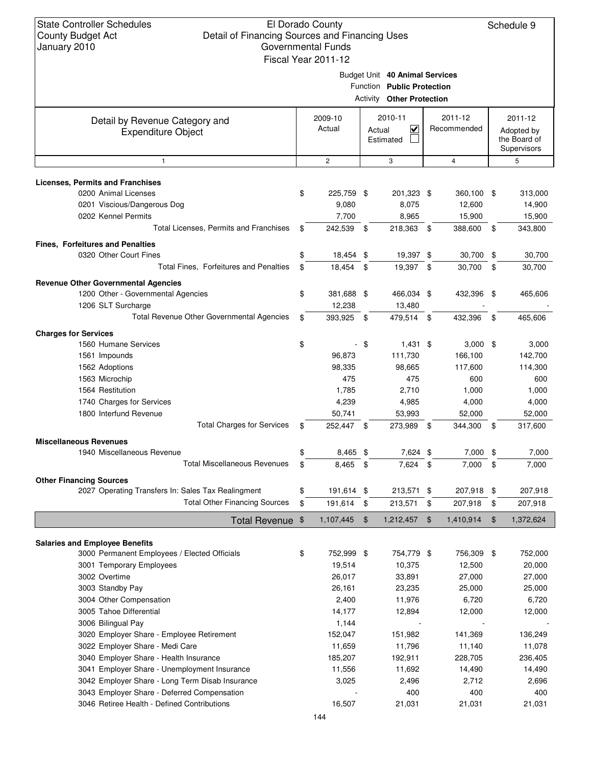State Controller Schedules
County Budget Act
January 2010

El Dorado County
Detail of Financing Sources and Financing Uses
Governmental Funds
Fiscal Year 2011-12

Schedule 9

Budget Unit **40 Animal Services**
Function **Public Protection**
Activity **Other Protection**

| Detail by Revenue Category and Expenditure Object | 2009-10 Actual | 2010-11 Actual ☑ Estimated ☐ | 2011-12 Recommended | 2011-12 Adopted by the Board of Supervisors |
|---|---|---|---|---|
| 1 | 2 | 3 | 4 | 5 |
| **Licenses, Permits and Franchises** | | | | |
| 0200 Animal Licenses | $ 225,759 | $ 201,323 | $ 360,100 | $ 313,000 |
| 0201 Viscious/Dangerous Dog | 9,080 | 8,075 | 12,600 | 14,900 |
| 0202 Kennel Permits | 7,700 | 8,965 | 15,900 | 15,900 |
| Total Licenses, Permits and Franchises | $ 242,539 | $ 218,363 | $ 388,600 | $ 343,800 |
| **Fines, Forfeitures and Penalties** | | | | |
| 0320 Other Court Fines | $ 18,454 | $ 19,397 | $ 30,700 | $ 30,700 |
| Total Fines, Forfeitures and Penalties | $ 18,454 | $ 19,397 | $ 30,700 | $ 30,700 |
| **Revenue Other Governmental Agencies** | | | | |
| 1200 Other - Governmental Agencies | $ 381,688 | $ 466,034 | $ 432,396 | $ 465,606 |
| 1206 SLT Surcharge | 12,238 | 13,480 | - | - |
| Total Revenue Other Governmental Agencies | $ 393,925 | $ 479,514 | $ 432,396 | $ 465,606 |
| **Charges for Services** | | | | |
| 1560 Humane Services | $ - | $ 1,431 | $ 3,000 | $ 3,000 |
| 1561 Impounds | 96,873 | 111,730 | 166,100 | 142,700 |
| 1562 Adoptions | 98,335 | 98,665 | 117,600 | 114,300 |
| 1563 Microchip | 475 | 475 | 600 | 600 |
| 1564 Restitution | 1,785 | 2,710 | 1,000 | 1,000 |
| 1740 Charges for Services | 4,239 | 4,985 | 4,000 | 4,000 |
| 1800 Interfund Revenue | 50,741 | 53,993 | 52,000 | 52,000 |
| Total Charges for Services | $ 252,447 | $ 273,989 | $ 344,300 | $ 317,600 |
| **Miscellaneous Revenues** | | | | |
| 1940 Miscellaneous Revenue | $ 8,465 | $ 7,624 | $ 7,000 | $ 7,000 |
| Total Miscellaneous Revenues | $ 8,465 | $ 7,624 | $ 7,000 | $ 7,000 |
| **Other Financing Sources** | | | | |
| 2027 Operating Transfers In: Sales Tax Realingment | $ 191,614 | $ 213,571 | $ 207,918 | $ 207,918 |
| Total Other Financing Sources | $ 191,614 | $ 213,571 | $ 207,918 | $ 207,918 |
| **Total Revenue** | $ 1,107,445 | $ 1,212,457 | $ 1,410,914 | $ 1,372,624 |
| **Salaries and Employee Benefits** | | | | |
| 3000 Permanent Employees / Elected Officials | $ 752,999 | $ 754,779 | $ 756,309 | $ 752,000 |
| 3001 Temporary Employees | 19,514 | 10,375 | 12,500 | 20,000 |
| 3002 Overtime | 26,017 | 33,891 | 27,000 | 27,000 |
| 3003 Standby Pay | 26,161 | 23,235 | 25,000 | 25,000 |
| 3004 Other Compensation | 2,400 | 11,976 | 6,720 | 6,720 |
| 3005 Tahoe Differential | 14,177 | 12,894 | 12,000 | 12,000 |
| 3006 Bilingual Pay | 1,144 | - | - | - |
| 3020 Employer Share - Employee Retirement | 152,047 | 151,982 | 141,369 | 136,249 |
| 3022 Employer Share - Medi Care | 11,659 | 11,796 | 11,140 | 11,078 |
| 3040 Employer Share - Health Insurance | 185,207 | 192,911 | 228,705 | 236,405 |
| 3041 Employer Share - Unemployment Insurance | 11,556 | 11,692 | 14,490 | 14,490 |
| 3042 Employer Share - Long Term Disab Insurance | 3,025 | 2,496 | 2,712 | 2,696 |
| 3043 Employer Share - Deferred Compensation | - | 400 | 400 | 400 |
| 3046 Retiree Health - Defined Contributions | 16,507 | 21,031 | 21,031 | 21,031 |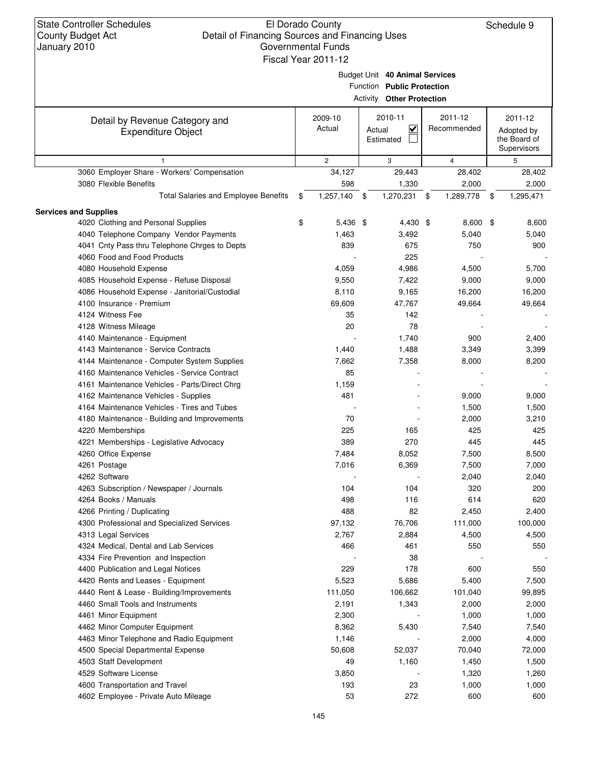State Controller Schedules
County Budget Act
January 2010

El Dorado County
Detail of Financing Sources and Financing Uses
Governmental Funds
Fiscal Year 2011-12

Schedule 9

Budget Unit **40 Animal Services**
Function **Public Protection**
Activity **Other Protection**

| Detail by Revenue Category and Expenditure Object | 2009-10 Actual | 2010-11 Actual ☑ Estimated ☐ | 2011-12 Recommended | 2011-12 Adopted by the Board of Supervisors |
|---|---|---|---|---|
| 1 | 2 | 3 | 4 | 5 |
| 3060 Employer Share - Workers' Compensation | 34,127 | 29,443 | 28,402 | 28,402 |
| 3080 Flexible Benefits | 598 | 1,330 | 2,000 | 2,000 |
| Total Salaries and Employee Benefits | $ 1,257,140 | $ 1,270,231 | $ 1,289,778 | $ 1,295,471 |
| **Services and Supplies** | | | | |
| 4020 Clothing and Personal Supplies | $ 5,436 | $ 4,430 | $ 8,600 | $ 8,600 |
| 4040 Telephone Company Vendor Payments | 1,463 | 3,492 | 5,040 | 5,040 |
| 4041 Cnty Pass thru Telephone Chrges to Depts | 839 | 675 | 750 | 900 |
| 4060 Food and Food Products | - | 225 | - | - |
| 4080 Household Expense | 4,059 | 4,986 | 4,500 | 5,700 |
| 4085 Household Expense - Refuse Disposal | 9,550 | 7,422 | 9,000 | 9,000 |
| 4086 Household Expense - Janitorial/Custodial | 8,110 | 9,165 | 16,200 | 16,200 |
| 4100 Insurance - Premium | 69,609 | 47,767 | 49,664 | 49,664 |
| 4124 Witness Fee | 35 | 142 | - | - |
| 4128 Witness Mileage | 20 | 78 | - | - |
| 4140 Maintenance - Equipment | - | 1,740 | 900 | 2,400 |
| 4143 Maintenance - Service Contracts | 1,440 | 1,488 | 3,349 | 3,399 |
| 4144 Maintenance - Computer System Supplies | 7,662 | 7,358 | 8,000 | 8,200 |
| 4160 Maintenance Vehicles - Service Contract | 85 | - | - | - |
| 4161 Maintenance Vehicles - Parts/Direct Chrg | 1,159 | - | - | - |
| 4162 Maintenance Vehicles - Supplies | 481 | - | 9,000 | 9,000 |
| 4164 Maintenance Vehicles - Tires and Tubes | - | - | 1,500 | 1,500 |
| 4180 Maintenance - Building and Improvements | 70 | - | 2,000 | 3,210 |
| 4220 Memberships | 225 | 165 | 425 | 425 |
| 4221 Memberships - Legislative Advocacy | 389 | 270 | 445 | 445 |
| 4260 Office Expense | 7,484 | 8,052 | 7,500 | 8,500 |
| 4261 Postage | 7,016 | 6,369 | 7,500 | 7,000 |
| 4262 Software | - | - | 2,040 | 2,040 |
| 4263 Subscription / Newspaper / Journals | 104 | 104 | 320 | 200 |
| 4264 Books / Manuals | 498 | 116 | 614 | 620 |
| 4266 Printing / Duplicating | 488 | 82 | 2,450 | 2,400 |
| 4300 Professional and Specialized Services | 97,132 | 76,706 | 111,000 | 100,000 |
| 4313 Legal Services | 2,767 | 2,884 | 4,500 | 4,500 |
| 4324 Medical, Dental and Lab Services | 466 | 461 | 550 | 550 |
| 4334 Fire Prevention and Inspection | - | 38 | - | - |
| 4400 Publication and Legal Notices | 229 | 178 | 600 | 550 |
| 4420 Rents and Leases - Equipment | 5,523 | 5,686 | 5,400 | 7,500 |
| 4440 Rent & Lease - Building/Improvements | 111,050 | 106,662 | 101,040 | 99,895 |
| 4460 Small Tools and Instruments | 2,191 | 1,343 | 2,000 | 2,000 |
| 4461 Minor Equipment | 2,300 | - | 1,000 | 1,000 |
| 4462 Minor Computer Equipment | 8,362 | 5,430 | 7,540 | 7,540 |
| 4463 Minor Telephone and Radio Equipment | 1,146 | - | 2,000 | 4,000 |
| 4500 Special Departmental Expense | 50,608 | 52,037 | 70,040 | 72,000 |
| 4503 Staff Development | 49 | 1,160 | 1,450 | 1,500 |
| 4529 Software License | 3,850 | - | 1,320 | 1,260 |
| 4600 Transportation and Travel | 193 | 23 | 1,000 | 1,000 |
| 4602 Employee - Private Auto Mileage | 53 | 272 | 600 | 600 |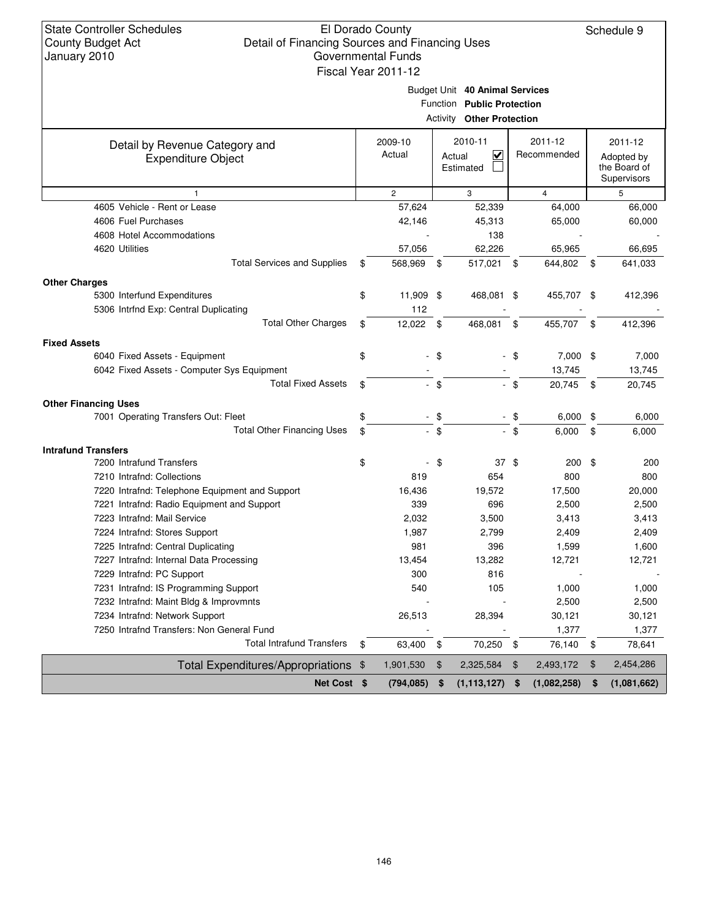State Controller Schedules
County Budget Act
January 2010

El Dorado County
Detail of Financing Sources and Financing Uses
Governmental Funds
Fiscal Year 2011-12

Schedule 9

Budget Unit **40 Animal Services**
Function **Public Protection**
Activity **Other Protection**

| Detail by Revenue Category and Expenditure Object | 2009-10 Actual | 2010-11 Actual ☑ Estimated ☐ | 2011-12 Recommended | 2011-12 Adopted by the Board of Supervisors |
|---|---|---|---|---|
| 1 | 2 | 3 | 4 | 5 |
| 4605 Vehicle - Rent or Lease | 57,624 | 52,339 | 64,000 | 66,000 |
| 4606 Fuel Purchases | 42,146 | 45,313 | 65,000 | 60,000 |
| 4608 Hotel Accommodations | - | 138 | - | - |
| 4620 Utilities | 57,056 | 62,226 | 65,965 | 66,695 |
| Total Services and Supplies | $ 568,969 | $ 517,021 | $ 644,802 | $ 641,033 |
| **Other Charges** | | | | |
| 5300 Interfund Expenditures | $ 11,909 | $ 468,081 | $ 455,707 | $ 412,396 |
| 5306 Intrfnd Exp: Central Duplicating | 112 | - | - | - |
| Total Other Charges | $ 12,022 | $ 468,081 | $ 455,707 | $ 412,396 |
| **Fixed Assets** | | | | |
| 6040 Fixed Assets - Equipment | $ - | $ - | $ 7,000 | $ 7,000 |
| 6042 Fixed Assets - Computer Sys Equipment | - | - | 13,745 | 13,745 |
| Total Fixed Assets | $ - | $ - | $ 20,745 | $ 20,745 |
| **Other Financing Uses** | | | | |
| 7001 Operating Transfers Out: Fleet | $ - | $ - | $ 6,000 | $ 6,000 |
| Total Other Financing Uses | $ - | $ - | $ 6,000 | $ 6,000 |
| **Intrafund Transfers** | | | | |
| 7200 Intrafund Transfers | $ - | $ 37 | $ 200 | $ 200 |
| 7210 Intrafnd: Collections | 819 | 654 | 800 | 800 |
| 7220 Intrafnd: Telephone Equipment and Support | 16,436 | 19,572 | 17,500 | 20,000 |
| 7221 Intrafnd: Radio Equipment and Support | 339 | 696 | 2,500 | 2,500 |
| 7223 Intrafnd: Mail Service | 2,032 | 3,500 | 3,413 | 3,413 |
| 7224 Intrafnd: Stores Support | 1,987 | 2,799 | 2,409 | 2,409 |
| 7225 Intrafnd: Central Duplicating | 981 | 396 | 1,599 | 1,600 |
| 7227 Intrafnd: Internal Data Processing | 13,454 | 13,282 | 12,721 | 12,721 |
| 7229 Intrafnd: PC Support | 300 | 816 | - | - |
| 7231 Intrafnd: IS Programming Support | 540 | 105 | 1,000 | 1,000 |
| 7232 Intrafnd: Maint Bldg & Improvmnts | - | - | 2,500 | 2,500 |
| 7234 Intrafnd: Network Support | 26,513 | 28,394 | 30,121 | 30,121 |
| 7250 Intrafnd Transfers: Non General Fund | - | - | 1,377 | 1,377 |
| Total Intrafund Transfers | $ 63,400 | $ 70,250 | $ 76,140 | $ 78,641 |
| Total Expenditures/Appropriations | $ 1,901,530 | $ 2,325,584 | $ 2,493,172 | $ 2,454,286 |
| **Net Cost** | **$ (794,085)** | **$ (1,113,127)** | **$ (1,082,258)** | **$ (1,081,662)** |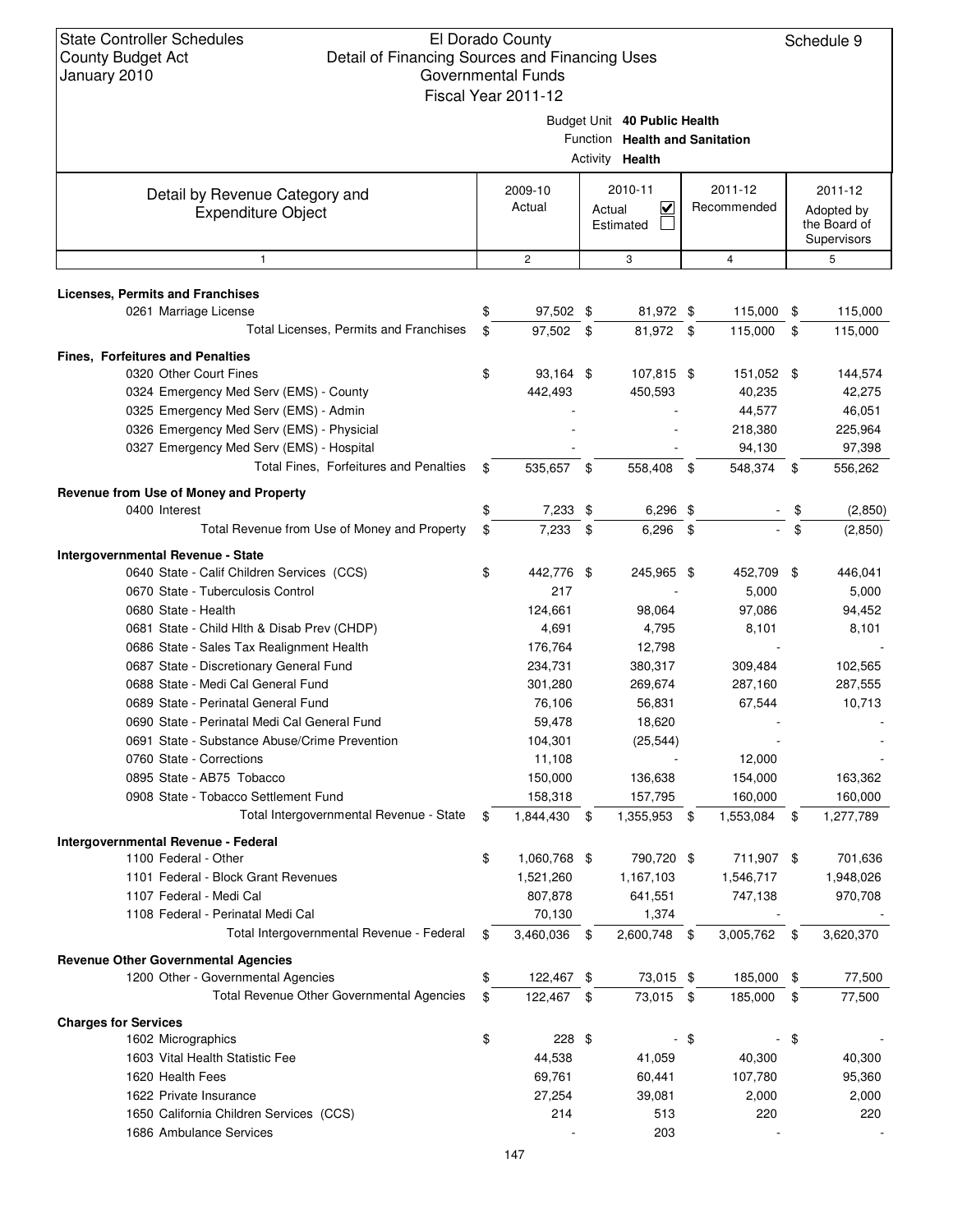State Controller Schedules
County Budget Act
January 2010

El Dorado County
Detail of Financing Sources and Financing Uses
Governmental Funds
Fiscal Year 2011-12

Schedule 9

Budget Unit **40 Public Health**
Function **Health and Sanitation**
Activity **Health**

| Detail by Revenue Category and Expenditure Object | 2009-10 Actual | 2010-11 Actual ☑ Estimated ☐ | 2011-12 Recommended | 2011-12 Adopted by the Board of Supervisors |
|---|---|---|---|---|
| 1 | 2 | 3 | 4 | 5 |
| **Licenses, Permits and Franchises** | | | | |
| 0261 Marriage License | $ 97,502 | $ 81,972 | $ 115,000 | $ 115,000 |
| Total Licenses, Permits and Franchises | $ 97,502 | $ 81,972 | $ 115,000 | $ 115,000 |
| **Fines, Forfeitures and Penalties** | | | | |
| 0320 Other Court Fines | $ 93,164 | $ 107,815 | $ 151,052 | $ 144,574 |
| 0324 Emergency Med Serv (EMS) - County | 442,493 | 450,593 | 40,235 | 42,275 |
| 0325 Emergency Med Serv (EMS) - Admin | - | - | 44,577 | 46,051 |
| 0326 Emergency Med Serv (EMS) - Physicial | - | - | 218,380 | 225,964 |
| 0327 Emergency Med Serv (EMS) - Hospital | - | - | 94,130 | 97,398 |
| Total Fines, Forfeitures and Penalties | $ 535,657 | $ 558,408 | $ 548,374 | $ 556,262 |
| **Revenue from Use of Money and Property** | | | | |
| 0400 Interest | $ 7,233 | $ 6,296 | $ - | $ (2,850) |
| Total Revenue from Use of Money and Property | $ 7,233 | $ 6,296 | $ - | $ (2,850) |
| **Intergovernmental Revenue - State** | | | | |
| 0640 State - Calif Children Services (CCS) | $ 442,776 | $ 245,965 | $ 452,709 | $ 446,041 |
| 0670 State - Tuberculosis Control | 217 | - | 5,000 | 5,000 |
| 0680 State - Health | 124,661 | 98,064 | 97,086 | 94,452 |
| 0681 State - Child Hlth & Disab Prev (CHDP) | 4,691 | 4,795 | 8,101 | 8,101 |
| 0686 State - Sales Tax Realignment Health | 176,764 | 12,798 | - | - |
| 0687 State - Discretionary General Fund | 234,731 | 380,317 | 309,484 | 102,565 |
| 0688 State - Medi Cal General Fund | 301,280 | 269,674 | 287,160 | 287,555 |
| 0689 State - Perinatal General Fund | 76,106 | 56,831 | 67,544 | 10,713 |
| 0690 State - Perinatal Medi Cal General Fund | 59,478 | 18,620 | - | - |
| 0691 State - Substance Abuse/Crime Prevention | 104,301 | (25,544) | - | - |
| 0760 State - Corrections | 11,108 | - | 12,000 | - |
| 0895 State - AB75 Tobacco | 150,000 | 136,638 | 154,000 | 163,362 |
| 0908 State - Tobacco Settlement Fund | 158,318 | 157,795 | 160,000 | 160,000 |
| Total Intergovernmental Revenue - State | $ 1,844,430 | $ 1,355,953 | $ 1,553,084 | $ 1,277,789 |
| **Intergovernmental Revenue - Federal** | | | | |
| 1100 Federal - Other | $ 1,060,768 | $ 790,720 | $ 711,907 | $ 701,636 |
| 1101 Federal - Block Grant Revenues | 1,521,260 | 1,167,103 | 1,546,717 | 1,948,026 |
| 1107 Federal - Medi Cal | 807,878 | 641,551 | 747,138 | 970,708 |
| 1108 Federal - Perinatal Medi Cal | 70,130 | 1,374 | - | - |
| Total Intergovernmental Revenue - Federal | $ 3,460,036 | $ 2,600,748 | $ 3,005,762 | $ 3,620,370 |
| **Revenue Other Governmental Agencies** | | | | |
| 1200 Other - Governmental Agencies | $ 122,467 | $ 73,015 | $ 185,000 | $ 77,500 |
| Total Revenue Other Governmental Agencies | $ 122,467 | $ 73,015 | $ 185,000 | $ 77,500 |
| **Charges for Services** | | | | |
| 1602 Micrographics | $ 228 | $ - | $ - | $ - |
| 1603 Vital Health Statistic Fee | 44,538 | 41,059 | 40,300 | 40,300 |
| 1620 Health Fees | 69,761 | 60,441 | 107,780 | 95,360 |
| 1622 Private Insurance | 27,254 | 39,081 | 2,000 | 2,000 |
| 1650 California Children Services (CCS) | 214 | 513 | 220 | 220 |
| 1686 Ambulance Services | - | 203 | - | - |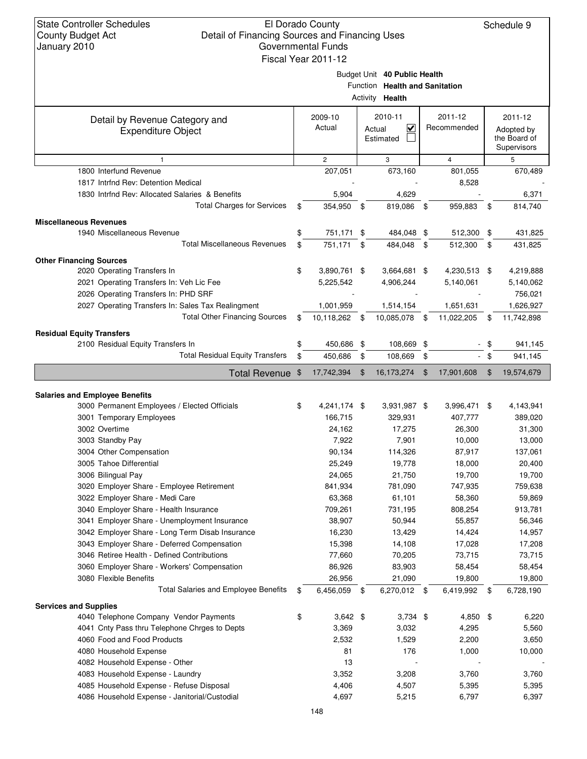State Controller Schedules
County Budget Act
January 2010

El Dorado County
Detail of Financing Sources and Financing Uses
Governmental Funds
Fiscal Year 2011-12

Schedule 9

Budget Unit **40 Public Health**
Function **Health and Sanitation**
Activity **Health**

| Detail by Revenue Category and Expenditure Object | 2009-10 Actual | 2010-11 Actual ☑ Estimated ☐ | 2011-12 Recommended | 2011-12 Adopted by the Board of Supervisors |
|---|---|---|---|---|
| 1 | 2 | 3 | 4 | 5 |
| 1800 Interfund Revenue | 207,051 | 673,160 | 801,055 | 670,489 |
| 1817 Intrfnd Rev: Detention Medical | - | - | 8,528 | - |
| 1830 Intrfnd Rev: Allocated Salaries & Benefits | 5,904 | 4,629 | - | 6,371 |
| Total Charges for Services | $ 354,950 | $ 819,086 | $ 959,883 | $ 814,740 |
| **Miscellaneous Revenues** | | | | |
| 1940 Miscellaneous Revenue | $ 751,171 | $ 484,048 | $ 512,300 | $ 431,825 |
| Total Miscellaneous Revenues | $ 751,171 | $ 484,048 | $ 512,300 | $ 431,825 |
| **Other Financing Sources** | | | | |
| 2020 Operating Transfers In | $ 3,890,761 | $ 3,664,681 | $ 4,230,513 | $ 4,219,888 |
| 2021 Operating Transfers In: Veh Lic Fee | 5,225,542 | 4,906,244 | 5,140,061 | 5,140,062 |
| 2026 Operating Transfers In: PHD SRF | - | - | - | 756,021 |
| 2027 Operating Transfers In: Sales Tax Realingment | 1,001,959 | 1,514,154 | 1,651,631 | 1,626,927 |
| Total Other Financing Sources | $ 10,118,262 | $ 10,085,078 | $ 11,022,205 | $ 11,742,898 |
| **Residual Equity Transfers** | | | | |
| 2100 Residual Equity Transfers In | $ 450,686 | $ 108,669 | $ - | $ 941,145 |
| Total Residual Equity Transfers | $ 450,686 | $ 108,669 | $ - | $ 941,145 |
| **Total Revenue** | $ 17,742,394 | $ 16,173,274 | $ 17,901,608 | $ 19,574,679 |
| **Salaries and Employee Benefits** | | | | |
| 3000 Permanent Employees / Elected Officials | $ 4,241,174 | $ 3,931,987 | $ 3,996,471 | $ 4,143,941 |
| 3001 Temporary Employees | 166,715 | 329,931 | 407,777 | 389,020 |
| 3002 Overtime | 24,162 | 17,275 | 26,300 | 31,300 |
| 3003 Standby Pay | 7,922 | 7,901 | 10,000 | 13,000 |
| 3004 Other Compensation | 90,134 | 114,326 | 87,917 | 137,061 |
| 3005 Tahoe Differential | 25,249 | 19,778 | 18,000 | 20,400 |
| 3006 Bilingual Pay | 24,065 | 21,750 | 19,700 | 19,700 |
| 3020 Employer Share - Employee Retirement | 841,934 | 781,090 | 747,935 | 759,638 |
| 3022 Employer Share - Medi Care | 63,368 | 61,101 | 58,360 | 59,869 |
| 3040 Employer Share - Health Insurance | 709,261 | 731,195 | 808,254 | 913,781 |
| 3041 Employer Share - Unemployment Insurance | 38,907 | 50,944 | 55,857 | 56,346 |
| 3042 Employer Share - Long Term Disab Insurance | 16,230 | 13,429 | 14,424 | 14,957 |
| 3043 Employer Share - Deferred Compensation | 15,398 | 14,108 | 17,028 | 17,208 |
| 3046 Retiree Health - Defined Contributions | 77,660 | 70,205 | 73,715 | 73,715 |
| 3060 Employer Share - Workers' Compensation | 86,926 | 83,903 | 58,454 | 58,454 |
| 3080 Flexible Benefits | 26,956 | 21,090 | 19,800 | 19,800 |
| Total Salaries and Employee Benefits | $ 6,456,059 | $ 6,270,012 | $ 6,419,992 | $ 6,728,190 |
| **Services and Supplies** | | | | |
| 4040 Telephone Company Vendor Payments | $ 3,642 | $ 3,734 | $ 4,850 | $ 6,220 |
| 4041 Cnty Pass thru Telephone Chrges to Depts | 3,369 | 3,032 | 4,295 | 5,560 |
| 4060 Food and Food Products | 2,532 | 1,529 | 2,200 | 3,650 |
| 4080 Household Expense | 81 | 176 | 1,000 | 10,000 |
| 4082 Household Expense - Other | 13 | - | - | - |
| 4083 Household Expense - Laundry | 3,352 | 3,208 | 3,760 | 3,760 |
| 4085 Household Expense - Refuse Disposal | 4,406 | 4,507 | 5,395 | 5,395 |
| 4086 Household Expense - Janitorial/Custodial | 4,697 | 5,215 | 6,797 | 6,397 |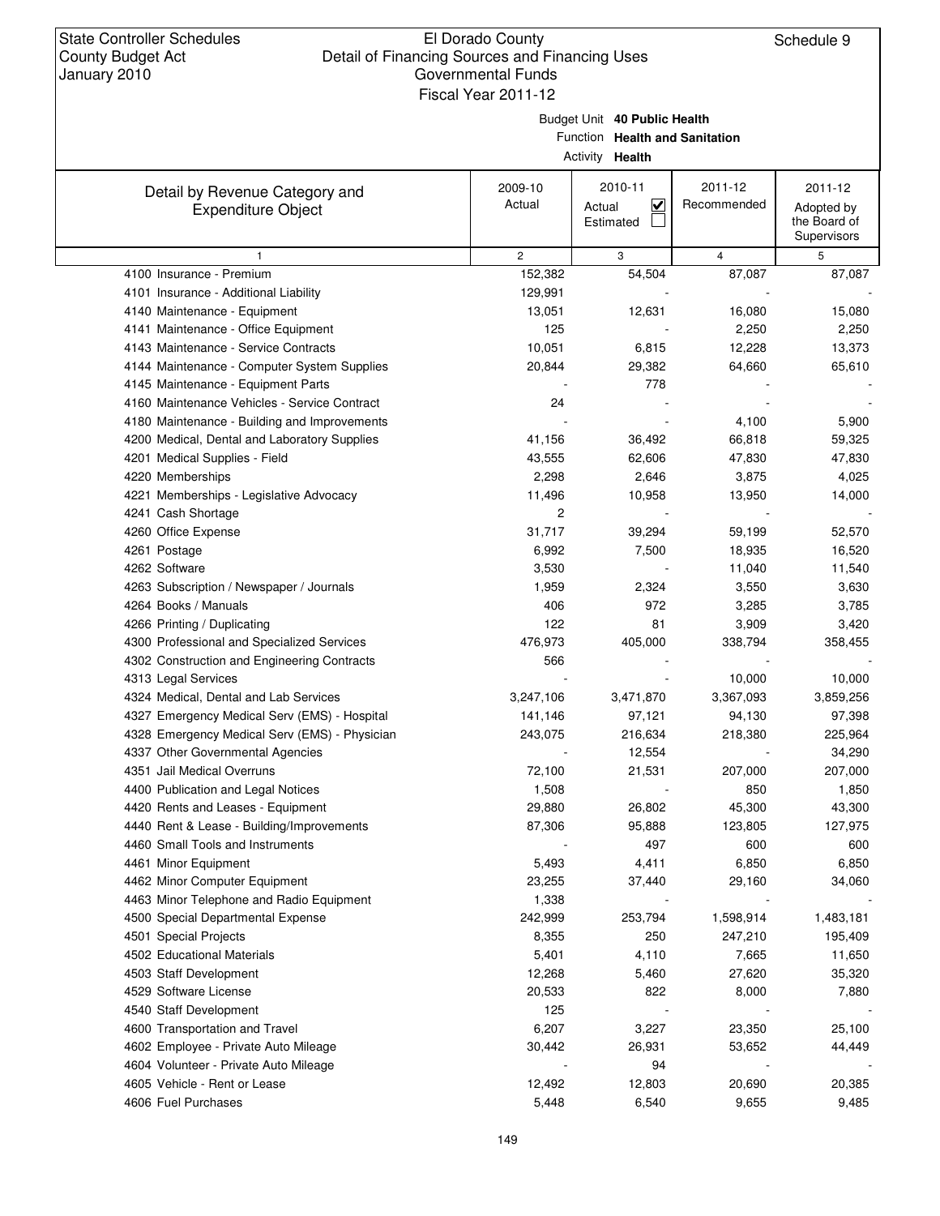State Controller Schedules
County Budget Act
January 2010

El Dorado County
Detail of Financing Sources and Financing Uses
Governmental Funds
Fiscal Year 2011-12

Schedule 9

Budget Unit **40 Public Health**
Function **Health and Sanitation**
Activity **Health**

| Detail by Revenue Category and Expenditure Object | 2009-10 Actual | 2010-11 Actual ☑ Estimated ☐ | 2011-12 Recommended | 2011-12 Adopted by the Board of Supervisors |
|---|---|---|---|---|
| 1 | 2 | 3 | 4 | 5 |
| 4100 Insurance - Premium | 152,382 | 54,504 | 87,087 | 87,087 |
| 4101 Insurance - Additional Liability | 129,991 | - | - | - |
| 4140 Maintenance - Equipment | 13,051 | 12,631 | 16,080 | 15,080 |
| 4141 Maintenance - Office Equipment | 125 | - | 2,250 | 2,250 |
| 4143 Maintenance - Service Contracts | 10,051 | 6,815 | 12,228 | 13,373 |
| 4144 Maintenance - Computer System Supplies | 20,844 | 29,382 | 64,660 | 65,610 |
| 4145 Maintenance - Equipment Parts | - | 778 | - | - |
| 4160 Maintenance Vehicles - Service Contract | 24 | - | - | - |
| 4180 Maintenance - Building and Improvements | - | - | 4,100 | 5,900 |
| 4200 Medical, Dental and Laboratory Supplies | 41,156 | 36,492 | 66,818 | 59,325 |
| 4201 Medical Supplies - Field | 43,555 | 62,606 | 47,830 | 47,830 |
| 4220 Memberships | 2,298 | 2,646 | 3,875 | 4,025 |
| 4221 Memberships - Legislative Advocacy | 11,496 | 10,958 | 13,950 | 14,000 |
| 4241 Cash Shortage | 2 | - | - | - |
| 4260 Office Expense | 31,717 | 39,294 | 59,199 | 52,570 |
| 4261 Postage | 6,992 | 7,500 | 18,935 | 16,520 |
| 4262 Software | 3,530 | - | 11,040 | 11,540 |
| 4263 Subscription / Newspaper / Journals | 1,959 | 2,324 | 3,550 | 3,630 |
| 4264 Books / Manuals | 406 | 972 | 3,285 | 3,785 |
| 4266 Printing / Duplicating | 122 | 81 | 3,909 | 3,420 |
| 4300 Professional and Specialized Services | 476,973 | 405,000 | 338,794 | 358,455 |
| 4302 Construction and Engineering Contracts | 566 | - | - | - |
| 4313 Legal Services | - | - | 10,000 | 10,000 |
| 4324 Medical, Dental and Lab Services | 3,247,106 | 3,471,870 | 3,367,093 | 3,859,256 |
| 4327 Emergency Medical Serv (EMS) - Hospital | 141,146 | 97,121 | 94,130 | 97,398 |
| 4328 Emergency Medical Serv (EMS) - Physician | 243,075 | 216,634 | 218,380 | 225,964 |
| 4337 Other Governmental Agencies | - | 12,554 | - | 34,290 |
| 4351 Jail Medical Overruns | 72,100 | 21,531 | 207,000 | 207,000 |
| 4400 Publication and Legal Notices | 1,508 | - | 850 | 1,850 |
| 4420 Rents and Leases - Equipment | 29,880 | 26,802 | 45,300 | 43,300 |
| 4440 Rent & Lease - Building/Improvements | 87,306 | 95,888 | 123,805 | 127,975 |
| 4460 Small Tools and Instruments | - | 497 | 600 | 600 |
| 4461 Minor Equipment | 5,493 | 4,411 | 6,850 | 6,850 |
| 4462 Minor Computer Equipment | 23,255 | 37,440 | 29,160 | 34,060 |
| 4463 Minor Telephone and Radio Equipment | 1,338 | - | - | - |
| 4500 Special Departmental Expense | 242,999 | 253,794 | 1,598,914 | 1,483,181 |
| 4501 Special Projects | 8,355 | 250 | 247,210 | 195,409 |
| 4502 Educational Materials | 5,401 | 4,110 | 7,665 | 11,650 |
| 4503 Staff Development | 12,268 | 5,460 | 27,620 | 35,320 |
| 4529 Software License | 20,533 | 822 | 8,000 | 7,880 |
| 4540 Staff Development | 125 | - | - | - |
| 4600 Transportation and Travel | 6,207 | 3,227 | 23,350 | 25,100 |
| 4602 Employee - Private Auto Mileage | 30,442 | 26,931 | 53,652 | 44,449 |
| 4604 Volunteer - Private Auto Mileage | - | 94 | - | - |
| 4605 Vehicle - Rent or Lease | 12,492 | 12,803 | 20,690 | 20,385 |
| 4606 Fuel Purchases | 5,448 | 6,540 | 9,655 | 9,485 |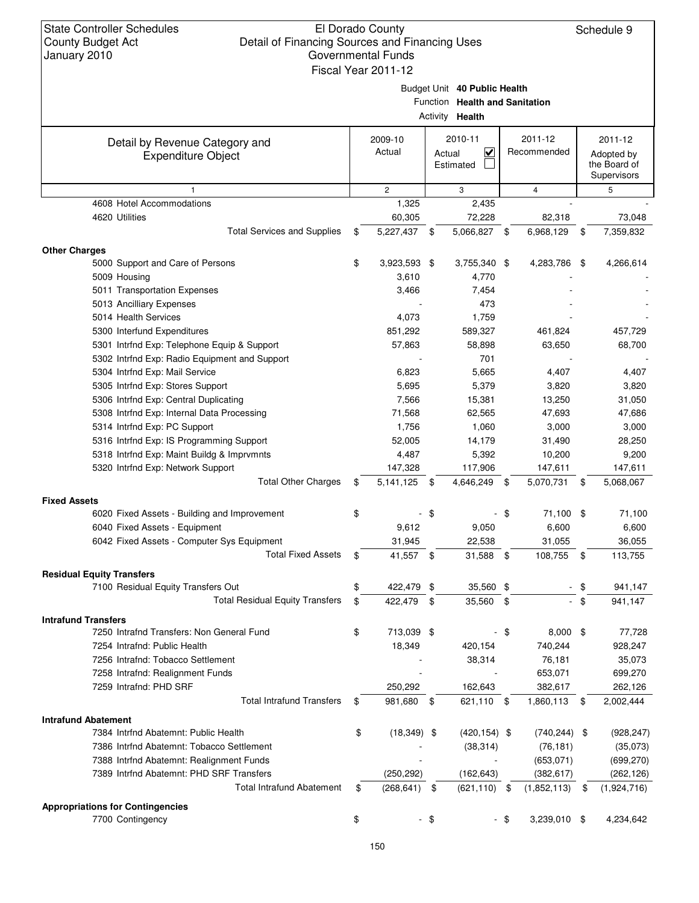State Controller Schedules
County Budget Act
January 2010

El Dorado County
Detail of Financing Sources and Financing Uses
Governmental Funds
Fiscal Year 2011-12

Schedule 9

Budget Unit **40 Public Health**
Function **Health and Sanitation**
Activity **Health**

| Detail by Revenue Category and Expenditure Object | 2009-10 Actual | 2010-11 Actual ☑ Estimated ☐ | 2011-12 Recommended | 2011-12 Adopted by the Board of Supervisors |
|---|---|---|---|---|
| 1 | 2 | 3 | 4 | 5 |
| 4608 Hotel Accommodations | 1,325 | 2,435 | - | - |
| 4620 Utilities | 60,305 | 72,228 | 82,318 | 73,048 |
| Total Services and Supplies | $ 5,227,437 | $ 5,066,827 | $ 6,968,129 | $ 7,359,832 |
| **Other Charges** | | | | |
| 5000 Support and Care of Persons | $ 3,923,593 | $ 3,755,340 | $ 4,283,786 | $ 4,266,614 |
| 5009 Housing | 3,610 | 4,770 | - | - |
| 5011 Transportation Expenses | 3,466 | 7,454 | - | - |
| 5013 Ancilliary Expenses | - | 473 | - | - |
| 5014 Health Services | 4,073 | 1,759 | - | - |
| 5300 Interfund Expenditures | 851,292 | 589,327 | 461,824 | 457,729 |
| 5301 Intrfnd Exp: Telephone Equip & Support | 57,863 | 58,898 | 63,650 | 68,700 |
| 5302 Intrfnd Exp: Radio Equipment and Support | - | 701 | - | - |
| 5304 Intrfnd Exp: Mail Service | 6,823 | 5,665 | 4,407 | 4,407 |
| 5305 Intrfnd Exp: Stores Support | 5,695 | 5,379 | 3,820 | 3,820 |
| 5306 Intrfnd Exp: Central Duplicating | 7,566 | 15,381 | 13,250 | 31,050 |
| 5308 Intrfnd Exp: Internal Data Processing | 71,568 | 62,565 | 47,693 | 47,686 |
| 5314 Intrfnd Exp: PC Support | 1,756 | 1,060 | 3,000 | 3,000 |
| 5316 Intrfnd Exp: IS Programming Support | 52,005 | 14,179 | 31,490 | 28,250 |
| 5318 Intrfnd Exp: Maint Buildg & Imprvmnts | 4,487 | 5,392 | 10,200 | 9,200 |
| 5320 Intrfnd Exp: Network Support | 147,328 | 117,906 | 147,611 | 147,611 |
| Total Other Charges | $ 5,141,125 | $ 4,646,249 | $ 5,070,731 | $ 5,068,067 |
| **Fixed Assets** | | | | |
| 6020 Fixed Assets - Building and Improvement | $ - | $ - | $ 71,100 | $ 71,100 |
| 6040 Fixed Assets - Equipment | 9,612 | 9,050 | 6,600 | 6,600 |
| 6042 Fixed Assets - Computer Sys Equipment | 31,945 | 22,538 | 31,055 | 36,055 |
| Total Fixed Assets | $ 41,557 | $ 31,588 | $ 108,755 | $ 113,755 |
| **Residual Equity Transfers** | | | | |
| 7100 Residual Equity Transfers Out | $ 422,479 | $ 35,560 | $ - | $ 941,147 |
| Total Residual Equity Transfers | $ 422,479 | $ 35,560 | $ - | $ 941,147 |
| **Intrafund Transfers** | | | | |
| 7250 Intrafnd Transfers: Non General Fund | $ 713,039 | $ - | $ 8,000 | $ 77,728 |
| 7254 Intrafnd: Public Health | 18,349 | 420,154 | 740,244 | 928,247 |
| 7256 Intrafnd: Tobacco Settlement | - | 38,314 | 76,181 | 35,073 |
| 7258 Intrafnd: Realignment Funds | - | - | 653,071 | 699,270 |
| 7259 Intrafnd: PHD SRF | 250,292 | 162,643 | 382,617 | 262,126 |
| Total Intrafund Transfers | $ 981,680 | $ 621,110 | $ 1,860,113 | $ 2,002,444 |
| **Intrafund Abatement** | | | | |
| 7384 Intrfnd Abatemnt: Public Health | $ (18,349) | $ (420,154) | $ (740,244) | $ (928,247) |
| 7386 Intrfnd Abatemnt: Tobacco Settlement | - | (38,314) | (76,181) | (35,073) |
| 7388 Intrfnd Abatemnt: Realignment Funds | - | - | (653,071) | (699,270) |
| 7389 Intrfnd Abatemnt: PHD SRF Transfers | (250,292) | (162,643) | (382,617) | (262,126) |
| Total Intrafund Abatement | $ (268,641) | $ (621,110) | $ (1,852,113) | $ (1,924,716) |
| **Appropriations for Contingencies** | | | | |
| 7700 Contingency | $ - | $ - | $ 3,239,010 | $ 4,234,642 |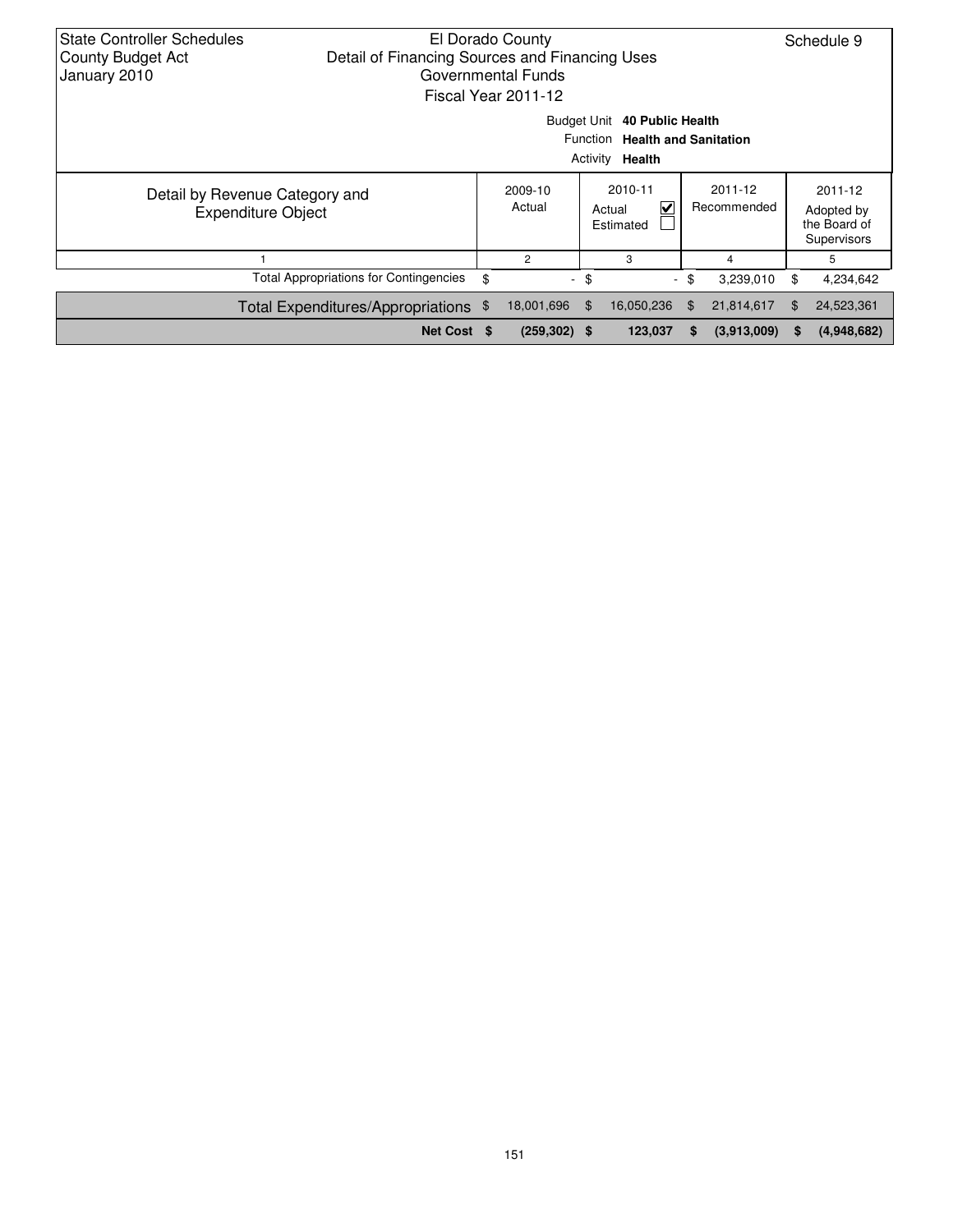State Controller Schedules
County Budget Act
January 2010

El Dorado County
Detail of Financing Sources and Financing Uses
Governmental Funds
Fiscal Year 2011-12

Schedule 9

Budget Unit **40 Public Health**
Function **Health and Sanitation**
Activity **Health**

| Detail by Revenue Category and Expenditure Object | 2009-10 Actual | 2010-11 Actual ☑ Estimated ☐ | 2011-12 Recommended | 2011-12 Adopted by the Board of Supervisors |
|---|---|---|---|---|
| 1 | 2 | 3 | 4 | 5 |
| Total Appropriations for Contingencies | $ - | $ - | $ 3,239,010 | $ 4,234,642 |
| Total Expenditures/Appropriations | $ 18,001,696 | $ 16,050,236 | $ 21,814,617 | $ 24,523,361 |
| **Net Cost** | **$ (259,302)** | **$ 123,037** | **$ (3,913,009)** | **$ (4,948,682)** |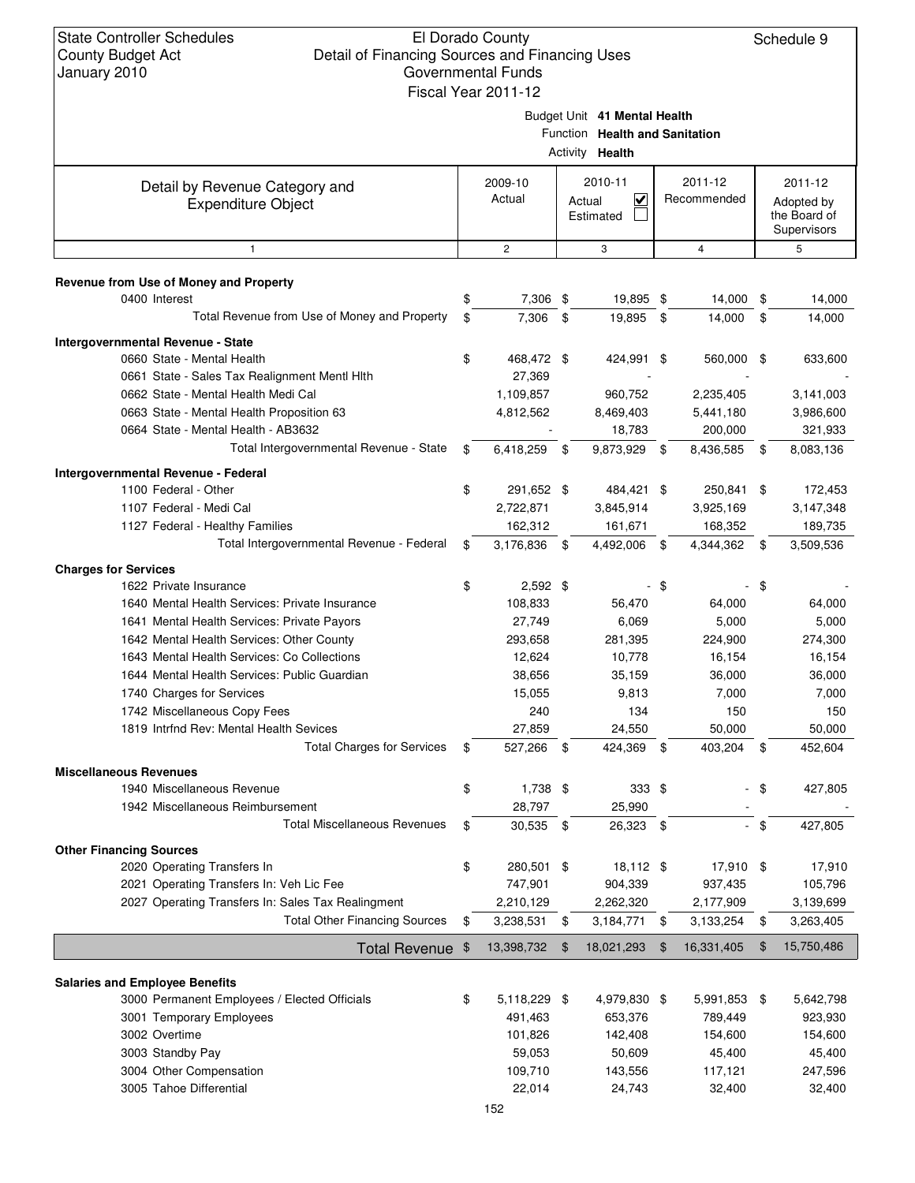State Controller Schedules
County Budget Act
January 2010

El Dorado County
Detail of Financing Sources and Financing Uses
Governmental Funds
Fiscal Year 2011-12

Schedule 9

Budget Unit **41 Mental Health**
Function **Health and Sanitation**
Activity **Health**

| Detail by Revenue Category and Expenditure Object | 2009-10 Actual | 2010-11 Actual ☑ Estimated ☐ | 2011-12 Recommended | 2011-12 Adopted by the Board of Supervisors |
|---|---|---|---|---|
| 1 | 2 | 3 | 4 | 5 |
| **Revenue from Use of Money and Property** | | | | |
| 0400 Interest | $ 7,306 | $ 19,895 | $ 14,000 | $ 14,000 |
| Total Revenue from Use of Money and Property | $ 7,306 | $ 19,895 | $ 14,000 | $ 14,000 |
| **Intergovernmental Revenue - State** | | | | |
| 0660 State - Mental Health | $ 468,472 | $ 424,991 | $ 560,000 | $ 633,600 |
| 0661 State - Sales Tax Realignment Mentl Hlth | 27,369 | - | - | - |
| 0662 State - Mental Health Medi Cal | 1,109,857 | 960,752 | 2,235,405 | 3,141,003 |
| 0663 State - Mental Health Proposition 63 | 4,812,562 | 8,469,403 | 5,441,180 | 3,986,600 |
| 0664 State - Mental Health - AB3632 | - | 18,783 | 200,000 | 321,933 |
| Total Intergovernmental Revenue - State | $ 6,418,259 | $ 9,873,929 | $ 8,436,585 | $ 8,083,136 |
| **Intergovernmental Revenue - Federal** | | | | |
| 1100 Federal - Other | $ 291,652 | $ 484,421 | $ 250,841 | $ 172,453 |
| 1107 Federal - Medi Cal | 2,722,871 | 3,845,914 | 3,925,169 | 3,147,348 |
| 1127 Federal - Healthy Families | 162,312 | 161,671 | 168,352 | 189,735 |
| Total Intergovernmental Revenue - Federal | $ 3,176,836 | $ 4,492,006 | $ 4,344,362 | $ 3,509,536 |
| **Charges for Services** | | | | |
| 1622 Private Insurance | $ 2,592 | $ - | $ - | $ - |
| 1640 Mental Health Services: Private Insurance | 108,833 | 56,470 | 64,000 | 64,000 |
| 1641 Mental Health Services: Private Payors | 27,749 | 6,069 | 5,000 | 5,000 |
| 1642 Mental Health Services: Other County | 293,658 | 281,395 | 224,900 | 274,300 |
| 1643 Mental Health Services: Co Collections | 12,624 | 10,778 | 16,154 | 16,154 |
| 1644 Mental Health Services: Public Guardian | 38,656 | 35,159 | 36,000 | 36,000 |
| 1740 Charges for Services | 15,055 | 9,813 | 7,000 | 7,000 |
| 1742 Miscellaneous Copy Fees | 240 | 134 | 150 | 150 |
| 1819 Intrfnd Rev: Mental Health Sevices | 27,859 | 24,550 | 50,000 | 50,000 |
| Total Charges for Services | $ 527,266 | $ 424,369 | $ 403,204 | $ 452,604 |
| **Miscellaneous Revenues** | | | | |
| 1940 Miscellaneous Revenue | $ 1,738 | $ 333 | $ - | $ 427,805 |
| 1942 Miscellaneous Reimbursement | 28,797 | 25,990 | - | - |
| Total Miscellaneous Revenues | $ 30,535 | $ 26,323 | $ - | $ 427,805 |
| **Other Financing Sources** | | | | |
| 2020 Operating Transfers In | $ 280,501 | $ 18,112 | $ 17,910 | $ 17,910 |
| 2021 Operating Transfers In: Veh Lic Fee | 747,901 | 904,339 | 937,435 | 105,796 |
| 2027 Operating Transfers In: Sales Tax Realingment | 2,210,129 | 2,262,320 | 2,177,909 | 3,139,699 |
| Total Other Financing Sources | $ 3,238,531 | $ 3,184,771 | $ 3,133,254 | $ 3,263,405 |
| **Total Revenue** | $ 13,398,732 | $ 18,021,293 | $ 16,331,405 | $ 15,750,486 |
| **Salaries and Employee Benefits** | | | | |
| 3000 Permanent Employees / Elected Officials | $ 5,118,229 | $ 4,979,830 | $ 5,991,853 | $ 5,642,798 |
| 3001 Temporary Employees | 491,463 | 653,376 | 789,449 | 923,930 |
| 3002 Overtime | 101,826 | 142,408 | 154,600 | 154,600 |
| 3003 Standby Pay | 59,053 | 50,609 | 45,400 | 45,400 |
| 3004 Other Compensation | 109,710 | 143,556 | 117,121 | 247,596 |
| 3005 Tahoe Differential | 22,014 | 24,743 | 32,400 | 32,400 |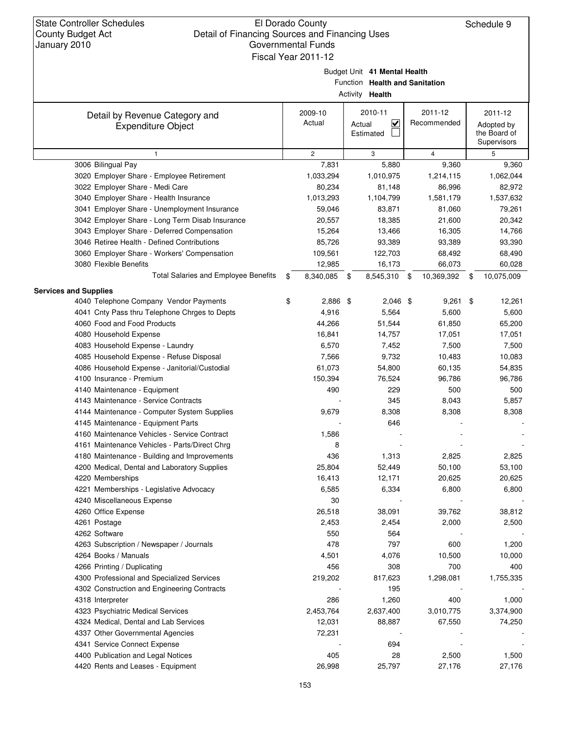State Controller Schedules
County Budget Act
January 2010

El Dorado County
Detail of Financing Sources and Financing Uses
Governmental Funds
Fiscal Year 2011-12

Schedule 9

Budget Unit **41 Mental Health**
Function **Health and Sanitation**
Activity **Health**

| Detail by Revenue Category and Expenditure Object | 2009-10 Actual | 2010-11 Actual ☑ Estimated ☐ | 2011-12 Recommended | 2011-12 Adopted by the Board of Supervisors |
|---|---|---|---|---|
| 1 | 2 | 3 | 4 | 5 |
| 3006 Bilingual Pay | 7,831 | 5,880 | 9,360 | 9,360 |
| 3020 Employer Share - Employee Retirement | 1,033,294 | 1,010,975 | 1,214,115 | 1,062,044 |
| 3022 Employer Share - Medi Care | 80,234 | 81,148 | 86,996 | 82,972 |
| 3040 Employer Share - Health Insurance | 1,013,293 | 1,104,799 | 1,581,179 | 1,537,632 |
| 3041 Employer Share - Unemployment Insurance | 59,046 | 83,871 | 81,060 | 79,261 |
| 3042 Employer Share - Long Term Disab Insurance | 20,557 | 18,385 | 21,600 | 20,342 |
| 3043 Employer Share - Deferred Compensation | 15,264 | 13,466 | 16,305 | 14,766 |
| 3046 Retiree Health - Defined Contributions | 85,726 | 93,389 | 93,389 | 93,390 |
| 3060 Employer Share - Workers' Compensation | 109,561 | 122,703 | 68,492 | 68,490 |
| 3080 Flexible Benefits | 12,985 | 16,173 | 66,073 | 60,028 |
| Total Salaries and Employee Benefits | $ 8,340,085 | $ 8,545,310 | $ 10,369,392 | $ 10,075,009 |
| **Services and Supplies** | | | | |
| 4040 Telephone Company Vendor Payments | $ 2,886 | $ 2,046 | $ 9,261 | $ 12,261 |
| 4041 Cnty Pass thru Telephone Chrges to Depts | 4,916 | 5,564 | 5,600 | 5,600 |
| 4060 Food and Food Products | 44,266 | 51,544 | 61,850 | 65,200 |
| 4080 Household Expense | 16,841 | 14,757 | 17,051 | 17,051 |
| 4083 Household Expense - Laundry | 6,570 | 7,452 | 7,500 | 7,500 |
| 4085 Household Expense - Refuse Disposal | 7,566 | 9,732 | 10,483 | 10,083 |
| 4086 Household Expense - Janitorial/Custodial | 61,073 | 54,800 | 60,135 | 54,835 |
| 4100 Insurance - Premium | 150,394 | 76,524 | 96,786 | 96,786 |
| 4140 Maintenance - Equipment | 490 | 229 | 500 | 500 |
| 4143 Maintenance - Service Contracts | - | 345 | 8,043 | 5,857 |
| 4144 Maintenance - Computer System Supplies | 9,679 | 8,308 | 8,308 | 8,308 |
| 4145 Maintenance - Equipment Parts | - | 646 | - | - |
| 4160 Maintenance Vehicles - Service Contract | 1,586 | - | - | - |
| 4161 Maintenance Vehicles - Parts/Direct Chrg | 8 | - | - | - |
| 4180 Maintenance - Building and Improvements | 436 | 1,313 | 2,825 | 2,825 |
| 4200 Medical, Dental and Laboratory Supplies | 25,804 | 52,449 | 50,100 | 53,100 |
| 4220 Memberships | 16,413 | 12,171 | 20,625 | 20,625 |
| 4221 Memberships - Legislative Advocacy | 6,585 | 6,334 | 6,800 | 6,800 |
| 4240 Miscellaneous Expense | 30 | - | - | - |
| 4260 Office Expense | 26,518 | 38,091 | 39,762 | 38,812 |
| 4261 Postage | 2,453 | 2,454 | 2,000 | 2,500 |
| 4262 Software | 550 | 564 | - | - |
| 4263 Subscription / Newspaper / Journals | 478 | 797 | 600 | 1,200 |
| 4264 Books / Manuals | 4,501 | 4,076 | 10,500 | 10,000 |
| 4266 Printing / Duplicating | 456 | 308 | 700 | 400 |
| 4300 Professional and Specialized Services | 219,202 | 817,623 | 1,298,081 | 1,755,335 |
| 4302 Construction and Engineering Contracts | - | 195 | - | - |
| 4318 Interpreter | 286 | 1,260 | 400 | 1,000 |
| 4323 Psychiatric Medical Services | 2,453,764 | 2,637,400 | 3,010,775 | 3,374,900 |
| 4324 Medical, Dental and Lab Services | 12,031 | 88,887 | 67,550 | 74,250 |
| 4337 Other Governmental Agencies | 72,231 | - | - | - |
| 4341 Service Connect Expense | - | 694 | - | - |
| 4400 Publication and Legal Notices | 405 | 28 | 2,500 | 1,500 |
| 4420 Rents and Leases - Equipment | 26,998 | 25,797 | 27,176 | 27,176 |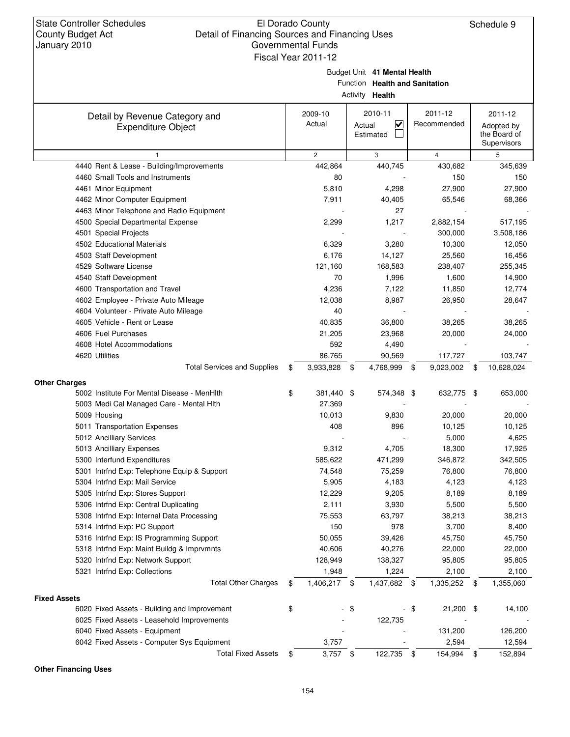State Controller Schedules
County Budget Act
January 2010

El Dorado County
Detail of Financing Sources and Financing Uses
Governmental Funds
Fiscal Year 2011-12

Schedule 9

Budget Unit **41 Mental Health**
Function **Health and Sanitation**
Activity **Health**

| Detail by Revenue Category and Expenditure Object | 2009-10 Actual | 2010-11 Actual ☑ Estimated ☐ | 2011-12 Recommended | 2011-12 Adopted by the Board of Supervisors |
|---|---|---|---|---|
| 1 | 2 | 3 | 4 | 5 |
| 4440 Rent & Lease - Building/Improvements | 442,864 | 440,745 | 430,682 | 345,639 |
| 4460 Small Tools and Instruments | 80 | - | 150 | 150 |
| 4461 Minor Equipment | 5,810 | 4,298 | 27,900 | 27,900 |
| 4462 Minor Computer Equipment | 7,911 | 40,405 | 65,546 | 68,366 |
| 4463 Minor Telephone and Radio Equipment | - | 27 | - | - |
| 4500 Special Departmental Expense | 2,299 | 1,217 | 2,882,154 | 517,195 |
| 4501 Special Projects | - | - | 300,000 | 3,508,186 |
| 4502 Educational Materials | 6,329 | 3,280 | 10,300 | 12,050 |
| 4503 Staff Development | 6,176 | 14,127 | 25,560 | 16,456 |
| 4529 Software License | 121,160 | 168,583 | 238,407 | 255,345 |
| 4540 Staff Development | 70 | 1,996 | 1,600 | 14,900 |
| 4600 Transportation and Travel | 4,236 | 7,122 | 11,850 | 12,774 |
| 4602 Employee - Private Auto Mileage | 12,038 | 8,987 | 26,950 | 28,647 |
| 4604 Volunteer - Private Auto Mileage | 40 | - | - | - |
| 4605 Vehicle - Rent or Lease | 40,835 | 36,800 | 38,265 | 38,265 |
| 4606 Fuel Purchases | 21,205 | 23,968 | 20,000 | 24,000 |
| 4608 Hotel Accommodations | 592 | 4,490 | - | - |
| 4620 Utilities | 86,765 | 90,569 | 117,727 | 103,747 |
| Total Services and Supplies | $ 3,933,828 | $ 4,768,999 | $ 9,023,002 | $ 10,628,024 |
| **Other Charges** | | | | |
| 5002 Institute For Mental Disease - MenHlth | $ 381,440 | $ 574,348 | $ 632,775 | $ 653,000 |
| 5003 Medi Cal Managed Care - Mental Hlth | 27,369 | - | - | - |
| 5009 Housing | 10,013 | 9,830 | 20,000 | 20,000 |
| 5011 Transportation Expenses | 408 | 896 | 10,125 | 10,125 |
| 5012 Ancilliary Services | - | - | 5,000 | 4,625 |
| 5013 Ancilliary Expenses | 9,312 | 4,705 | 18,300 | 17,925 |
| 5300 Interfund Expenditures | 585,622 | 471,299 | 346,872 | 342,505 |
| 5301 Intrfnd Exp: Telephone Equip & Support | 74,548 | 75,259 | 76,800 | 76,800 |
| 5304 Intrfnd Exp: Mail Service | 5,905 | 4,183 | 4,123 | 4,123 |
| 5305 Intrfnd Exp: Stores Support | 12,229 | 9,205 | 8,189 | 8,189 |
| 5306 Intrfnd Exp: Central Duplicating | 2,111 | 3,930 | 5,500 | 5,500 |
| 5308 Intrfnd Exp: Internal Data Processing | 75,553 | 63,797 | 38,213 | 38,213 |
| 5314 Intrfnd Exp: PC Support | 150 | 978 | 3,700 | 8,400 |
| 5316 Intrfnd Exp: IS Programming Support | 50,055 | 39,426 | 45,750 | 45,750 |
| 5318 Intrfnd Exp: Maint Buildg & Imprvmnts | 40,606 | 40,276 | 22,000 | 22,000 |
| 5320 Intrfnd Exp: Network Support | 128,949 | 138,327 | 95,805 | 95,805 |
| 5321 Intrfnd Exp: Collections | 1,948 | 1,224 | 2,100 | 2,100 |
| Total Other Charges | $ 1,406,217 | $ 1,437,682 | $ 1,335,252 | $ 1,355,060 |
| **Fixed Assets** | | | | |
| 6020 Fixed Assets - Building and Improvement | $ - | $ - | $ 21,200 | $ 14,100 |
| 6025 Fixed Assets - Leasehold Improvements | - | 122,735 | - | - |
| 6040 Fixed Assets - Equipment | - | - | 131,200 | 126,200 |
| 6042 Fixed Assets - Computer Sys Equipment | 3,757 | - | 2,594 | 12,594 |
| Total Fixed Assets | $ 3,757 | $ 122,735 | $ 154,994 | $ 152,894 |

**Other Financing Uses**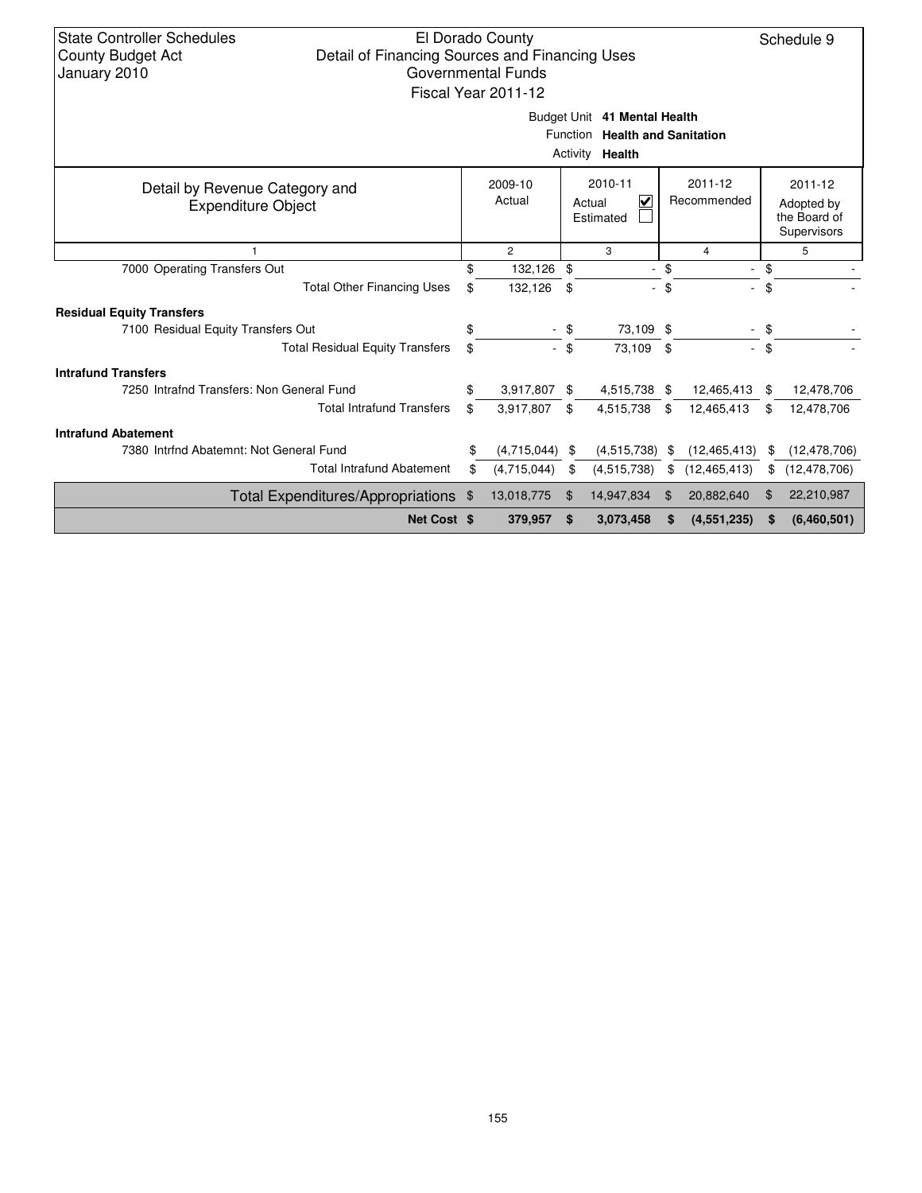State Controller Schedules
County Budget Act
January 2010

El Dorado County
Detail of Financing Sources and Financing Uses
Governmental Funds
Fiscal Year 2011-12

Schedule 9

Budget Unit **41 Mental Health**
Function **Health and Sanitation**
Activity **Health**

| Detail by Revenue Category and Expenditure Object | 2009-10 Actual | 2010-11 Actual ☑ Estimated ☐ | 2011-12 Recommended | 2011-12 Adopted by the Board of Supervisors |
|---|---|---|---|---|
| 1 | 2 | 3 | 4 | 5 |
| 7000 Operating Transfers Out | $ 132,126 | $ - | $ - | $ - |
| Total Other Financing Uses | $ 132,126 | $ - | $ - | $ - |
| **Residual Equity Transfers** | | | | |
| 7100 Residual Equity Transfers Out | $ - | $ 73,109 | $ - | $ - |
| Total Residual Equity Transfers | $ - | $ 73,109 | $ - | $ - |
| **Intrafund Transfers** | | | | |
| 7250 Intrafnd Transfers: Non General Fund | $ 3,917,807 | $ 4,515,738 | $ 12,465,413 | $ 12,478,706 |
| Total Intrafund Transfers | $ 3,917,807 | $ 4,515,738 | $ 12,465,413 | $ 12,478,706 |
| **Intrafund Abatement** | | | | |
| 7380 Intrfnd Abatemnt: Not General Fund | $ (4,715,044) | $ (4,515,738) | $ (12,465,413) | $ (12,478,706) |
| Total Intrafund Abatement | $ (4,715,044) | $ (4,515,738) | $ (12,465,413) | $ (12,478,706) |
| Total Expenditures/Appropriations | $ 13,018,775 | $ 14,947,834 | $ 20,882,640 | $ 22,210,987 |
| **Net Cost** | **$ 379,957** | **$ 3,073,458** | **$ (4,551,235)** | **$ (6,460,501)** |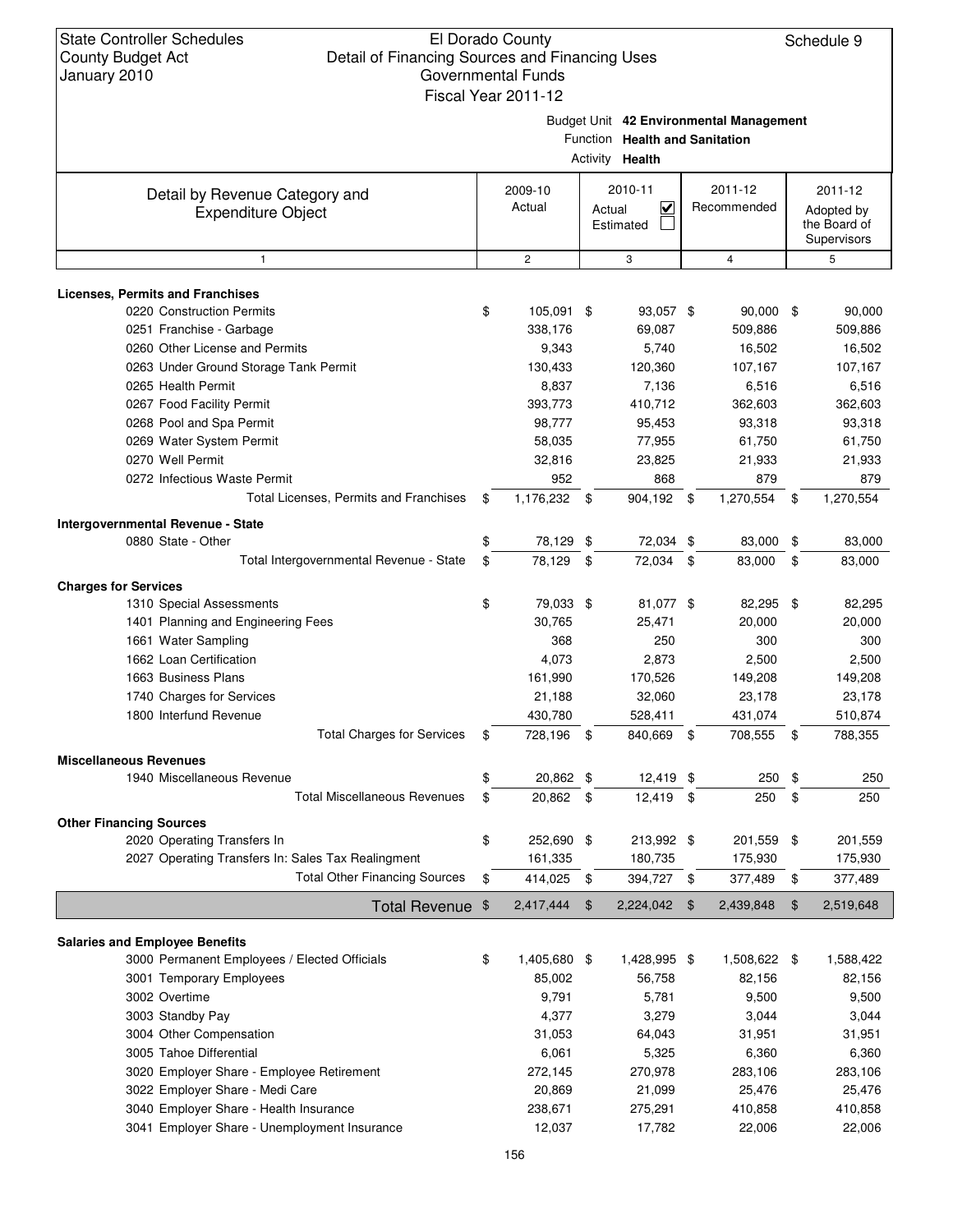State Controller Schedules
County Budget Act
January 2010

El Dorado County
Detail of Financing Sources and Financing Uses
Governmental Funds
Fiscal Year 2011-12

Schedule 9

Budget Unit **42 Environmental Management**
Function **Health and Sanitation**
Activity **Health**

| Detail by Revenue Category and Expenditure Object | 2009-10 Actual | 2010-11 Actual ☑ Estimated ☐ | 2011-12 Recommended | 2011-12 Adopted by the Board of Supervisors |
|---|---|---|---|---|
| 1 | 2 | 3 | 4 | 5 |
| **Licenses, Permits and Franchises** | | | | |
| 0220 Construction Permits | $ 105,091 | $ 93,057 | $ 90,000 | $ 90,000 |
| 0251 Franchise - Garbage | 338,176 | 69,087 | 509,886 | 509,886 |
| 0260 Other License and Permits | 9,343 | 5,740 | 16,502 | 16,502 |
| 0263 Under Ground Storage Tank Permit | 130,433 | 120,360 | 107,167 | 107,167 |
| 0265 Health Permit | 8,837 | 7,136 | 6,516 | 6,516 |
| 0267 Food Facility Permit | 393,773 | 410,712 | 362,603 | 362,603 |
| 0268 Pool and Spa Permit | 98,777 | 95,453 | 93,318 | 93,318 |
| 0269 Water System Permit | 58,035 | 77,955 | 61,750 | 61,750 |
| 0270 Well Permit | 32,816 | 23,825 | 21,933 | 21,933 |
| 0272 Infectious Waste Permit | 952 | 868 | 879 | 879 |
| Total Licenses, Permits and Franchises | $ 1,176,232 | $ 904,192 | $ 1,270,554 | $ 1,270,554 |
| **Intergovernmental Revenue - State** | | | | |
| 0880 State - Other | $ 78,129 | $ 72,034 | $ 83,000 | $ 83,000 |
| Total Intergovernmental Revenue - State | $ 78,129 | $ 72,034 | $ 83,000 | $ 83,000 |
| **Charges for Services** | | | | |
| 1310 Special Assessments | $ 79,033 | $ 81,077 | $ 82,295 | $ 82,295 |
| 1401 Planning and Engineering Fees | 30,765 | 25,471 | 20,000 | 20,000 |
| 1661 Water Sampling | 368 | 250 | 300 | 300 |
| 1662 Loan Certification | 4,073 | 2,873 | 2,500 | 2,500 |
| 1663 Business Plans | 161,990 | 170,526 | 149,208 | 149,208 |
| 1740 Charges for Services | 21,188 | 32,060 | 23,178 | 23,178 |
| 1800 Interfund Revenue | 430,780 | 528,411 | 431,074 | 510,874 |
| Total Charges for Services | $ 728,196 | $ 840,669 | $ 708,555 | $ 788,355 |
| **Miscellaneous Revenues** | | | | |
| 1940 Miscellaneous Revenue | $ 20,862 | $ 12,419 | $ 250 | $ 250 |
| Total Miscellaneous Revenues | $ 20,862 | $ 12,419 | $ 250 | $ 250 |
| **Other Financing Sources** | | | | |
| 2020 Operating Transfers In | $ 252,690 | $ 213,992 | $ 201,559 | $ 201,559 |
| 2027 Operating Transfers In: Sales Tax Realingment | 161,335 | 180,735 | 175,930 | 175,930 |
| Total Other Financing Sources | $ 414,025 | $ 394,727 | $ 377,489 | $ 377,489 |
| **Total Revenue** | $ 2,417,444 | $ 2,224,042 | $ 2,439,848 | $ 2,519,648 |
| **Salaries and Employee Benefits** | | | | |
| 3000 Permanent Employees / Elected Officials | $ 1,405,680 | $ 1,428,995 | $ 1,508,622 | $ 1,588,422 |
| 3001 Temporary Employees | 85,002 | 56,758 | 82,156 | 82,156 |
| 3002 Overtime | 9,791 | 5,781 | 9,500 | 9,500 |
| 3003 Standby Pay | 4,377 | 3,279 | 3,044 | 3,044 |
| 3004 Other Compensation | 31,053 | 64,043 | 31,951 | 31,951 |
| 3005 Tahoe Differential | 6,061 | 5,325 | 6,360 | 6,360 |
| 3020 Employer Share - Employee Retirement | 272,145 | 270,978 | 283,106 | 283,106 |
| 3022 Employer Share - Medi Care | 20,869 | 21,099 | 25,476 | 25,476 |
| 3040 Employer Share - Health Insurance | 238,671 | 275,291 | 410,858 | 410,858 |
| 3041 Employer Share - Unemployment Insurance | 12,037 | 17,782 | 22,006 | 22,006 |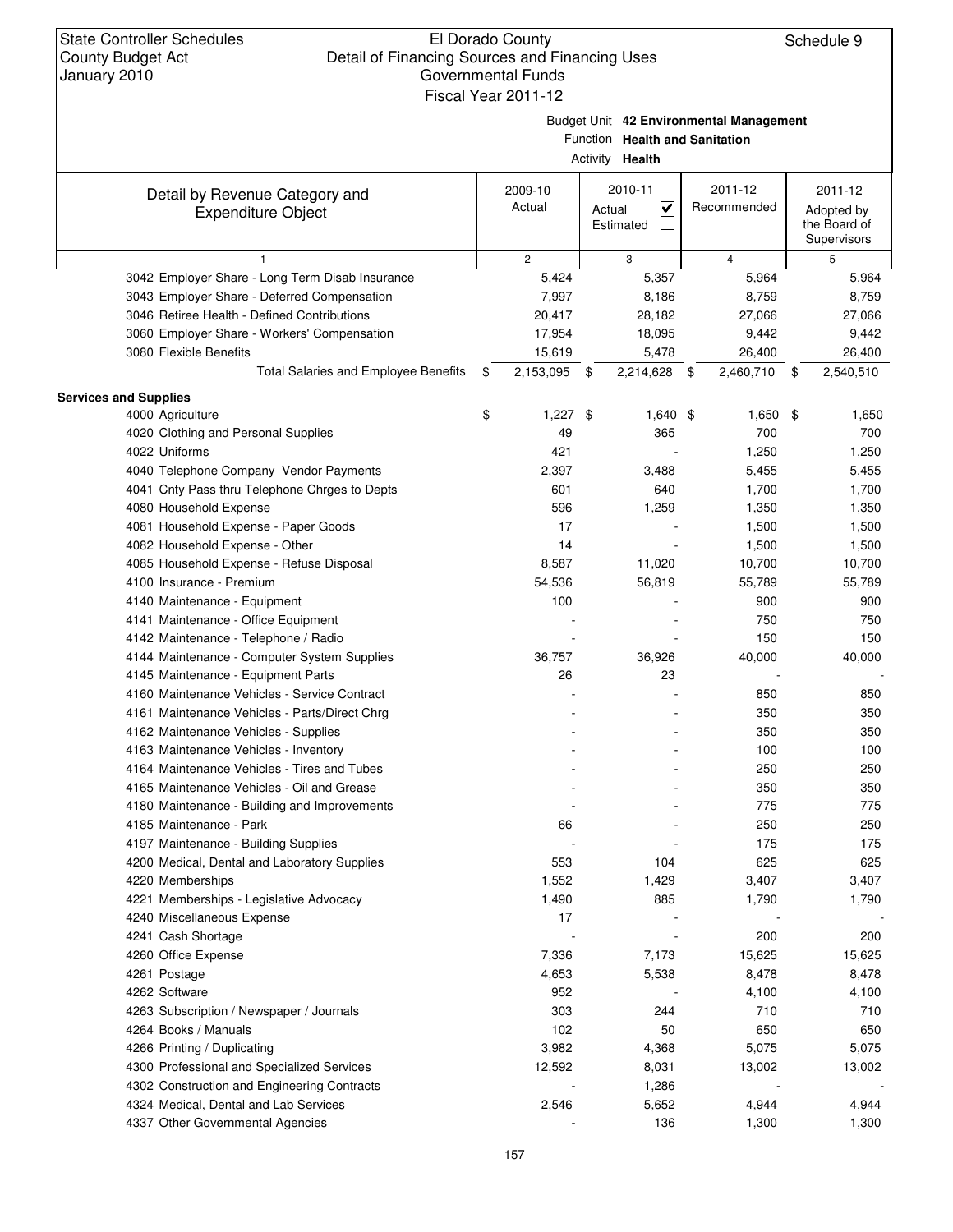State Controller Schedules
County Budget Act
January 2010

El Dorado County
Detail of Financing Sources and Financing Uses
Governmental Funds
Fiscal Year 2011-12

Schedule 9

Budget Unit **42 Environmental Management**
Function **Health and Sanitation**
Activity **Health**

| Detail by Revenue Category and Expenditure Object | 2009-10 Actual | 2010-11 Actual ☑ Estimated ☐ | 2011-12 Recommended | 2011-12 Adopted by the Board of Supervisors |
|---|---|---|---|---|
| 1 | 2 | 3 | 4 | 5 |
| 3042 Employer Share - Long Term Disab Insurance | 5,424 | 5,357 | 5,964 | 5,964 |
| 3043 Employer Share - Deferred Compensation | 7,997 | 8,186 | 8,759 | 8,759 |
| 3046 Retiree Health - Defined Contributions | 20,417 | 28,182 | 27,066 | 27,066 |
| 3060 Employer Share - Workers' Compensation | 17,954 | 18,095 | 9,442 | 9,442 |
| 3080 Flexible Benefits | 15,619 | 5,478 | 26,400 | 26,400 |
| Total Salaries and Employee Benefits | $ 2,153,095 | $ 2,214,628 | $ 2,460,710 | $ 2,540,510 |
| **Services and Supplies** | | | | |
| 4000 Agriculture | $ 1,227 | $ 1,640 | $ 1,650 | $ 1,650 |
| 4020 Clothing and Personal Supplies | 49 | 365 | 700 | 700 |
| 4022 Uniforms | 421 | - | 1,250 | 1,250 |
| 4040 Telephone Company Vendor Payments | 2,397 | 3,488 | 5,455 | 5,455 |
| 4041 Cnty Pass thru Telephone Chrges to Depts | 601 | 640 | 1,700 | 1,700 |
| 4080 Household Expense | 596 | 1,259 | 1,350 | 1,350 |
| 4081 Household Expense - Paper Goods | 17 | - | 1,500 | 1,500 |
| 4082 Household Expense - Other | 14 | - | 1,500 | 1,500 |
| 4085 Household Expense - Refuse Disposal | 8,587 | 11,020 | 10,700 | 10,700 |
| 4100 Insurance - Premium | 54,536 | 56,819 | 55,789 | 55,789 |
| 4140 Maintenance - Equipment | 100 | - | 900 | 900 |
| 4141 Maintenance - Office Equipment | - | - | 750 | 750 |
| 4142 Maintenance - Telephone / Radio | - | - | 150 | 150 |
| 4144 Maintenance - Computer System Supplies | 36,757 | 36,926 | 40,000 | 40,000 |
| 4145 Maintenance - Equipment Parts | 26 | 23 | - | - |
| 4160 Maintenance Vehicles - Service Contract | - | - | 850 | 850 |
| 4161 Maintenance Vehicles - Parts/Direct Chrg | - | - | 350 | 350 |
| 4162 Maintenance Vehicles - Supplies | - | - | 350 | 350 |
| 4163 Maintenance Vehicles - Inventory | - | - | 100 | 100 |
| 4164 Maintenance Vehicles - Tires and Tubes | - | - | 250 | 250 |
| 4165 Maintenance Vehicles - Oil and Grease | - | - | 350 | 350 |
| 4180 Maintenance - Building and Improvements | - | - | 775 | 775 |
| 4185 Maintenance - Park | 66 | - | 250 | 250 |
| 4197 Maintenance - Building Supplies | - | - | 175 | 175 |
| 4200 Medical, Dental and Laboratory Supplies | 553 | 104 | 625 | 625 |
| 4220 Memberships | 1,552 | 1,429 | 3,407 | 3,407 |
| 4221 Memberships - Legislative Advocacy | 1,490 | 885 | 1,790 | 1,790 |
| 4240 Miscellaneous Expense | 17 | - | - | - |
| 4241 Cash Shortage | - | - | 200 | 200 |
| 4260 Office Expense | 7,336 | 7,173 | 15,625 | 15,625 |
| 4261 Postage | 4,653 | 5,538 | 8,478 | 8,478 |
| 4262 Software | 952 | - | 4,100 | 4,100 |
| 4263 Subscription / Newspaper / Journals | 303 | 244 | 710 | 710 |
| 4264 Books / Manuals | 102 | 50 | 650 | 650 |
| 4266 Printing / Duplicating | 3,982 | 4,368 | 5,075 | 5,075 |
| 4300 Professional and Specialized Services | 12,592 | 8,031 | 13,002 | 13,002 |
| 4302 Construction and Engineering Contracts | - | 1,286 | - | - |
| 4324 Medical, Dental and Lab Services | 2,546 | 5,652 | 4,944 | 4,944 |
| 4337 Other Governmental Agencies | - | 136 | 1,300 | 1,300 |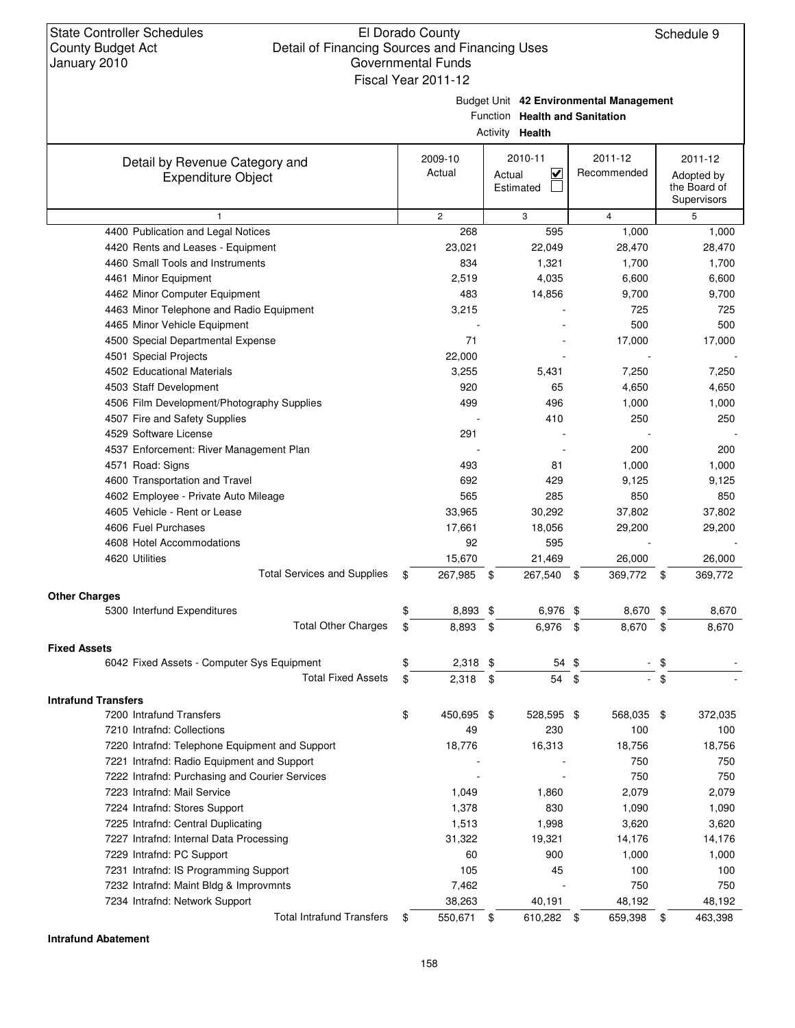State Controller Schedules
County Budget Act
January 2010

El Dorado County
Detail of Financing Sources and Financing Uses
Governmental Funds
Fiscal Year 2011-12

Schedule 9

Budget Unit **42 Environmental Management**
Function **Health and Sanitation**
Activity **Health**

| Detail by Revenue Category and Expenditure Object | 2009-10 Actual | 2010-11 Actual ☑ Estimated ☐ | 2011-12 Recommended | 2011-12 Adopted by the Board of Supervisors |
|---|---|---|---|---|
| 1 | 2 | 3 | 4 | 5 |
| 4400 Publication and Legal Notices | 268 | 595 | 1,000 | 1,000 |
| 4420 Rents and Leases - Equipment | 23,021 | 22,049 | 28,470 | 28,470 |
| 4460 Small Tools and Instruments | 834 | 1,321 | 1,700 | 1,700 |
| 4461 Minor Equipment | 2,519 | 4,035 | 6,600 | 6,600 |
| 4462 Minor Computer Equipment | 483 | 14,856 | 9,700 | 9,700 |
| 4463 Minor Telephone and Radio Equipment | 3,215 | - | 725 | 725 |
| 4465 Minor Vehicle Equipment | - | - | 500 | 500 |
| 4500 Special Departmental Expense | 71 | - | 17,000 | 17,000 |
| 4501 Special Projects | 22,000 | - | - | - |
| 4502 Educational Materials | 3,255 | 5,431 | 7,250 | 7,250 |
| 4503 Staff Development | 920 | 65 | 4,650 | 4,650 |
| 4506 Film Development/Photography Supplies | 499 | 496 | 1,000 | 1,000 |
| 4507 Fire and Safety Supplies | - | 410 | 250 | 250 |
| 4529 Software License | 291 | - | - | - |
| 4537 Enforcement: River Management Plan | - | - | 200 | 200 |
| 4571 Road: Signs | 493 | 81 | 1,000 | 1,000 |
| 4600 Transportation and Travel | 692 | 429 | 9,125 | 9,125 |
| 4602 Employee - Private Auto Mileage | 565 | 285 | 850 | 850 |
| 4605 Vehicle - Rent or Lease | 33,965 | 30,292 | 37,802 | 37,802 |
| 4606 Fuel Purchases | 17,661 | 18,056 | 29,200 | 29,200 |
| 4608 Hotel Accommodations | 92 | 595 | - | - |
| 4620 Utilities | 15,670 | 21,469 | 26,000 | 26,000 |
| Total Services and Supplies | $ 267,985 | $ 267,540 | $ 369,772 | $ 369,772 |
| **Other Charges** | | | | |
| 5300 Interfund Expenditures | $ 8,893 | $ 6,976 | $ 8,670 | $ 8,670 |
| Total Other Charges | $ 8,893 | $ 6,976 | $ 8,670 | $ 8,670 |
| **Fixed Assets** | | | | |
| 6042 Fixed Assets - Computer Sys Equipment | $ 2,318 | $ 54 | $ - | $ - |
| Total Fixed Assets | $ 2,318 | $ 54 | $ - | $ - |
| **Intrafund Transfers** | | | | |
| 7200 Intrafund Transfers | $ 450,695 | $ 528,595 | $ 568,035 | $ 372,035 |
| 7210 Intrafnd: Collections | 49 | 230 | 100 | 100 |
| 7220 Intrafnd: Telephone Equipment and Support | 18,776 | 16,313 | 18,756 | 18,756 |
| 7221 Intrafnd: Radio Equipment and Support | - | - | 750 | 750 |
| 7222 Intrafnd: Purchasing and Courier Services | - | - | 750 | 750 |
| 7223 Intrafnd: Mail Service | 1,049 | 1,860 | 2,079 | 2,079 |
| 7224 Intrafnd: Stores Support | 1,378 | 830 | 1,090 | 1,090 |
| 7225 Intrafnd: Central Duplicating | 1,513 | 1,998 | 3,620 | 3,620 |
| 7227 Intrafnd: Internal Data Processing | 31,322 | 19,321 | 14,176 | 14,176 |
| 7229 Intrafnd: PC Support | 60 | 900 | 1,000 | 1,000 |
| 7231 Intrafnd: IS Programming Support | 105 | 45 | 100 | 100 |
| 7232 Intrafnd: Maint Bldg & Improvmnts | 7,462 | - | 750 | 750 |
| 7234 Intrafnd: Network Support | 38,263 | 40,191 | 48,192 | 48,192 |
| Total Intrafund Transfers | $ 550,671 | $ 610,282 | $ 659,398 | $ 463,398 |
| **Intrafund Abatement** | | | | |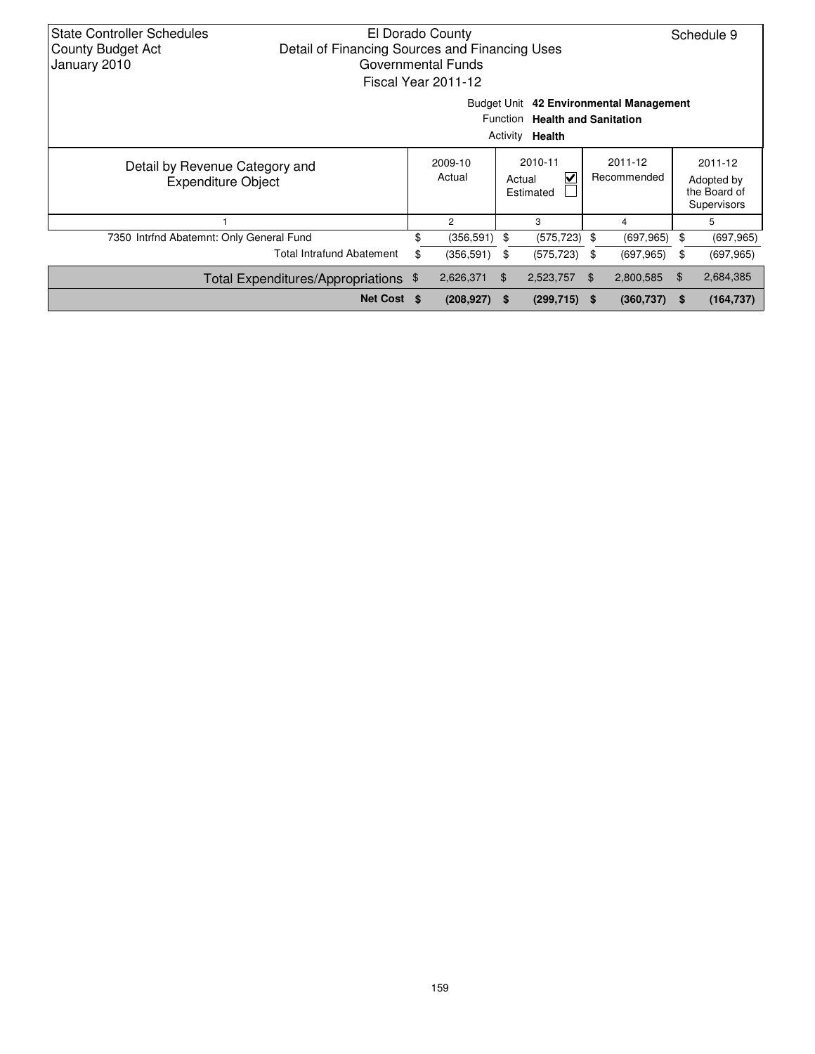State Controller Schedules
County Budget Act
January 2010

El Dorado County
Detail of Financing Sources and Financing Uses
Governmental Funds
Fiscal Year 2011-12

Schedule 9

Budget Unit **42 Environmental Management**
Function **Health and Sanitation**
Activity **Health**

| Detail by Revenue Category and Expenditure Object | | 2009-10 Actual | | 2010-11 Actual ☑ Estimated ☐ | | 2011-12 Recommended | | 2011-12 Adopted by the Board of Supervisors |
|---|---|---|---|---|---|---|---|---|
| 1 | | 2 | | 3 | | 4 | | 5 |
| 7350 Intrfnd Abatemnt: Only General Fund | $ | (356,591) | $ | (575,723) | $ | (697,965) | $ | (697,965) |
| Total Intrafund Abatement | $ | (356,591) | $ | (575,723) | $ | (697,965) | $ | (697,965) |
| Total Expenditures/Appropriations | $ | 2,626,371 | $ | 2,523,757 | $ | 2,800,585 | $ | 2,684,385 |
| **Net Cost** | **$** | **(208,927)** | **$** | **(299,715)** | **$** | **(360,737)** | **$** | **(164,737)** |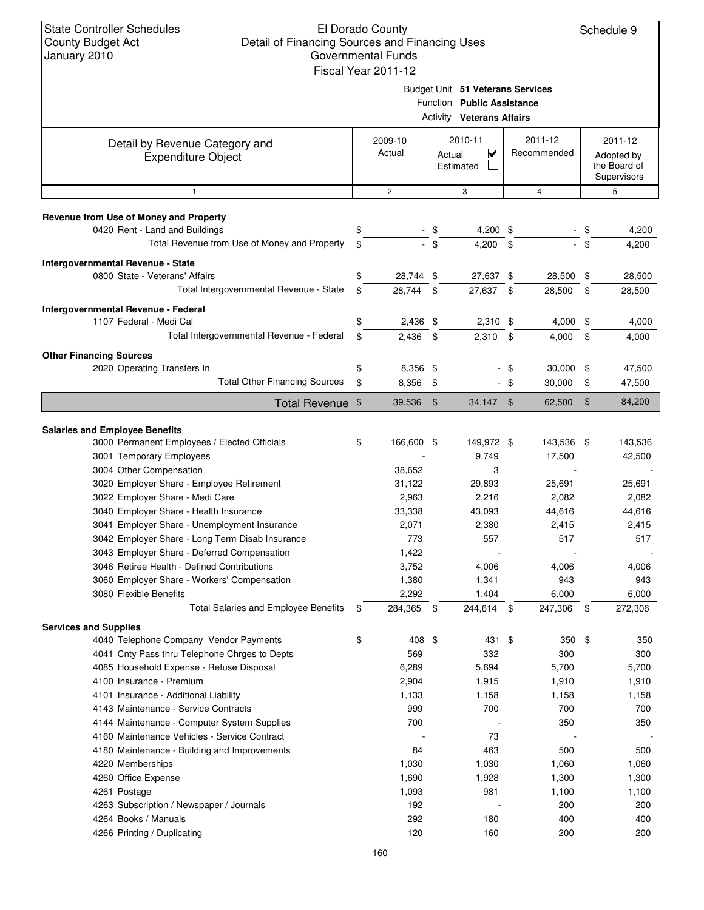State Controller Schedules
County Budget Act
January 2010

El Dorado County
Detail of Financing Sources and Financing Uses
Governmental Funds
Fiscal Year 2011-12

Schedule 9

Budget Unit **51 Veterans Services**
Function **Public Assistance**
Activity **Veterans Affairs**

| Detail by Revenue Category and Expenditure Object | 2009-10 Actual | 2010-11 Actual ☑ Estimated ☐ | 2011-12 Recommended | 2011-12 Adopted by the Board of Supervisors |
|---|---|---|---|---|
| 1 | 2 | 3 | 4 | 5 |
| **Revenue from Use of Money and Property** | | | | |
| 0420 Rent - Land and Buildings | $ - | $ 4,200 | $ - | $ 4,200 |
| Total Revenue from Use of Money and Property | $ - | $ 4,200 | $ - | $ 4,200 |
| **Intergovernmental Revenue - State** | | | | |
| 0800 State - Veterans' Affairs | $ 28,744 | $ 27,637 | $ 28,500 | $ 28,500 |
| Total Intergovernmental Revenue - State | $ 28,744 | $ 27,637 | $ 28,500 | $ 28,500 |
| **Intergovernmental Revenue - Federal** | | | | |
| 1107 Federal - Medi Cal | $ 2,436 | $ 2,310 | $ 4,000 | $ 4,000 |
| Total Intergovernmental Revenue - Federal | $ 2,436 | $ 2,310 | $ 4,000 | $ 4,000 |
| **Other Financing Sources** | | | | |
| 2020 Operating Transfers In | $ 8,356 | $ - | $ 30,000 | $ 47,500 |
| Total Other Financing Sources | $ 8,356 | $ - | $ 30,000 | $ 47,500 |
| **Total Revenue** | $ 39,536 | $ 34,147 | $ 62,500 | $ 84,200 |
| **Salaries and Employee Benefits** | | | | |
| 3000 Permanent Employees / Elected Officials | $ 166,600 | $ 149,972 | $ 143,536 | $ 143,536 |
| 3001 Temporary Employees | - | 9,749 | 17,500 | 42,500 |
| 3004 Other Compensation | 38,652 | 3 | - | - |
| 3020 Employer Share - Employee Retirement | 31,122 | 29,893 | 25,691 | 25,691 |
| 3022 Employer Share - Medi Care | 2,963 | 2,216 | 2,082 | 2,082 |
| 3040 Employer Share - Health Insurance | 33,338 | 43,093 | 44,616 | 44,616 |
| 3041 Employer Share - Unemployment Insurance | 2,071 | 2,380 | 2,415 | 2,415 |
| 3042 Employer Share - Long Term Disab Insurance | 773 | 557 | 517 | 517 |
| 3043 Employer Share - Deferred Compensation | 1,422 | - | - | - |
| 3046 Retiree Health - Defined Contributions | 3,752 | 4,006 | 4,006 | 4,006 |
| 3060 Employer Share - Workers' Compensation | 1,380 | 1,341 | 943 | 943 |
| 3080 Flexible Benefits | 2,292 | 1,404 | 6,000 | 6,000 |
| Total Salaries and Employee Benefits | $ 284,365 | $ 244,614 | $ 247,306 | $ 272,306 |
| **Services and Supplies** | | | | |
| 4040 Telephone Company Vendor Payments | $ 408 | $ 431 | $ 350 | $ 350 |
| 4041 Cnty Pass thru Telephone Chrges to Depts | 569 | 332 | 300 | 300 |
| 4085 Household Expense - Refuse Disposal | 6,289 | 5,694 | 5,700 | 5,700 |
| 4100 Insurance - Premium | 2,904 | 1,915 | 1,910 | 1,910 |
| 4101 Insurance - Additional Liability | 1,133 | 1,158 | 1,158 | 1,158 |
| 4143 Maintenance - Service Contracts | 999 | 700 | 700 | 700 |
| 4144 Maintenance - Computer System Supplies | 700 | - | 350 | 350 |
| 4160 Maintenance Vehicles - Service Contract | - | 73 | - | - |
| 4180 Maintenance - Building and Improvements | 84 | 463 | 500 | 500 |
| 4220 Memberships | 1,030 | 1,030 | 1,060 | 1,060 |
| 4260 Office Expense | 1,690 | 1,928 | 1,300 | 1,300 |
| 4261 Postage | 1,093 | 981 | 1,100 | 1,100 |
| 4263 Subscription / Newspaper / Journals | 192 | - | 200 | 200 |
| 4264 Books / Manuals | 292 | 180 | 400 | 400 |
| 4266 Printing / Duplicating | 120 | 160 | 200 | 200 |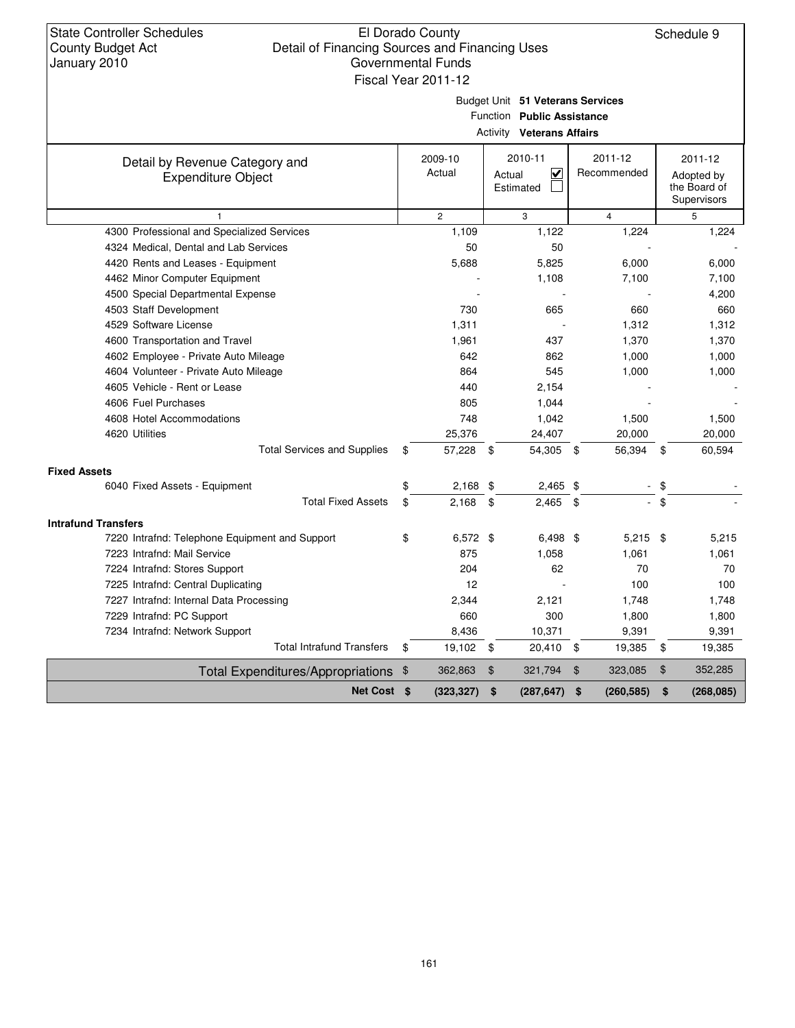State Controller Schedules
County Budget Act
January 2010

El Dorado County
Detail of Financing Sources and Financing Uses
Governmental Funds
Fiscal Year 2011-12

Schedule 9

Budget Unit **51 Veterans Services**
Function **Public Assistance**
Activity **Veterans Affairs**

| Detail by Revenue Category and Expenditure Object | 2009-10 Actual | 2010-11 Actual ☑ Estimated ☐ | 2011-12 Recommended | 2011-12 Adopted by the Board of Supervisors |
|---|---|---|---|---|
| 1 | 2 | 3 | 4 | 5 |
| 4300 Professional and Specialized Services | 1,109 | 1,122 | 1,224 | 1,224 |
| 4324 Medical, Dental and Lab Services | 50 | 50 | - | - |
| 4420 Rents and Leases - Equipment | 5,688 | 5,825 | 6,000 | 6,000 |
| 4462 Minor Computer Equipment | - | 1,108 | 7,100 | 7,100 |
| 4500 Special Departmental Expense | - | - | - | 4,200 |
| 4503 Staff Development | 730 | 665 | 660 | 660 |
| 4529 Software License | 1,311 | - | 1,312 | 1,312 |
| 4600 Transportation and Travel | 1,961 | 437 | 1,370 | 1,370 |
| 4602 Employee - Private Auto Mileage | 642 | 862 | 1,000 | 1,000 |
| 4604 Volunteer - Private Auto Mileage | 864 | 545 | 1,000 | 1,000 |
| 4605 Vehicle - Rent or Lease | 440 | 2,154 | - | - |
| 4606 Fuel Purchases | 805 | 1,044 | - | - |
| 4608 Hotel Accommodations | 748 | 1,042 | 1,500 | 1,500 |
| 4620 Utilities | 25,376 | 24,407 | 20,000 | 20,000 |
| Total Services and Supplies | $ 57,228 | $ 54,305 | $ 56,394 | $ 60,594 |
| **Fixed Assets** | | | | |
| 6040 Fixed Assets - Equipment | $ 2,168 | $ 2,465 | $ - | $ - |
| Total Fixed Assets | $ 2,168 | $ 2,465 | $ - | $ - |
| **Intrafund Transfers** | | | | |
| 7220 Intrafnd: Telephone Equipment and Support | $ 6,572 | $ 6,498 | $ 5,215 | $ 5,215 |
| 7223 Intrafnd: Mail Service | 875 | 1,058 | 1,061 | 1,061 |
| 7224 Intrafnd: Stores Support | 204 | 62 | 70 | 70 |
| 7225 Intrafnd: Central Duplicating | 12 | - | 100 | 100 |
| 7227 Intrafnd: Internal Data Processing | 2,344 | 2,121 | 1,748 | 1,748 |
| 7229 Intrafnd: PC Support | 660 | 300 | 1,800 | 1,800 |
| 7234 Intrafnd: Network Support | 8,436 | 10,371 | 9,391 | 9,391 |
| Total Intrafund Transfers | $ 19,102 | $ 20,410 | $ 19,385 | $ 19,385 |
| Total Expenditures/Appropriations | $ 362,863 | $ 321,794 | $ 323,085 | $ 352,285 |
| **Net Cost** | **$ (323,327)** | **$ (287,647)** | **$ (260,585)** | **$ (268,085)** |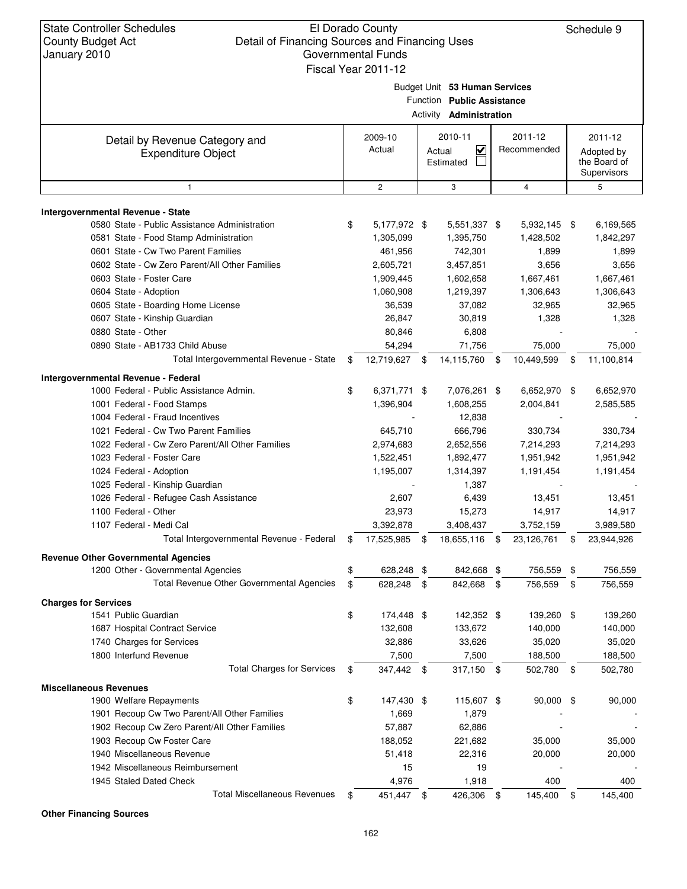State Controller Schedules
County Budget Act
January 2010

El Dorado County
Detail of Financing Sources and Financing Uses
Governmental Funds
Fiscal Year 2011-12

Schedule 9

Budget Unit **53 Human Services**
Function **Public Assistance**
Activity **Administration**

| Detail by Revenue Category and Expenditure Object | 2009-10 Actual | 2010-11 Actual ☑ Estimated ☐ | 2011-12 Recommended | 2011-12 Adopted by the Board of Supervisors |
|---|---|---|---|---|
| 1 | 2 | 3 | 4 | 5 |
| **Intergovernmental Revenue - State** | | | | |
| 0580 State - Public Assistance Administration | $ 5,177,972 | $ 5,551,337 | $ 5,932,145 | $ 6,169,565 |
| 0581 State - Food Stamp Administration | 1,305,099 | 1,395,750 | 1,428,502 | 1,842,297 |
| 0601 State - Cw Two Parent Families | 461,956 | 742,301 | 1,899 | 1,899 |
| 0602 State - Cw Zero Parent/All Other Families | 2,605,721 | 3,457,851 | 3,656 | 3,656 |
| 0603 State - Foster Care | 1,909,445 | 1,602,658 | 1,667,461 | 1,667,461 |
| 0604 State - Adoption | 1,060,908 | 1,219,397 | 1,306,643 | 1,306,643 |
| 0605 State - Boarding Home License | 36,539 | 37,082 | 32,965 | 32,965 |
| 0607 State - Kinship Guardian | 26,847 | 30,819 | 1,328 | 1,328 |
| 0880 State - Other | 80,846 | 6,808 | - | - |
| 0890 State - AB1733 Child Abuse | 54,294 | 71,756 | 75,000 | 75,000 |
| Total Intergovernmental Revenue - State | $ 12,719,627 | $ 14,115,760 | $ 10,449,599 | $ 11,100,814 |
| **Intergovernmental Revenue - Federal** | | | | |
| 1000 Federal - Public Assistance Admin. | $ 6,371,771 | $ 7,076,261 | $ 6,652,970 | $ 6,652,970 |
| 1001 Federal - Food Stamps | 1,396,904 | 1,608,255 | 2,004,841 | 2,585,585 |
| 1004 Federal - Fraud Incentives | - | 12,838 | - | - |
| 1021 Federal - Cw Two Parent Families | 645,710 | 666,796 | 330,734 | 330,734 |
| 1022 Federal - Cw Zero Parent/All Other Families | 2,974,683 | 2,652,556 | 7,214,293 | 7,214,293 |
| 1023 Federal - Foster Care | 1,522,451 | 1,892,477 | 1,951,942 | 1,951,942 |
| 1024 Federal - Adoption | 1,195,007 | 1,314,397 | 1,191,454 | 1,191,454 |
| 1025 Federal - Kinship Guardian | - | 1,387 | - | - |
| 1026 Federal - Refugee Cash Assistance | 2,607 | 6,439 | 13,451 | 13,451 |
| 1100 Federal - Other | 23,973 | 15,273 | 14,917 | 14,917 |
| 1107 Federal - Medi Cal | 3,392,878 | 3,408,437 | 3,752,159 | 3,989,580 |
| Total Intergovernmental Revenue - Federal | $ 17,525,985 | $ 18,655,116 | $ 23,126,761 | $ 23,944,926 |
| **Revenue Other Governmental Agencies** | | | | |
| 1200 Other - Governmental Agencies | $ 628,248 | $ 842,668 | $ 756,559 | $ 756,559 |
| Total Revenue Other Governmental Agencies | $ 628,248 | $ 842,668 | $ 756,559 | $ 756,559 |
| **Charges for Services** | | | | |
| 1541 Public Guardian | $ 174,448 | $ 142,352 | $ 139,260 | $ 139,260 |
| 1687 Hospital Contract Service | 132,608 | 133,672 | 140,000 | 140,000 |
| 1740 Charges for Services | 32,886 | 33,626 | 35,020 | 35,020 |
| 1800 Interfund Revenue | 7,500 | 7,500 | 188,500 | 188,500 |
| Total Charges for Services | $ 347,442 | $ 317,150 | $ 502,780 | $ 502,780 |
| **Miscellaneous Revenues** | | | | |
| 1900 Welfare Repayments | $ 147,430 | $ 115,607 | $ 90,000 | $ 90,000 |
| 1901 Recoup Cw Two Parent/All Other Families | 1,669 | 1,879 | - | - |
| 1902 Recoup Cw Zero Parent/All Other Families | 57,887 | 62,886 | - | - |
| 1903 Recoup Cw Foster Care | 188,052 | 221,682 | 35,000 | 35,000 |
| 1940 Miscellaneous Revenue | 51,418 | 22,316 | 20,000 | 20,000 |
| 1942 Miscellaneous Reimbursement | 15 | 19 | - | - |
| 1945 Staled Dated Check | 4,976 | 1,918 | 400 | 400 |
| Total Miscellaneous Revenues | $ 451,447 | $ 426,306 | $ 145,400 | $ 145,400 |
| **Other Financing Sources** | | | | |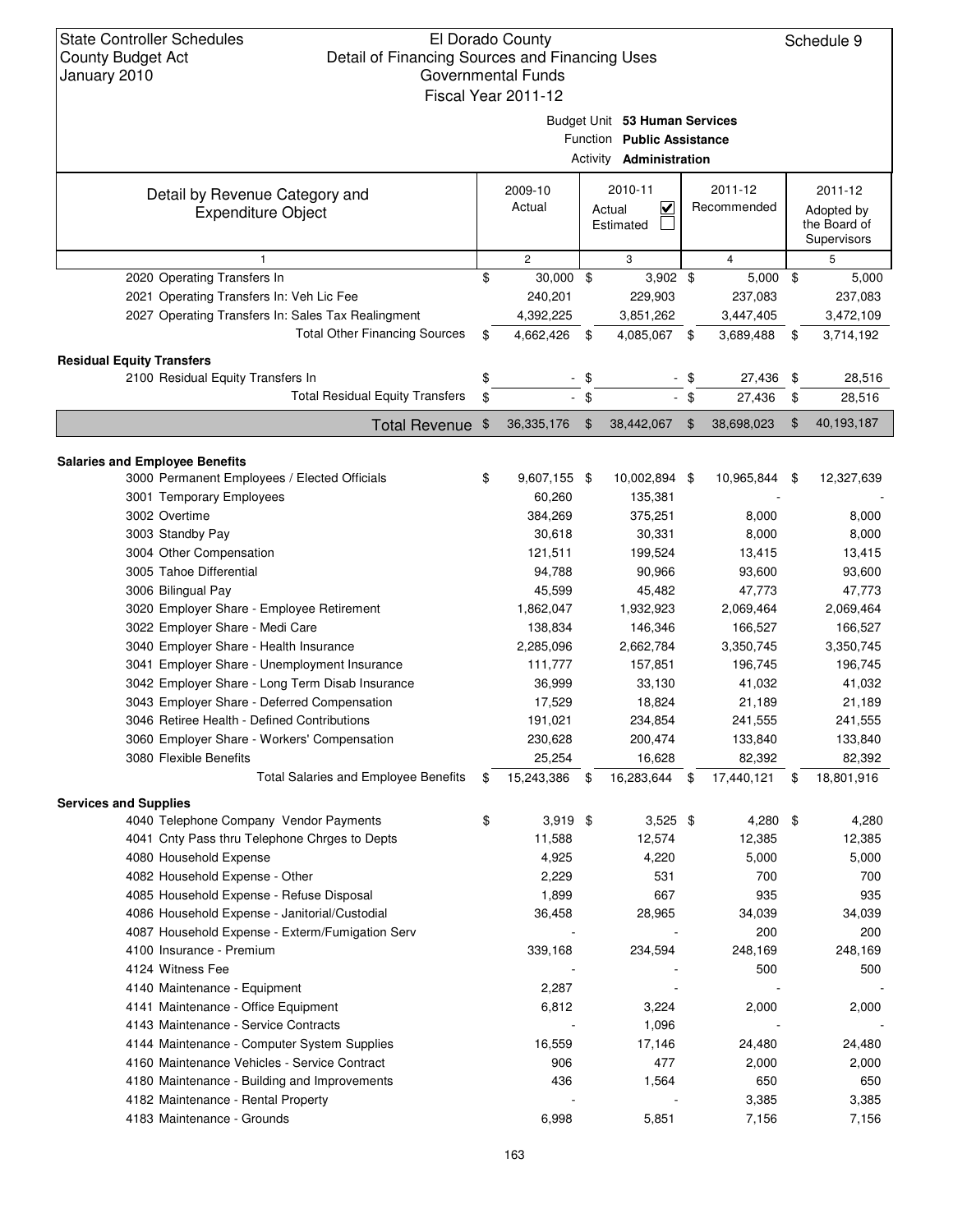State Controller Schedules
County Budget Act
January 2010

El Dorado County
Detail of Financing Sources and Financing Uses
Governmental Funds
Fiscal Year 2011-12

Schedule 9

Budget Unit **53 Human Services**
Function **Public Assistance**
Activity **Administration**

| Detail by Revenue Category and Expenditure Object | 2009-10 Actual | 2010-11 Actual ☑ Estimated ☐ | 2011-12 Recommended | 2011-12 Adopted by the Board of Supervisors |
|---|---|---|---|---|
| 1 | 2 | 3 | 4 | 5 |
| 2020 Operating Transfers In | $ 30,000 | $ 3,902 | $ 5,000 | $ 5,000 |
| 2021 Operating Transfers In: Veh Lic Fee | 240,201 | 229,903 | 237,083 | 237,083 |
| 2027 Operating Transfers In: Sales Tax Realingment | 4,392,225 | 3,851,262 | 3,447,405 | 3,472,109 |
| Total Other Financing Sources | $ 4,662,426 | $ 4,085,067 | $ 3,689,488 | $ 3,714,192 |
| **Residual Equity Transfers** | | | | |
| 2100 Residual Equity Transfers In | $ - | $ - | $ 27,436 | $ 28,516 |
| Total Residual Equity Transfers | $ - | $ - | $ 27,436 | $ 28,516 |
| **Total Revenue** | $ 36,335,176 | $ 38,442,067 | $ 38,698,023 | $ 40,193,187 |
| **Salaries and Employee Benefits** | | | | |
| 3000 Permanent Employees / Elected Officials | $ 9,607,155 | $ 10,002,894 | $ 10,965,844 | $ 12,327,639 |
| 3001 Temporary Employees | 60,260 | 135,381 | - | - |
| 3002 Overtime | 384,269 | 375,251 | 8,000 | 8,000 |
| 3003 Standby Pay | 30,618 | 30,331 | 8,000 | 8,000 |
| 3004 Other Compensation | 121,511 | 199,524 | 13,415 | 13,415 |
| 3005 Tahoe Differential | 94,788 | 90,966 | 93,600 | 93,600 |
| 3006 Bilingual Pay | 45,599 | 45,482 | 47,773 | 47,773 |
| 3020 Employer Share - Employee Retirement | 1,862,047 | 1,932,923 | 2,069,464 | 2,069,464 |
| 3022 Employer Share - Medi Care | 138,834 | 146,346 | 166,527 | 166,527 |
| 3040 Employer Share - Health Insurance | 2,285,096 | 2,662,784 | 3,350,745 | 3,350,745 |
| 3041 Employer Share - Unemployment Insurance | 111,777 | 157,851 | 196,745 | 196,745 |
| 3042 Employer Share - Long Term Disab Insurance | 36,999 | 33,130 | 41,032 | 41,032 |
| 3043 Employer Share - Deferred Compensation | 17,529 | 18,824 | 21,189 | 21,189 |
| 3046 Retiree Health - Defined Contributions | 191,021 | 234,854 | 241,555 | 241,555 |
| 3060 Employer Share - Workers' Compensation | 230,628 | 200,474 | 133,840 | 133,840 |
| 3080 Flexible Benefits | 25,254 | 16,628 | 82,392 | 82,392 |
| Total Salaries and Employee Benefits | $ 15,243,386 | $ 16,283,644 | $ 17,440,121 | $ 18,801,916 |
| **Services and Supplies** | | | | |
| 4040 Telephone Company Vendor Payments | $ 3,919 | $ 3,525 | $ 4,280 | $ 4,280 |
| 4041 Cnty Pass thru Telephone Chrges to Depts | 11,588 | 12,574 | 12,385 | 12,385 |
| 4080 Household Expense | 4,925 | 4,220 | 5,000 | 5,000 |
| 4082 Household Expense - Other | 2,229 | 531 | 700 | 700 |
| 4085 Household Expense - Refuse Disposal | 1,899 | 667 | 935 | 935 |
| 4086 Household Expense - Janitorial/Custodial | 36,458 | 28,965 | 34,039 | 34,039 |
| 4087 Household Expense - Exterm/Fumigation Serv | - | - | 200 | 200 |
| 4100 Insurance - Premium | 339,168 | 234,594 | 248,169 | 248,169 |
| 4124 Witness Fee | - | - | 500 | 500 |
| 4140 Maintenance - Equipment | 2,287 | - | - | - |
| 4141 Maintenance - Office Equipment | 6,812 | 3,224 | 2,000 | 2,000 |
| 4143 Maintenance - Service Contracts | - | 1,096 | - | - |
| 4144 Maintenance - Computer System Supplies | 16,559 | 17,146 | 24,480 | 24,480 |
| 4160 Maintenance Vehicles - Service Contract | 906 | 477 | 2,000 | 2,000 |
| 4180 Maintenance - Building and Improvements | 436 | 1,564 | 650 | 650 |
| 4182 Maintenance - Rental Property | - | - | 3,385 | 3,385 |
| 4183 Maintenance - Grounds | 6,998 | 5,851 | 7,156 | 7,156 |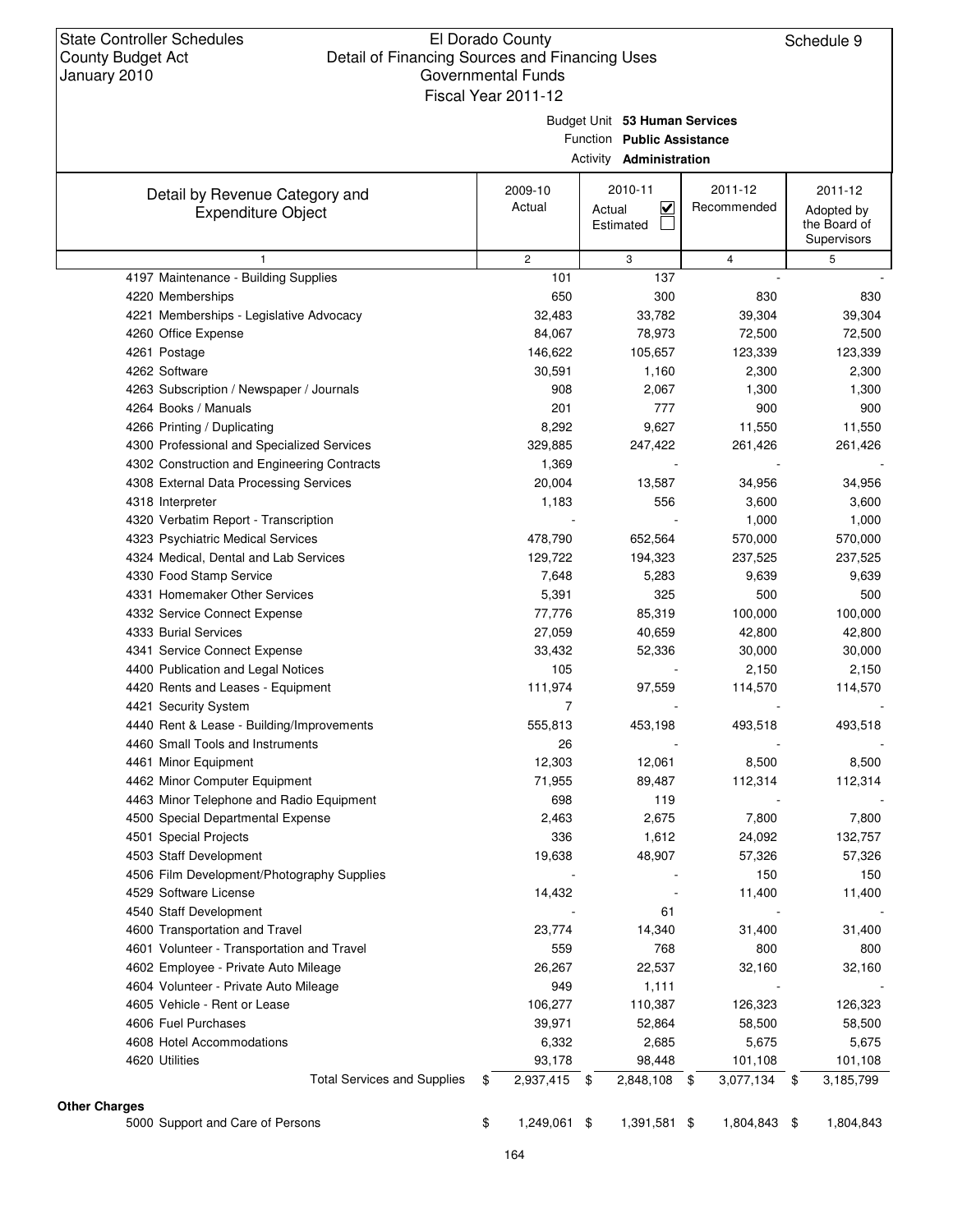State Controller Schedules
County Budget Act
January 2010

El Dorado County
Detail of Financing Sources and Financing Uses
Governmental Funds
Fiscal Year 2011-12

Schedule 9

Budget Unit **53 Human Services**
Function **Public Assistance**
Activity **Administration**

| Detail by Revenue Category and Expenditure Object | 2009-10 Actual | 2010-11 Actual ☑ Estimated ☐ | 2011-12 Recommended | 2011-12 Adopted by the Board of Supervisors |
|---|---|---|---|---|
| 1 | 2 | 3 | 4 | 5 |
| 4197 Maintenance - Building Supplies | 101 | 137 | - | - |
| 4220 Memberships | 650 | 300 | 830 | 830 |
| 4221 Memberships - Legislative Advocacy | 32,483 | 33,782 | 39,304 | 39,304 |
| 4260 Office Expense | 84,067 | 78,973 | 72,500 | 72,500 |
| 4261 Postage | 146,622 | 105,657 | 123,339 | 123,339 |
| 4262 Software | 30,591 | 1,160 | 2,300 | 2,300 |
| 4263 Subscription / Newspaper / Journals | 908 | 2,067 | 1,300 | 1,300 |
| 4264 Books / Manuals | 201 | 777 | 900 | 900 |
| 4266 Printing / Duplicating | 8,292 | 9,627 | 11,550 | 11,550 |
| 4300 Professional and Specialized Services | 329,885 | 247,422 | 261,426 | 261,426 |
| 4302 Construction and Engineering Contracts | 1,369 | - | - | - |
| 4308 External Data Processing Services | 20,004 | 13,587 | 34,956 | 34,956 |
| 4318 Interpreter | 1,183 | 556 | 3,600 | 3,600 |
| 4320 Verbatim Report - Transcription | - | - | 1,000 | 1,000 |
| 4323 Psychiatric Medical Services | 478,790 | 652,564 | 570,000 | 570,000 |
| 4324 Medical, Dental and Lab Services | 129,722 | 194,323 | 237,525 | 237,525 |
| 4330 Food Stamp Service | 7,648 | 5,283 | 9,639 | 9,639 |
| 4331 Homemaker Other Services | 5,391 | 325 | 500 | 500 |
| 4332 Service Connect Expense | 77,776 | 85,319 | 100,000 | 100,000 |
| 4333 Burial Services | 27,059 | 40,659 | 42,800 | 42,800 |
| 4341 Service Connect Expense | 33,432 | 52,336 | 30,000 | 30,000 |
| 4400 Publication and Legal Notices | 105 | - | 2,150 | 2,150 |
| 4420 Rents and Leases - Equipment | 111,974 | 97,559 | 114,570 | 114,570 |
| 4421 Security System | 7 | - | - | - |
| 4440 Rent & Lease - Building/Improvements | 555,813 | 453,198 | 493,518 | 493,518 |
| 4460 Small Tools and Instruments | 26 | - | - | - |
| 4461 Minor Equipment | 12,303 | 12,061 | 8,500 | 8,500 |
| 4462 Minor Computer Equipment | 71,955 | 89,487 | 112,314 | 112,314 |
| 4463 Minor Telephone and Radio Equipment | 698 | 119 | - | - |
| 4500 Special Departmental Expense | 2,463 | 2,675 | 7,800 | 7,800 |
| 4501 Special Projects | 336 | 1,612 | 24,092 | 132,757 |
| 4503 Staff Development | 19,638 | 48,907 | 57,326 | 57,326 |
| 4506 Film Development/Photography Supplies | - | - | 150 | 150 |
| 4529 Software License | 14,432 | - | 11,400 | 11,400 |
| 4540 Staff Development | - | 61 | - | - |
| 4600 Transportation and Travel | 23,774 | 14,340 | 31,400 | 31,400 |
| 4601 Volunteer - Transportation and Travel | 559 | 768 | 800 | 800 |
| 4602 Employee - Private Auto Mileage | 26,267 | 22,537 | 32,160 | 32,160 |
| 4604 Volunteer - Private Auto Mileage | 949 | 1,111 | - | - |
| 4605 Vehicle - Rent or Lease | 106,277 | 110,387 | 126,323 | 126,323 |
| 4606 Fuel Purchases | 39,971 | 52,864 | 58,500 | 58,500 |
| 4608 Hotel Accommodations | 6,332 | 2,685 | 5,675 | 5,675 |
| 4620 Utilities | 93,178 | 98,448 | 101,108 | 101,108 |
| Total Services and Supplies | $ 2,937,415 | $ 2,848,108 | $ 3,077,134 | $ 3,185,799 |
| **Other Charges** | | | | |
| 5000 Support and Care of Persons | $ 1,249,061 | $ 1,391,581 | $ 1,804,843 | $ 1,804,843 |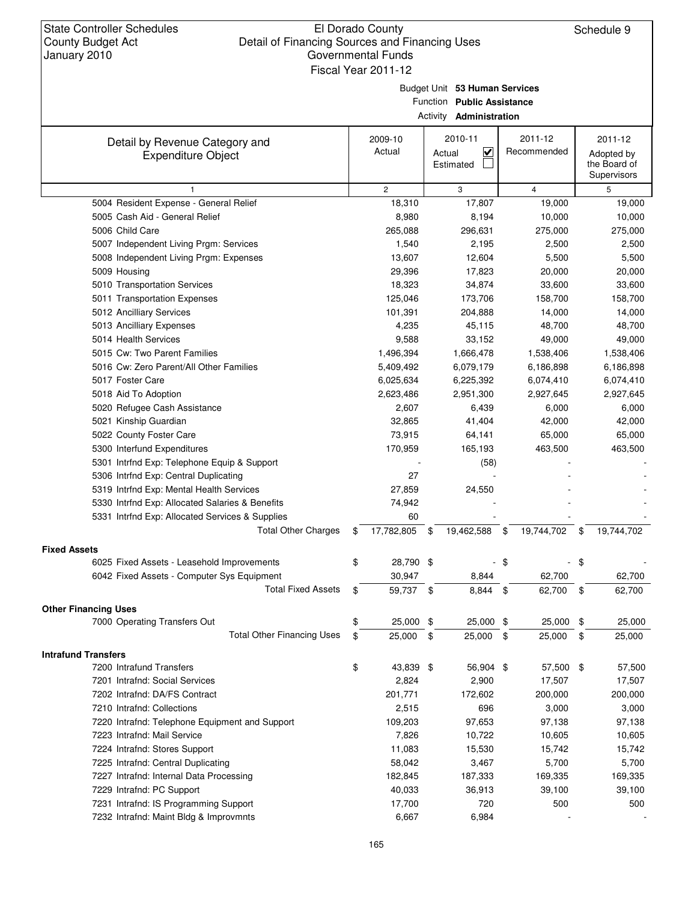State Controller Schedules
County Budget Act
January 2010

El Dorado County
Detail of Financing Sources and Financing Uses
Governmental Funds
Fiscal Year 2011-12

Schedule 9

Budget Unit **53 Human Services**
Function **Public Assistance**
Activity **Administration**

| Detail by Revenue Category and Expenditure Object | 2009-10 Actual | 2010-11 Actual ☑ Estimated ☐ | 2011-12 Recommended | 2011-12 Adopted by the Board of Supervisors |
|---|---|---|---|---|
| 1 | 2 | 3 | 4 | 5 |
| 5004 Resident Expense - General Relief | 18,310 | 17,807 | 19,000 | 19,000 |
| 5005 Cash Aid - General Relief | 8,980 | 8,194 | 10,000 | 10,000 |
| 5006 Child Care | 265,088 | 296,631 | 275,000 | 275,000 |
| 5007 Independent Living Prgm: Services | 1,540 | 2,195 | 2,500 | 2,500 |
| 5008 Independent Living Prgm: Expenses | 13,607 | 12,604 | 5,500 | 5,500 |
| 5009 Housing | 29,396 | 17,823 | 20,000 | 20,000 |
| 5010 Transportation Services | 18,323 | 34,874 | 33,600 | 33,600 |
| 5011 Transportation Expenses | 125,046 | 173,706 | 158,700 | 158,700 |
| 5012 Ancilliary Services | 101,391 | 204,888 | 14,000 | 14,000 |
| 5013 Ancilliary Expenses | 4,235 | 45,115 | 48,700 | 48,700 |
| 5014 Health Services | 9,588 | 33,152 | 49,000 | 49,000 |
| 5015 Cw: Two Parent Families | 1,496,394 | 1,666,478 | 1,538,406 | 1,538,406 |
| 5016 Cw: Zero Parent/All Other Families | 5,409,492 | 6,079,179 | 6,186,898 | 6,186,898 |
| 5017 Foster Care | 6,025,634 | 6,225,392 | 6,074,410 | 6,074,410 |
| 5018 Aid To Adoption | 2,623,486 | 2,951,300 | 2,927,645 | 2,927,645 |
| 5020 Refugee Cash Assistance | 2,607 | 6,439 | 6,000 | 6,000 |
| 5021 Kinship Guardian | 32,865 | 41,404 | 42,000 | 42,000 |
| 5022 County Foster Care | 73,915 | 64,141 | 65,000 | 65,000 |
| 5300 Interfund Expenditures | 170,959 | 165,193 | 463,500 | 463,500 |
| 5301 Intrfnd Exp: Telephone Equip & Support | - | (58) | - | - |
| 5306 Intrfnd Exp: Central Duplicating | 27 | - | - | - |
| 5319 Intrfnd Exp: Mental Health Services | 27,859 | 24,550 | - | - |
| 5330 Intrfnd Exp: Allocated Salaries & Benefits | 74,942 | - | - | - |
| 5331 Intrfnd Exp: Allocated Services & Supplies | 60 | - | - | - |
| Total Other Charges | $ 17,782,805 | $ 19,462,588 | $ 19,744,702 | $ 19,744,702 |
| **Fixed Assets** | | | | |
| 6025 Fixed Assets - Leasehold Improvements | $ 28,790 | $ - | $ - | $ - |
| 6042 Fixed Assets - Computer Sys Equipment | 30,947 | 8,844 | 62,700 | 62,700 |
| Total Fixed Assets | $ 59,737 | $ 8,844 | $ 62,700 | $ 62,700 |
| **Other Financing Uses** | | | | |
| 7000 Operating Transfers Out | $ 25,000 | $ 25,000 | $ 25,000 | $ 25,000 |
| Total Other Financing Uses | $ 25,000 | $ 25,000 | $ 25,000 | $ 25,000 |
| **Intrafund Transfers** | | | | |
| 7200 Intrafund Transfers | $ 43,839 | $ 56,904 | $ 57,500 | $ 57,500 |
| 7201 Intrafnd: Social Services | 2,824 | 2,900 | 17,507 | 17,507 |
| 7202 Intrafnd: DA/FS Contract | 201,771 | 172,602 | 200,000 | 200,000 |
| 7210 Intrafnd: Collections | 2,515 | 696 | 3,000 | 3,000 |
| 7220 Intrafnd: Telephone Equipment and Support | 109,203 | 97,653 | 97,138 | 97,138 |
| 7223 Intrafnd: Mail Service | 7,826 | 10,722 | 10,605 | 10,605 |
| 7224 Intrafnd: Stores Support | 11,083 | 15,530 | 15,742 | 15,742 |
| 7225 Intrafnd: Central Duplicating | 58,042 | 3,467 | 5,700 | 5,700 |
| 7227 Intrafnd: Internal Data Processing | 182,845 | 187,333 | 169,335 | 169,335 |
| 7229 Intrafnd: PC Support | 40,033 | 36,913 | 39,100 | 39,100 |
| 7231 Intrafnd: IS Programming Support | 17,700 | 720 | 500 | 500 |
| 7232 Intrafnd: Maint Bldg & Improvmnts | 6,667 | 6,984 | - | - |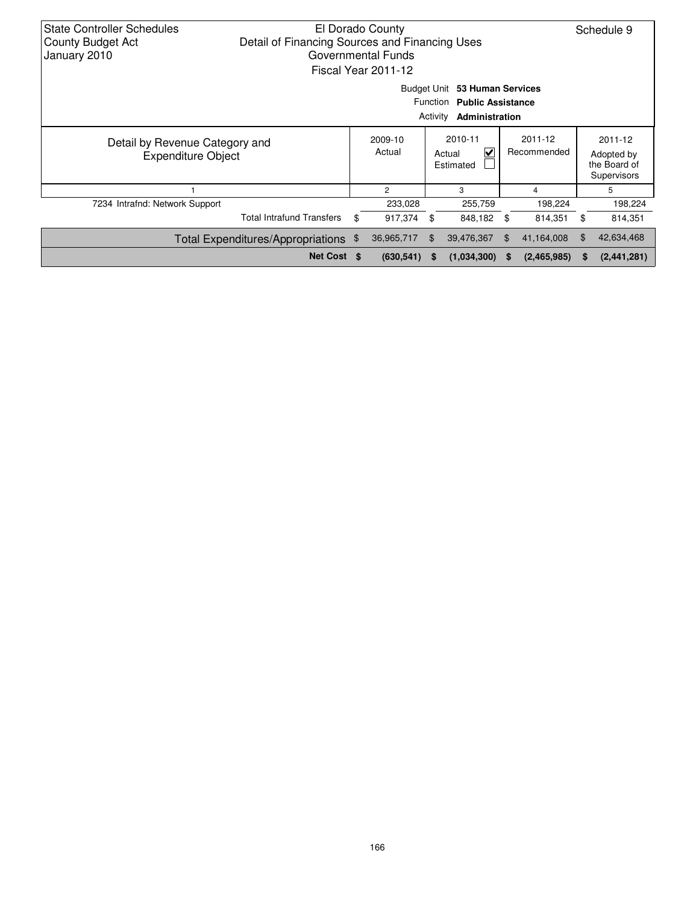State Controller Schedules
County Budget Act
January 2010

El Dorado County
Detail of Financing Sources and Financing Uses
Governmental Funds
Fiscal Year 2011-12

Schedule 9

Budget Unit **53 Human Services**
Function **Public Assistance**
Activity **Administration**

| Detail by Revenue Category and Expenditure Object | 2009-10 Actual | 2010-11 Actual ☑ Estimated ☐ | 2011-12 Recommended | 2011-12 Adopted by the Board of Supervisors |
|---|---|---|---|---|
| 1 | 2 | 3 | 4 | 5 |
| 7234 Intrafnd: Network Support | 233,028 | 255,759 | 198,224 | 198,224 |
| Total Intrafund Transfers | $ 917,374 | $ 848,182 | $ 814,351 | $ 814,351 |
| Total Expenditures/Appropriations | $ 36,965,717 | $ 39,476,367 | $ 41,164,008 | $ 42,634,468 |
| **Net Cost** | **$ (630,541)** | **$ (1,034,300)** | **$ (2,465,985)** | **$ (2,441,281)** |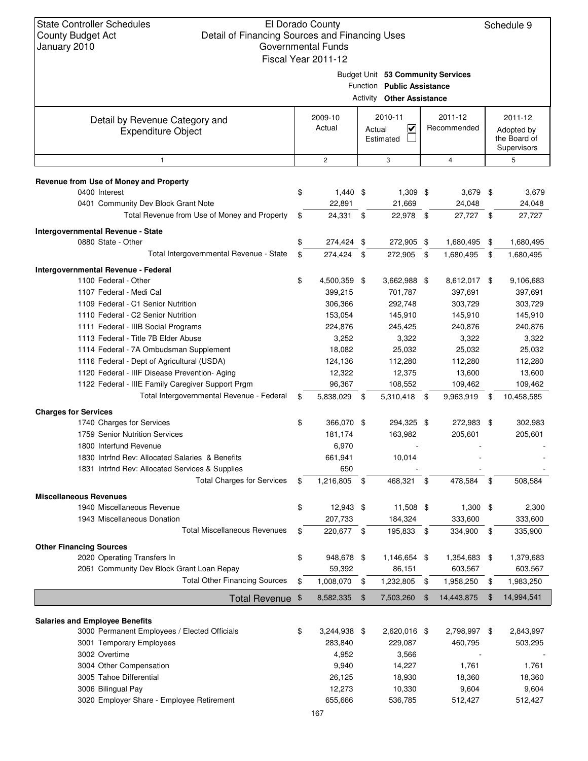State Controller Schedules
County Budget Act
January 2010

El Dorado County
Detail of Financing Sources and Financing Uses
Governmental Funds
Fiscal Year 2011-12

Schedule 9

Budget Unit **53 Community Services**
Function **Public Assistance**
Activity **Other Assistance**

| Detail by Revenue Category and Expenditure Object | 2009-10 Actual | 2010-11 Actual ☑ Estimated ☐ | 2011-12 Recommended | 2011-12 Adopted by the Board of Supervisors |
|---|---|---|---|---|
| 1 | 2 | 3 | 4 | 5 |
| **Revenue from Use of Money and Property** | | | | |
| 0400 Interest | $ 1,440 | $ 1,309 | $ 3,679 | $ 3,679 |
| 0401 Community Dev Block Grant Note | 22,891 | 21,669 | 24,048 | 24,048 |
| Total Revenue from Use of Money and Property | $ 24,331 | $ 22,978 | $ 27,727 | $ 27,727 |
| **Intergovernmental Revenue - State** | | | | |
| 0880 State - Other | $ 274,424 | $ 272,905 | $ 1,680,495 | $ 1,680,495 |
| Total Intergovernmental Revenue - State | $ 274,424 | $ 272,905 | $ 1,680,495 | $ 1,680,495 |
| **Intergovernmental Revenue - Federal** | | | | |
| 1100 Federal - Other | $ 4,500,359 | $ 3,662,988 | $ 8,612,017 | $ 9,106,683 |
| 1107 Federal - Medi Cal | 399,215 | 701,787 | 397,691 | 397,691 |
| 1109 Federal - C1 Senior Nutrition | 306,366 | 292,748 | 303,729 | 303,729 |
| 1110 Federal - C2 Senior Nutrition | 153,054 | 145,910 | 145,910 | 145,910 |
| 1111 Federal - IIIB Social Programs | 224,876 | 245,425 | 240,876 | 240,876 |
| 1113 Federal - Title 7B Elder Abuse | 3,252 | 3,322 | 3,322 | 3,322 |
| 1114 Federal - 7A Ombudsman Supplement | 18,082 | 25,032 | 25,032 | 25,032 |
| 1116 Federal - Dept of Agricultural (USDA) | 124,136 | 112,280 | 112,280 | 112,280 |
| 1120 Federal - IIIF Disease Prevention- Aging | 12,322 | 12,375 | 13,600 | 13,600 |
| 1122 Federal - IIIE Family Caregiver Support Prgm | 96,367 | 108,552 | 109,462 | 109,462 |
| Total Intergovernmental Revenue - Federal | $ 5,838,029 | $ 5,310,418 | $ 9,963,919 | $ 10,458,585 |
| **Charges for Services** | | | | |
| 1740 Charges for Services | $ 366,070 | $ 294,325 | $ 272,983 | $ 302,983 |
| 1759 Senior Nutrition Services | 181,174 | 163,982 | 205,601 | 205,601 |
| 1800 Interfund Revenue | 6,970 | - | - | - |
| 1830 Intrfnd Rev: Allocated Salaries & Benefits | 661,941 | 10,014 | - | - |
| 1831 Intrfnd Rev: Allocated Services & Supplies | 650 | - | - | - |
| Total Charges for Services | $ 1,216,805 | $ 468,321 | $ 478,584 | $ 508,584 |
| **Miscellaneous Revenues** | | | | |
| 1940 Miscellaneous Revenue | $ 12,943 | $ 11,508 | $ 1,300 | $ 2,300 |
| 1943 Miscellaneous Donation | 207,733 | 184,324 | 333,600 | 333,600 |
| Total Miscellaneous Revenues | $ 220,677 | $ 195,833 | $ 334,900 | $ 335,900 |
| **Other Financing Sources** | | | | |
| 2020 Operating Transfers In | $ 948,678 | $ 1,146,654 | $ 1,354,683 | $ 1,379,683 |
| 2061 Community Dev Block Grant Loan Repay | 59,392 | 86,151 | 603,567 | 603,567 |
| Total Other Financing Sources | $ 1,008,070 | $ 1,232,805 | $ 1,958,250 | $ 1,983,250 |
| **Total Revenue** | $ 8,582,335 | $ 7,503,260 | $ 14,443,875 | $ 14,994,541 |
| **Salaries and Employee Benefits** | | | | |
| 3000 Permanent Employees / Elected Officials | $ 3,244,938 | $ 2,620,016 | $ 2,798,997 | $ 2,843,997 |
| 3001 Temporary Employees | 283,840 | 229,087 | 460,795 | 503,295 |
| 3002 Overtime | 4,952 | 3,566 | - | - |
| 3004 Other Compensation | 9,940 | 14,227 | 1,761 | 1,761 |
| 3005 Tahoe Differential | 26,125 | 18,930 | 18,360 | 18,360 |
| 3006 Bilingual Pay | 12,273 | 10,330 | 9,604 | 9,604 |
| 3020 Employer Share - Employee Retirement | 655,666 | 536,785 | 512,427 | 512,427 |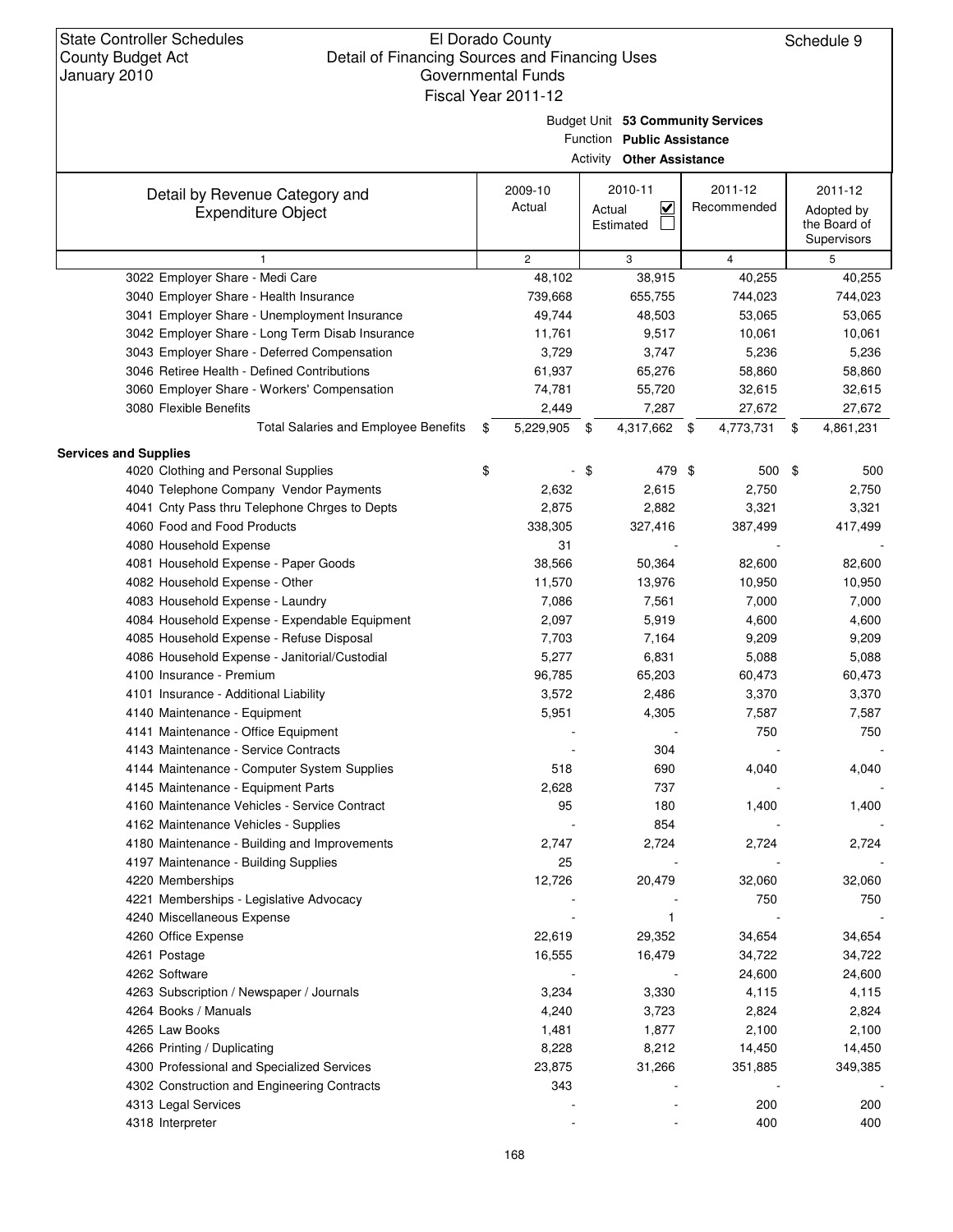State Controller Schedules
County Budget Act
January 2010

El Dorado County
Detail of Financing Sources and Financing Uses
Governmental Funds
Fiscal Year 2011-12

Schedule 9

Budget Unit **53 Community Services**
Function **Public Assistance**
Activity **Other Assistance**

| Detail by Revenue Category and Expenditure Object | 2009-10 Actual | 2010-11 Actual ☑ Estimated ☐ | 2011-12 Recommended | 2011-12 Adopted by the Board of Supervisors |
|---|---|---|---|---|
| 1 | 2 | 3 | 4 | 5 |
| 3022 Employer Share - Medi Care | 48,102 | 38,915 | 40,255 | 40,255 |
| 3040 Employer Share - Health Insurance | 739,668 | 655,755 | 744,023 | 744,023 |
| 3041 Employer Share - Unemployment Insurance | 49,744 | 48,503 | 53,065 | 53,065 |
| 3042 Employer Share - Long Term Disab Insurance | 11,761 | 9,517 | 10,061 | 10,061 |
| 3043 Employer Share - Deferred Compensation | 3,729 | 3,747 | 5,236 | 5,236 |
| 3046 Retiree Health - Defined Contributions | 61,937 | 65,276 | 58,860 | 58,860 |
| 3060 Employer Share - Workers' Compensation | 74,781 | 55,720 | 32,615 | 32,615 |
| 3080 Flexible Benefits | 2,449 | 7,287 | 27,672 | 27,672 |
| Total Salaries and Employee Benefits | $ 5,229,905 | $ 4,317,662 | $ 4,773,731 | $ 4,861,231 |
| **Services and Supplies** | | | | |
| 4020 Clothing and Personal Supplies | $ - | $ 479 | $ 500 | $ 500 |
| 4040 Telephone Company Vendor Payments | 2,632 | 2,615 | 2,750 | 2,750 |
| 4041 Cnty Pass thru Telephone Chrges to Depts | 2,875 | 2,882 | 3,321 | 3,321 |
| 4060 Food and Food Products | 338,305 | 327,416 | 387,499 | 417,499 |
| 4080 Household Expense | 31 | - | - | - |
| 4081 Household Expense - Paper Goods | 38,566 | 50,364 | 82,600 | 82,600 |
| 4082 Household Expense - Other | 11,570 | 13,976 | 10,950 | 10,950 |
| 4083 Household Expense - Laundry | 7,086 | 7,561 | 7,000 | 7,000 |
| 4084 Household Expense - Expendable Equipment | 2,097 | 5,919 | 4,600 | 4,600 |
| 4085 Household Expense - Refuse Disposal | 7,703 | 7,164 | 9,209 | 9,209 |
| 4086 Household Expense - Janitorial/Custodial | 5,277 | 6,831 | 5,088 | 5,088 |
| 4100 Insurance - Premium | 96,785 | 65,203 | 60,473 | 60,473 |
| 4101 Insurance - Additional Liability | 3,572 | 2,486 | 3,370 | 3,370 |
| 4140 Maintenance - Equipment | 5,951 | 4,305 | 7,587 | 7,587 |
| 4141 Maintenance - Office Equipment | - | - | 750 | 750 |
| 4143 Maintenance - Service Contracts | - | 304 | - | - |
| 4144 Maintenance - Computer System Supplies | 518 | 690 | 4,040 | 4,040 |
| 4145 Maintenance - Equipment Parts | 2,628 | 737 | - | - |
| 4160 Maintenance Vehicles - Service Contract | 95 | 180 | 1,400 | 1,400 |
| 4162 Maintenance Vehicles - Supplies | - | 854 | - | - |
| 4180 Maintenance - Building and Improvements | 2,747 | 2,724 | 2,724 | 2,724 |
| 4197 Maintenance - Building Supplies | 25 | - | - | - |
| 4220 Memberships | 12,726 | 20,479 | 32,060 | 32,060 |
| 4221 Memberships - Legislative Advocacy | - | - | 750 | 750 |
| 4240 Miscellaneous Expense | - | 1 | - | - |
| 4260 Office Expense | 22,619 | 29,352 | 34,654 | 34,654 |
| 4261 Postage | 16,555 | 16,479 | 34,722 | 34,722 |
| 4262 Software | - | - | 24,600 | 24,600 |
| 4263 Subscription / Newspaper / Journals | 3,234 | 3,330 | 4,115 | 4,115 |
| 4264 Books / Manuals | 4,240 | 3,723 | 2,824 | 2,824 |
| 4265 Law Books | 1,481 | 1,877 | 2,100 | 2,100 |
| 4266 Printing / Duplicating | 8,228 | 8,212 | 14,450 | 14,450 |
| 4300 Professional and Specialized Services | 23,875 | 31,266 | 351,885 | 349,385 |
| 4302 Construction and Engineering Contracts | 343 | - | - | - |
| 4313 Legal Services | - | - | 200 | 200 |
| 4318 Interpreter | - | - | 400 | 400 |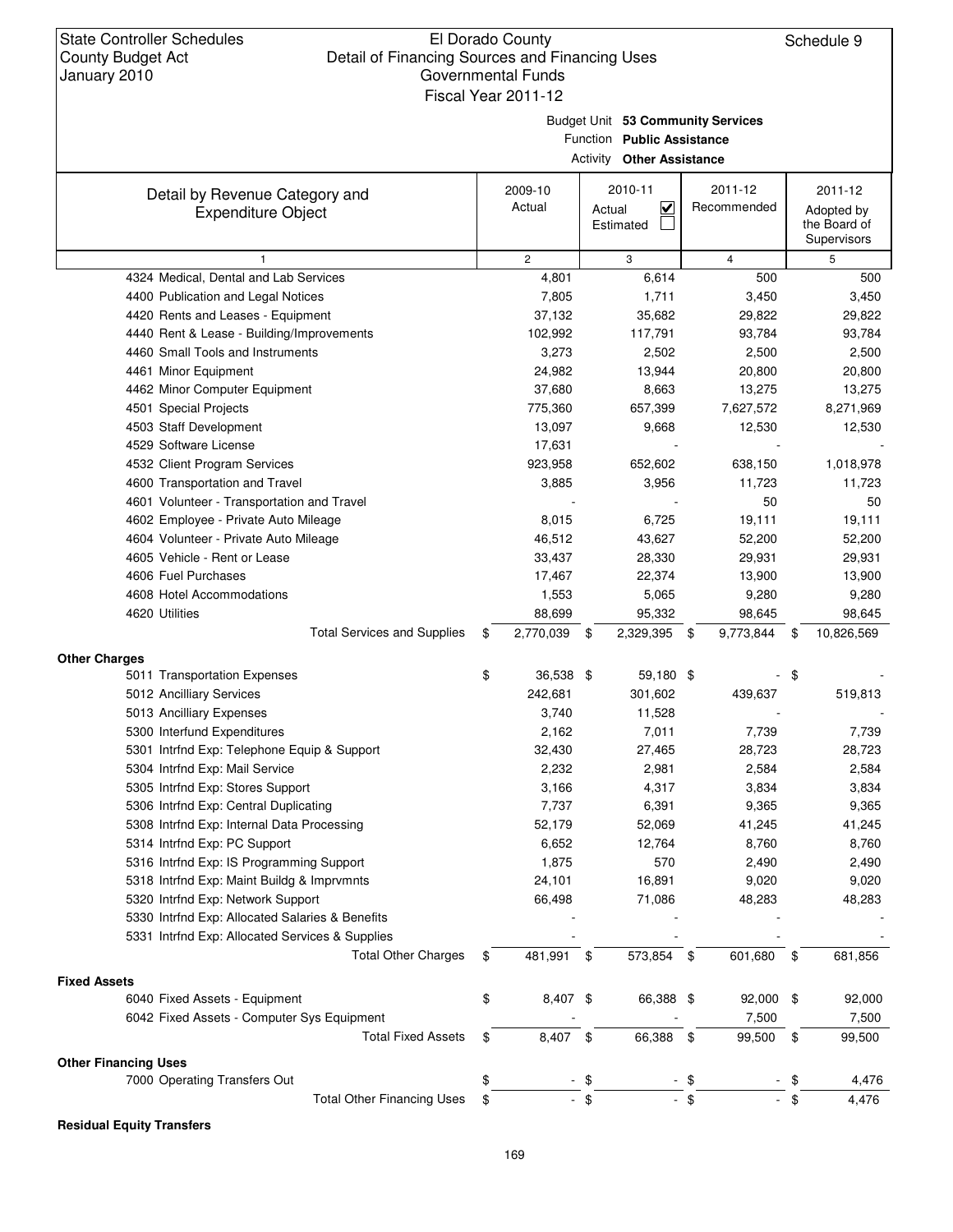State Controller Schedules
County Budget Act
January 2010

El Dorado County
Detail of Financing Sources and Financing Uses
Governmental Funds
Fiscal Year 2011-12

Schedule 9

Budget Unit **53 Community Services**
Function **Public Assistance**
Activity **Other Assistance**

| Detail by Revenue Category and Expenditure Object | 2009-10 Actual | 2010-11 Actual ☑ Estimated ☐ | 2011-12 Recommended | 2011-12 Adopted by the Board of Supervisors |
|---|---|---|---|---|
| 1 | 2 | 3 | 4 | 5 |
| 4324 Medical, Dental and Lab Services | 4,801 | 6,614 | 500 | 500 |
| 4400 Publication and Legal Notices | 7,805 | 1,711 | 3,450 | 3,450 |
| 4420 Rents and Leases - Equipment | 37,132 | 35,682 | 29,822 | 29,822 |
| 4440 Rent & Lease - Building/Improvements | 102,992 | 117,791 | 93,784 | 93,784 |
| 4460 Small Tools and Instruments | 3,273 | 2,502 | 2,500 | 2,500 |
| 4461 Minor Equipment | 24,982 | 13,944 | 20,800 | 20,800 |
| 4462 Minor Computer Equipment | 37,680 | 8,663 | 13,275 | 13,275 |
| 4501 Special Projects | 775,360 | 657,399 | 7,627,572 | 8,271,969 |
| 4503 Staff Development | 13,097 | 9,668 | 12,530 | 12,530 |
| 4529 Software License | 17,631 | - | - | - |
| 4532 Client Program Services | 923,958 | 652,602 | 638,150 | 1,018,978 |
| 4600 Transportation and Travel | 3,885 | 3,956 | 11,723 | 11,723 |
| 4601 Volunteer - Transportation and Travel | - | - | 50 | 50 |
| 4602 Employee - Private Auto Mileage | 8,015 | 6,725 | 19,111 | 19,111 |
| 4604 Volunteer - Private Auto Mileage | 46,512 | 43,627 | 52,200 | 52,200 |
| 4605 Vehicle - Rent or Lease | 33,437 | 28,330 | 29,931 | 29,931 |
| 4606 Fuel Purchases | 17,467 | 22,374 | 13,900 | 13,900 |
| 4608 Hotel Accommodations | 1,553 | 5,065 | 9,280 | 9,280 |
| 4620 Utilities | 88,699 | 95,332 | 98,645 | 98,645 |
| Total Services and Supplies | $ 2,770,039 | $ 2,329,395 | $ 9,773,844 | $ 10,826,569 |
| **Other Charges** | | | | |
| 5011 Transportation Expenses | $ 36,538 | $ 59,180 | $ - | $ - |
| 5012 Ancilliary Services | 242,681 | 301,602 | 439,637 | 519,813 |
| 5013 Ancilliary Expenses | 3,740 | 11,528 | - | - |
| 5300 Interfund Expenditures | 2,162 | 7,011 | 7,739 | 7,739 |
| 5301 Intrfnd Exp: Telephone Equip & Support | 32,430 | 27,465 | 28,723 | 28,723 |
| 5304 Intrfnd Exp: Mail Service | 2,232 | 2,981 | 2,584 | 2,584 |
| 5305 Intrfnd Exp: Stores Support | 3,166 | 4,317 | 3,834 | 3,834 |
| 5306 Intrfnd Exp: Central Duplicating | 7,737 | 6,391 | 9,365 | 9,365 |
| 5308 Intrfnd Exp: Internal Data Processing | 52,179 | 52,069 | 41,245 | 41,245 |
| 5314 Intrfnd Exp: PC Support | 6,652 | 12,764 | 8,760 | 8,760 |
| 5316 Intrfnd Exp: IS Programming Support | 1,875 | 570 | 2,490 | 2,490 |
| 5318 Intrfnd Exp: Maint Buildg & Imprvmnts | 24,101 | 16,891 | 9,020 | 9,020 |
| 5320 Intrfnd Exp: Network Support | 66,498 | 71,086 | 48,283 | 48,283 |
| 5330 Intrfnd Exp: Allocated Salaries & Benefits | - | - | - | - |
| 5331 Intrfnd Exp: Allocated Services & Supplies | - | - | - | - |
| Total Other Charges | $ 481,991 | $ 573,854 | $ 601,680 | $ 681,856 |
| **Fixed Assets** | | | | |
| 6040 Fixed Assets - Equipment | $ 8,407 | $ 66,388 | $ 92,000 | $ 92,000 |
| 6042 Fixed Assets - Computer Sys Equipment | - | - | 7,500 | 7,500 |
| Total Fixed Assets | $ 8,407 | $ 66,388 | $ 99,500 | $ 99,500 |
| **Other Financing Uses** | | | | |
| 7000 Operating Transfers Out | $ - | $ - | $ - | $ 4,476 |
| Total Other Financing Uses | $ - | $ - | $ - | $ 4,476 |
| **Residual Equity Transfers** | | | | |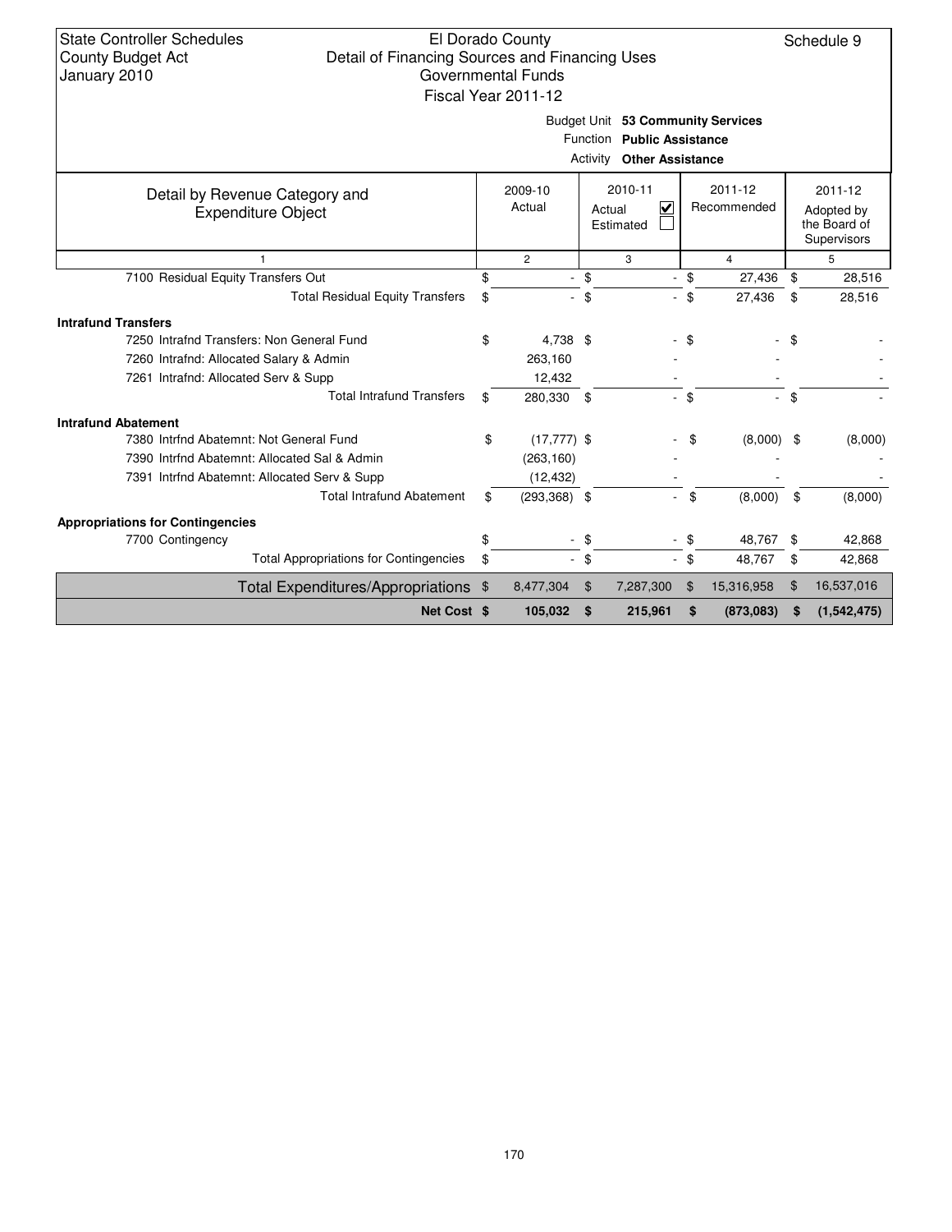State Controller Schedules
County Budget Act
January 2010

El Dorado County
Detail of Financing Sources and Financing Uses
Governmental Funds
Fiscal Year 2011-12

Schedule 9

Budget Unit **53 Community Services**
Function **Public Assistance**
Activity **Other Assistance**

| Detail by Revenue Category and Expenditure Object | 2009-10 Actual | 2010-11 Actual ☑ Estimated ☐ | 2011-12 Recommended | 2011-12 Adopted by the Board of Supervisors |
|---|---|---|---|---|
| 1 | 2 | 3 | 4 | 5 |
| 7100 Residual Equity Transfers Out | $ - | $ - | $ 27,436 | $ 28,516 |
| Total Residual Equity Transfers | $ - | $ - | $ 27,436 | $ 28,516 |
| **Intrafund Transfers** | | | | |
| 7250 Intrafnd Transfers: Non General Fund | $ 4,738 | $ - | $ - | $ - |
| 7260 Intrafnd: Allocated Salary & Admin | 263,160 | - | - | - |
| 7261 Intrafnd: Allocated Serv & Supp | 12,432 | - | - | - |
| Total Intrafund Transfers | $ 280,330 | $ - | $ - | $ - |
| **Intrafund Abatement** | | | | |
| 7380 Intrfnd Abatemnt: Not General Fund | $ (17,777) | $ - | $ (8,000) | $ (8,000) |
| 7390 Intrfnd Abatemnt: Allocated Sal & Admin | (263,160) | - | - | - |
| 7391 Intrfnd Abatemnt: Allocated Serv & Supp | (12,432) | - | - | - |
| Total Intrafund Abatement | $ (293,368) | $ - | $ (8,000) | $ (8,000) |
| **Appropriations for Contingencies** | | | | |
| 7700 Contingency | $ - | $ - | $ 48,767 | $ 42,868 |
| Total Appropriations for Contingencies | $ - | $ - | $ 48,767 | $ 42,868 |
| Total Expenditures/Appropriations | $ 8,477,304 | $ 7,287,300 | $ 15,316,958 | $ 16,537,016 |
| **Net Cost** | **$ 105,032** | **$ 215,961** | **$ (873,083)** | **$ (1,542,475)** |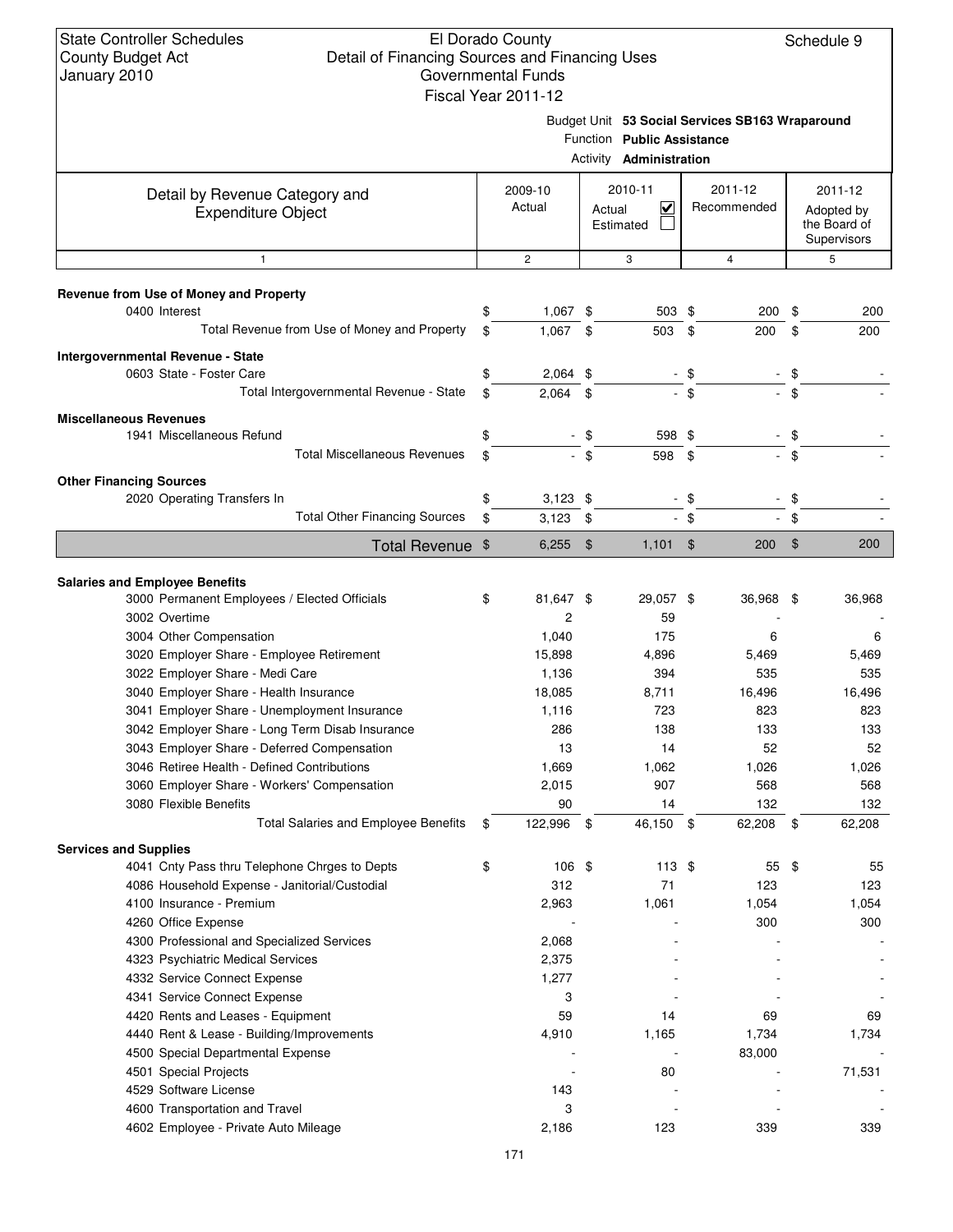State Controller Schedules
County Budget Act
January 2010

El Dorado County
Detail of Financing Sources and Financing Uses
Governmental Funds
Fiscal Year 2011-12

Schedule 9

Budget Unit **53 Social Services SB163 Wraparound**
Function **Public Assistance**
Activity **Administration**

| Detail by Revenue Category and Expenditure Object | 2009-10 Actual | 2010-11 Actual ☑ Estimated ☐ | 2011-12 Recommended | 2011-12 Adopted by the Board of Supervisors |
|---|---|---|---|---|
| 1 | 2 | 3 | 4 | 5 |
| **Revenue from Use of Money and Property** | | | | |
| 0400 Interest | $ 1,067 | $ 503 | $ 200 | $ 200 |
| Total Revenue from Use of Money and Property | $ 1,067 | $ 503 | $ 200 | $ 200 |
| **Intergovernmental Revenue - State** | | | | |
| 0603 State - Foster Care | $ 2,064 | $ - | $ - | $ - |
| Total Intergovernmental Revenue - State | $ 2,064 | $ - | $ - | $ - |
| **Miscellaneous Revenues** | | | | |
| 1941 Miscellaneous Refund | $ - | $ 598 | $ - | $ - |
| Total Miscellaneous Revenues | $ - | $ 598 | $ - | $ - |
| **Other Financing Sources** | | | | |
| 2020 Operating Transfers In | $ 3,123 | $ - | $ - | $ - |
| Total Other Financing Sources | $ 3,123 | $ - | $ - | $ - |
| **Total Revenue** | $ 6,255 | $ 1,101 | $ 200 | $ 200 |
| **Salaries and Employee Benefits** | | | | |
| 3000 Permanent Employees / Elected Officials | $ 81,647 | $ 29,057 | $ 36,968 | $ 36,968 |
| 3002 Overtime | 2 | 59 | - | - |
| 3004 Other Compensation | 1,040 | 175 | 6 | 6 |
| 3020 Employer Share - Employee Retirement | 15,898 | 4,896 | 5,469 | 5,469 |
| 3022 Employer Share - Medi Care | 1,136 | 394 | 535 | 535 |
| 3040 Employer Share - Health Insurance | 18,085 | 8,711 | 16,496 | 16,496 |
| 3041 Employer Share - Unemployment Insurance | 1,116 | 723 | 823 | 823 |
| 3042 Employer Share - Long Term Disab Insurance | 286 | 138 | 133 | 133 |
| 3043 Employer Share - Deferred Compensation | 13 | 14 | 52 | 52 |
| 3046 Retiree Health - Defined Contributions | 1,669 | 1,062 | 1,026 | 1,026 |
| 3060 Employer Share - Workers' Compensation | 2,015 | 907 | 568 | 568 |
| 3080 Flexible Benefits | 90 | 14 | 132 | 132 |
| Total Salaries and Employee Benefits | $ 122,996 | $ 46,150 | $ 62,208 | $ 62,208 |
| **Services and Supplies** | | | | |
| 4041 Cnty Pass thru Telephone Chrges to Depts | $ 106 | $ 113 | $ 55 | $ 55 |
| 4086 Household Expense - Janitorial/Custodial | 312 | 71 | 123 | 123 |
| 4100 Insurance - Premium | 2,963 | 1,061 | 1,054 | 1,054 |
| 4260 Office Expense | - | - | 300 | 300 |
| 4300 Professional and Specialized Services | 2,068 | - | - | - |
| 4323 Psychiatric Medical Services | 2,375 | - | - | - |
| 4332 Service Connect Expense | 1,277 | - | - | - |
| 4341 Service Connect Expense | 3 | - | - | - |
| 4420 Rents and Leases - Equipment | 59 | 14 | 69 | 69 |
| 4440 Rent & Lease - Building/Improvements | 4,910 | 1,165 | 1,734 | 1,734 |
| 4500 Special Departmental Expense | - | - | 83,000 | - |
| 4501 Special Projects | - | 80 | - | 71,531 |
| 4529 Software License | 143 | - | - | - |
| 4600 Transportation and Travel | 3 | - | - | - |
| 4602 Employee - Private Auto Mileage | 2,186 | 123 | 339 | 339 |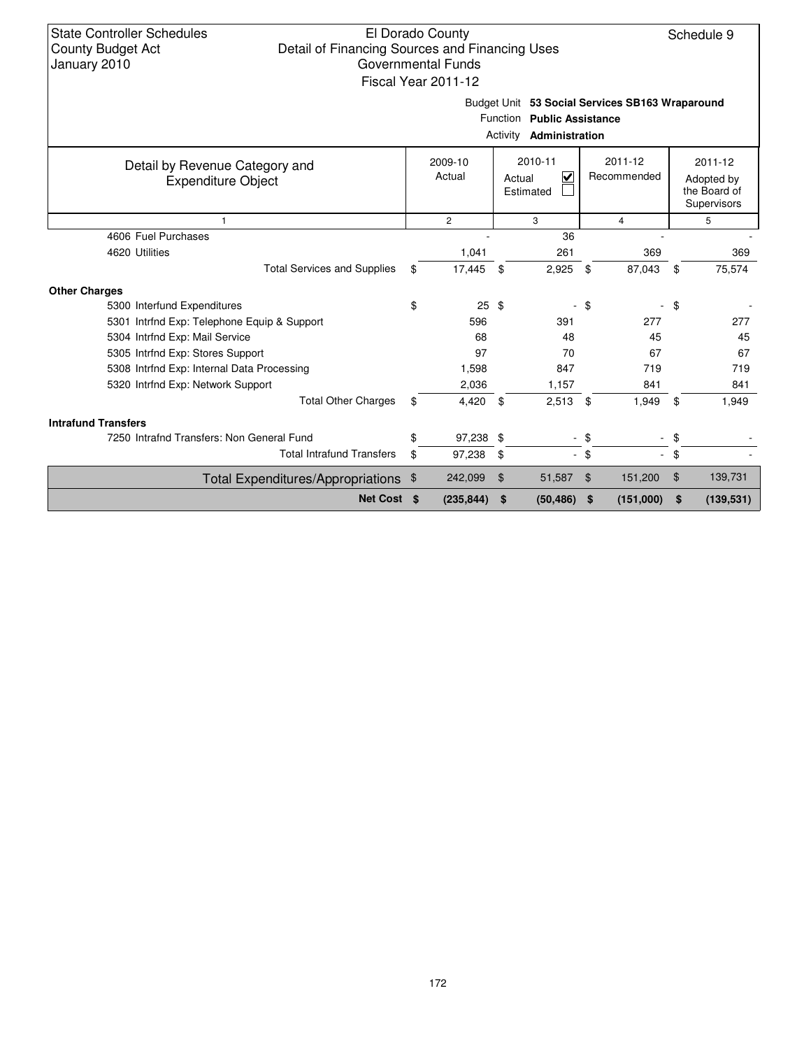State Controller Schedules
County Budget Act
January 2010

El Dorado County
Detail of Financing Sources and Financing Uses
Governmental Funds
Fiscal Year 2011-12

Schedule 9

Budget Unit **53 Social Services SB163 Wraparound**
Function **Public Assistance**
Activity **Administration**

| Detail by Revenue Category and Expenditure Object | 2009-10 Actual | 2010-11 Actual ☑ Estimated ☐ | 2011-12 Recommended | 2011-12 Adopted by the Board of Supervisors |
|---|---|---|---|---|
| 1 | 2 | 3 | 4 | 5 |
| 4606 Fuel Purchases | - | 36 | - | - |
| 4620 Utilities | 1,041 | 261 | 369 | 369 |
| Total Services and Supplies | $ 17,445 | $ 2,925 | $ 87,043 | $ 75,574 |
| **Other Charges** | | | | |
| 5300 Interfund Expenditures | $ 25 | $ - | $ - | $ - |
| 5301 Intrfnd Exp: Telephone Equip & Support | 596 | 391 | 277 | 277 |
| 5304 Intrfnd Exp: Mail Service | 68 | 48 | 45 | 45 |
| 5305 Intrfnd Exp: Stores Support | 97 | 70 | 67 | 67 |
| 5308 Intrfnd Exp: Internal Data Processing | 1,598 | 847 | 719 | 719 |
| 5320 Intrfnd Exp: Network Support | 2,036 | 1,157 | 841 | 841 |
| Total Other Charges | $ 4,420 | $ 2,513 | $ 1,949 | $ 1,949 |
| **Intrafund Transfers** | | | | |
| 7250 Intrafnd Transfers: Non General Fund | $ 97,238 | $ - | $ - | $ - |
| Total Intrafund Transfers | $ 97,238 | $ - | $ - | $ - |
| Total Expenditures/Appropriations | $ 242,099 | $ 51,587 | $ 151,200 | $ 139,731 |
| **Net Cost** | **$ (235,844)** | **$ (50,486)** | **$ (151,000)** | **$ (139,531)** |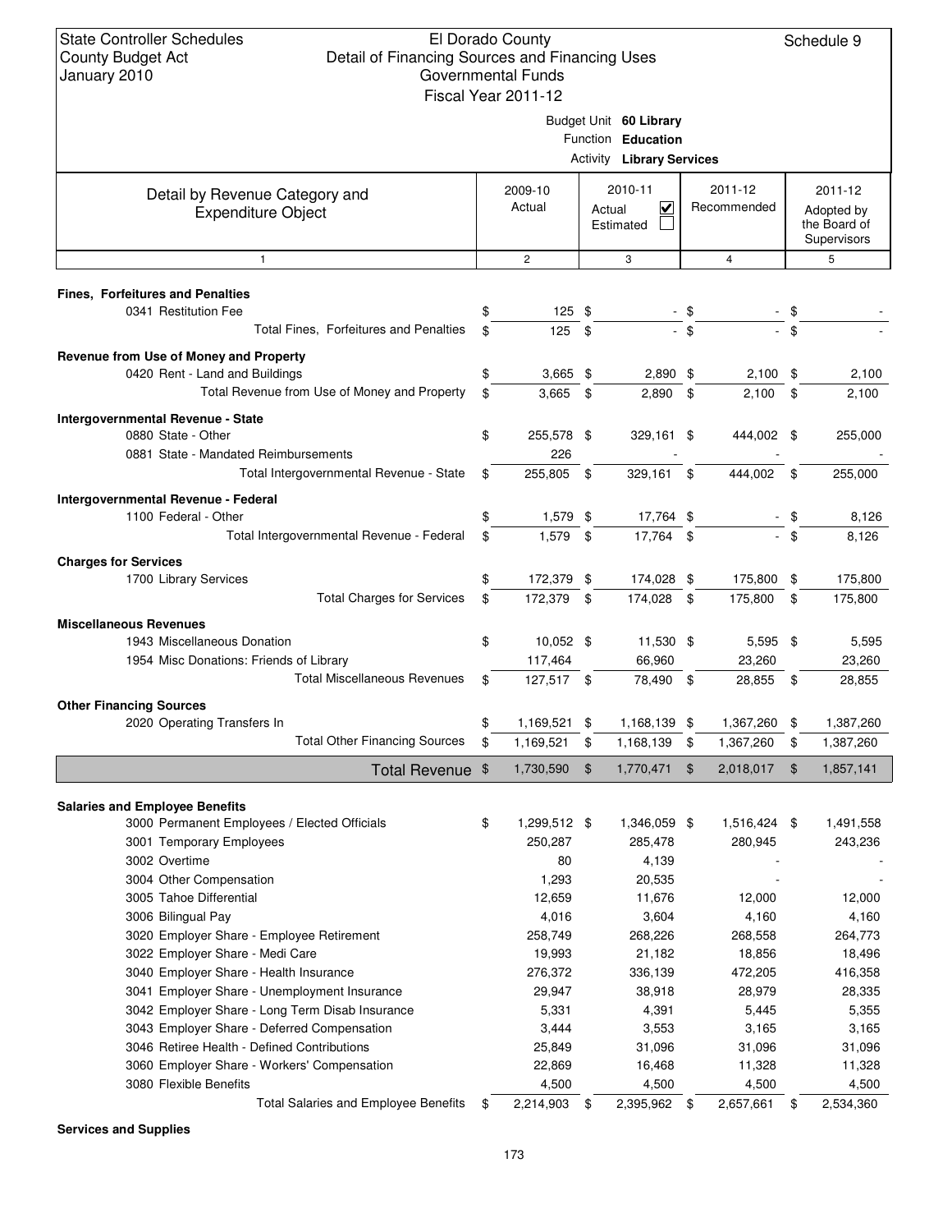State Controller Schedules
County Budget Act
January 2010

El Dorado County
Detail of Financing Sources and Financing Uses
Governmental Funds
Fiscal Year 2011-12

Schedule 9

Budget Unit **60 Library**
Function **Education**
Activity **Library Services**

| Detail by Revenue Category and Expenditure Object | 2009-10 Actual | 2010-11 Actual ☑ Estimated ☐ | 2011-12 Recommended | 2011-12 Adopted by the Board of Supervisors |
|---|---|---|---|---|
| 1 | 2 | 3 | 4 | 5 |
| **Fines, Forfeitures and Penalties** | | | | |
| 0341 Restitution Fee | $ 125 | $ - | $ - | $ - |
| Total Fines, Forfeitures and Penalties | $ 125 | $ - | $ - | $ - |
| **Revenue from Use of Money and Property** | | | | |
| 0420 Rent - Land and Buildings | $ 3,665 | $ 2,890 | $ 2,100 | $ 2,100 |
| Total Revenue from Use of Money and Property | $ 3,665 | $ 2,890 | $ 2,100 | $ 2,100 |
| **Intergovernmental Revenue - State** | | | | |
| 0880 State - Other | $ 255,578 | $ 329,161 | $ 444,002 | $ 255,000 |
| 0881 State - Mandated Reimbursements | 226 | - | - | - |
| Total Intergovernmental Revenue - State | $ 255,805 | $ 329,161 | $ 444,002 | $ 255,000 |
| **Intergovernmental Revenue - Federal** | | | | |
| 1100 Federal - Other | $ 1,579 | $ 17,764 | $ - | $ 8,126 |
| Total Intergovernmental Revenue - Federal | $ 1,579 | $ 17,764 | $ - | $ 8,126 |
| **Charges for Services** | | | | |
| 1700 Library Services | $ 172,379 | $ 174,028 | $ 175,800 | $ 175,800 |
| Total Charges for Services | $ 172,379 | $ 174,028 | $ 175,800 | $ 175,800 |
| **Miscellaneous Revenues** | | | | |
| 1943 Miscellaneous Donation | $ 10,052 | $ 11,530 | $ 5,595 | $ 5,595 |
| 1954 Misc Donations: Friends of Library | 117,464 | 66,960 | 23,260 | 23,260 |
| Total Miscellaneous Revenues | $ 127,517 | $ 78,490 | $ 28,855 | $ 28,855 |
| **Other Financing Sources** | | | | |
| 2020 Operating Transfers In | $ 1,169,521 | $ 1,168,139 | $ 1,367,260 | $ 1,387,260 |
| Total Other Financing Sources | $ 1,169,521 | $ 1,168,139 | $ 1,367,260 | $ 1,387,260 |
| **Total Revenue** | $ 1,730,590 | $ 1,770,471 | $ 2,018,017 | $ 1,857,141 |
| **Salaries and Employee Benefits** | | | | |
| 3000 Permanent Employees / Elected Officials | $ 1,299,512 | $ 1,346,059 | $ 1,516,424 | $ 1,491,558 |
| 3001 Temporary Employees | 250,287 | 285,478 | 280,945 | 243,236 |
| 3002 Overtime | 80 | 4,139 | - | - |
| 3004 Other Compensation | 1,293 | 20,535 | - | - |
| 3005 Tahoe Differential | 12,659 | 11,676 | 12,000 | 12,000 |
| 3006 Bilingual Pay | 4,016 | 3,604 | 4,160 | 4,160 |
| 3020 Employer Share - Employee Retirement | 258,749 | 268,226 | 268,558 | 264,773 |
| 3022 Employer Share - Medi Care | 19,993 | 21,182 | 18,856 | 18,496 |
| 3040 Employer Share - Health Insurance | 276,372 | 336,139 | 472,205 | 416,358 |
| 3041 Employer Share - Unemployment Insurance | 29,947 | 38,918 | 28,979 | 28,335 |
| 3042 Employer Share - Long Term Disab Insurance | 5,331 | 4,391 | 5,445 | 5,355 |
| 3043 Employer Share - Deferred Compensation | 3,444 | 3,553 | 3,165 | 3,165 |
| 3046 Retiree Health - Defined Contributions | 25,849 | 31,096 | 31,096 | 31,096 |
| 3060 Employer Share - Workers' Compensation | 22,869 | 16,468 | 11,328 | 11,328 |
| 3080 Flexible Benefits | 4,500 | 4,500 | 4,500 | 4,500 |
| Total Salaries and Employee Benefits | $ 2,214,903 | $ 2,395,962 | $ 2,657,661 | $ 2,534,360 |
| **Services and Supplies** | | | | |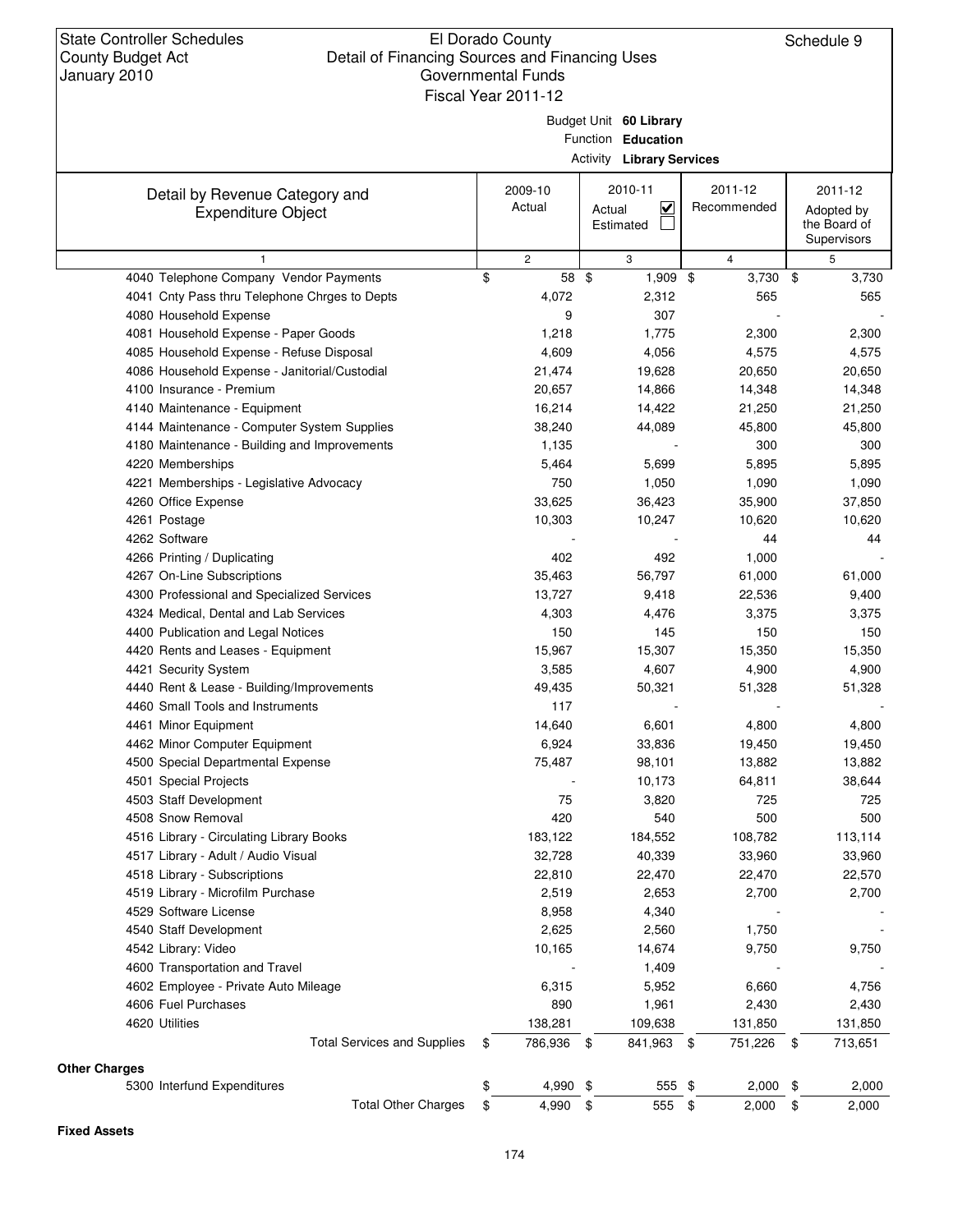State Controller Schedules
County Budget Act
January 2010

# El Dorado County
## Detail of Financing Sources and Financing Uses
### Governmental Funds
### Fiscal Year 2011-12

Schedule 9

Budget Unit **60 Library**
Function **Education**
Activity **Library Services**

| Detail by Revenue Category and Expenditure Object | 2009-10 Actual | 2010-11 Actual ☑ Estimated ☐ | 2011-12 Recommended | 2011-12 Adopted by the Board of Supervisors |
|---|---|---|---|---|
| 1 | 2 | 3 | 4 | 5 |
| 4040 Telephone Company Vendor Payments | $ 58 | $ 1,909 | $ 3,730 | $ 3,730 |
| 4041 Cnty Pass thru Telephone Chrges to Depts | 4,072 | 2,312 | 565 | 565 |
| 4080 Household Expense | 9 | 307 | - | - |
| 4081 Household Expense - Paper Goods | 1,218 | 1,775 | 2,300 | 2,300 |
| 4085 Household Expense - Refuse Disposal | 4,609 | 4,056 | 4,575 | 4,575 |
| 4086 Household Expense - Janitorial/Custodial | 21,474 | 19,628 | 20,650 | 20,650 |
| 4100 Insurance - Premium | 20,657 | 14,866 | 14,348 | 14,348 |
| 4140 Maintenance - Equipment | 16,214 | 14,422 | 21,250 | 21,250 |
| 4144 Maintenance - Computer System Supplies | 38,240 | 44,089 | 45,800 | 45,800 |
| 4180 Maintenance - Building and Improvements | 1,135 | - | 300 | 300 |
| 4220 Memberships | 5,464 | 5,699 | 5,895 | 5,895 |
| 4221 Memberships - Legislative Advocacy | 750 | 1,050 | 1,090 | 1,090 |
| 4260 Office Expense | 33,625 | 36,423 | 35,900 | 37,850 |
| 4261 Postage | 10,303 | 10,247 | 10,620 | 10,620 |
| 4262 Software | - | - | 44 | 44 |
| 4266 Printing / Duplicating | 402 | 492 | 1,000 | - |
| 4267 On-Line Subscriptions | 35,463 | 56,797 | 61,000 | 61,000 |
| 4300 Professional and Specialized Services | 13,727 | 9,418 | 22,536 | 9,400 |
| 4324 Medical, Dental and Lab Services | 4,303 | 4,476 | 3,375 | 3,375 |
| 4400 Publication and Legal Notices | 150 | 145 | 150 | 150 |
| 4420 Rents and Leases - Equipment | 15,967 | 15,307 | 15,350 | 15,350 |
| 4421 Security System | 3,585 | 4,607 | 4,900 | 4,900 |
| 4440 Rent & Lease - Building/Improvements | 49,435 | 50,321 | 51,328 | 51,328 |
| 4460 Small Tools and Instruments | 117 | - | - | - |
| 4461 Minor Equipment | 14,640 | 6,601 | 4,800 | 4,800 |
| 4462 Minor Computer Equipment | 6,924 | 33,836 | 19,450 | 19,450 |
| 4500 Special Departmental Expense | 75,487 | 98,101 | 13,882 | 13,882 |
| 4501 Special Projects | - | 10,173 | 64,811 | 38,644 |
| 4503 Staff Development | 75 | 3,820 | 725 | 725 |
| 4508 Snow Removal | 420 | 540 | 500 | 500 |
| 4516 Library - Circulating Library Books | 183,122 | 184,552 | 108,782 | 113,114 |
| 4517 Library - Adult / Audio Visual | 32,728 | 40,339 | 33,960 | 33,960 |
| 4518 Library - Subscriptions | 22,810 | 22,470 | 22,470 | 22,570 |
| 4519 Library - Microfilm Purchase | 2,519 | 2,653 | 2,700 | 2,700 |
| 4529 Software License | 8,958 | 4,340 | - | - |
| 4540 Staff Development | 2,625 | 2,560 | 1,750 | - |
| 4542 Library: Video | 10,165 | 14,674 | 9,750 | 9,750 |
| 4600 Transportation and Travel | - | 1,409 | - | - |
| 4602 Employee - Private Auto Mileage | 6,315 | 5,952 | 6,660 | 4,756 |
| 4606 Fuel Purchases | 890 | 1,961 | 2,430 | 2,430 |
| 4620 Utilities | 138,281 | 109,638 | 131,850 | 131,850 |
| Total Services and Supplies | $ 786,936 | $ 841,963 | $ 751,226 | $ 713,651 |
| **Other Charges** | | | | |
| 5300 Interfund Expenditures | $ 4,990 | $ 555 | $ 2,000 | $ 2,000 |
| Total Other Charges | $ 4,990 | $ 555 | $ 2,000 | $ 2,000 |

**Fixed Assets**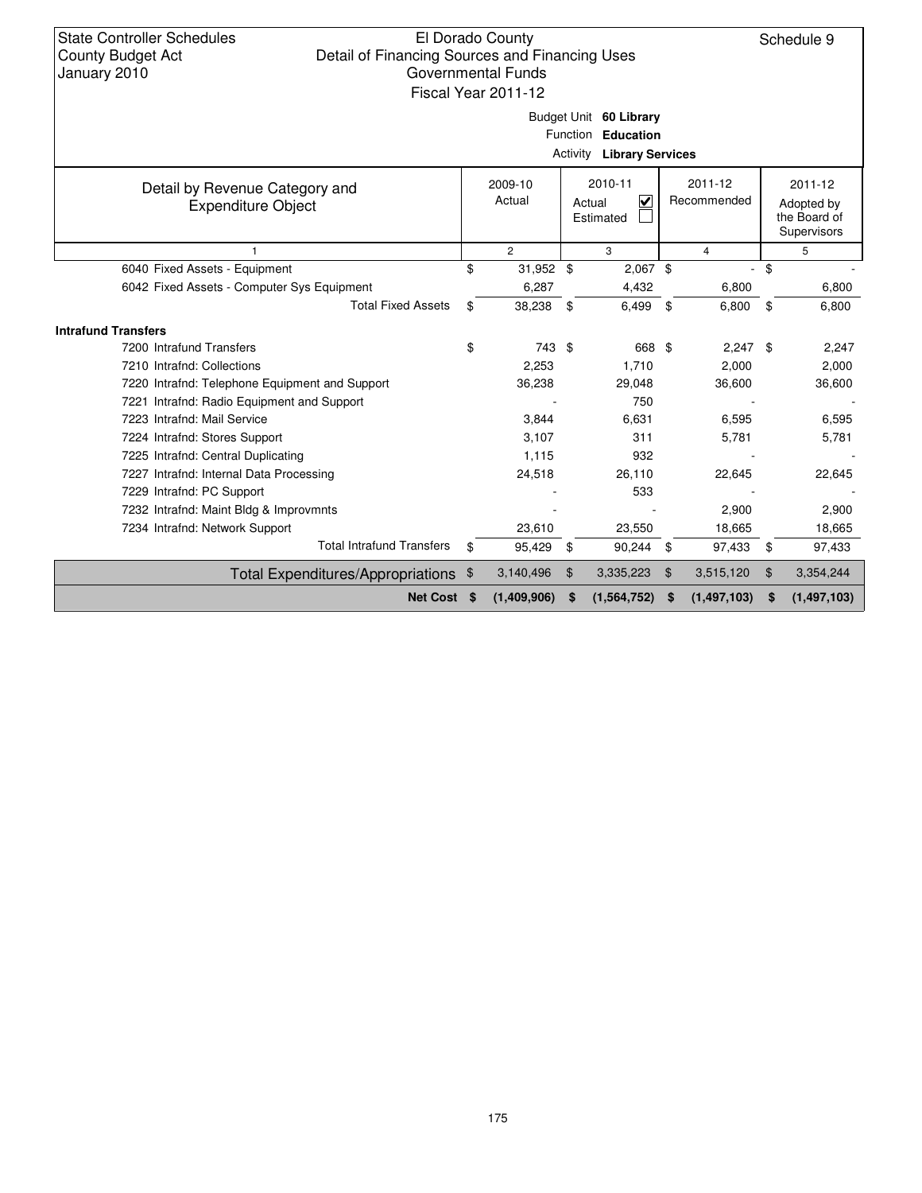State Controller Schedules
County Budget Act
January 2010

El Dorado County
Detail of Financing Sources and Financing Uses
Governmental Funds
Fiscal Year 2011-12

Schedule 9

Budget Unit **60 Library**
Function **Education**
Activity **Library Services**

| Detail by Revenue Category and Expenditure Object | 2009-10 Actual | 2010-11 Actual ☑ Estimated ☐ | 2011-12 Recommended | 2011-12 Adopted by the Board of Supervisors |
|---|---|---|---|---|
| 1 | 2 | 3 | 4 | 5 |
| 6040 Fixed Assets - Equipment | $ 31,952 | $ 2,067 | $ - | $ - |
| 6042 Fixed Assets - Computer Sys Equipment | 6,287 | 4,432 | 6,800 | 6,800 |
| Total Fixed Assets | $ 38,238 | $ 6,499 | $ 6,800 | $ 6,800 |
| **Intrafund Transfers** | | | | |
| 7200 Intrafund Transfers | $ 743 | $ 668 | $ 2,247 | $ 2,247 |
| 7210 Intrafnd: Collections | 2,253 | 1,710 | 2,000 | 2,000 |
| 7220 Intrafnd: Telephone Equipment and Support | 36,238 | 29,048 | 36,600 | 36,600 |
| 7221 Intrafnd: Radio Equipment and Support | - | 750 | - | - |
| 7223 Intrafnd: Mail Service | 3,844 | 6,631 | 6,595 | 6,595 |
| 7224 Intrafnd: Stores Support | 3,107 | 311 | 5,781 | 5,781 |
| 7225 Intrafnd: Central Duplicating | 1,115 | 932 | - | - |
| 7227 Intrafnd: Internal Data Processing | 24,518 | 26,110 | 22,645 | 22,645 |
| 7229 Intrafnd: PC Support | - | 533 | - | - |
| 7232 Intrafnd: Maint Bldg & Improvmnts | - | - | 2,900 | 2,900 |
| 7234 Intrafnd: Network Support | 23,610 | 23,550 | 18,665 | 18,665 |
| Total Intrafund Transfers | $ 95,429 | $ 90,244 | $ 97,433 | $ 97,433 |
| Total Expenditures/Appropriations | $ 3,140,496 | $ 3,335,223 | $ 3,515,120 | $ 3,354,244 |
| **Net Cost** | **$ (1,409,906)** | **$ (1,564,752)** | **$ (1,497,103)** | **$ (1,497,103)** |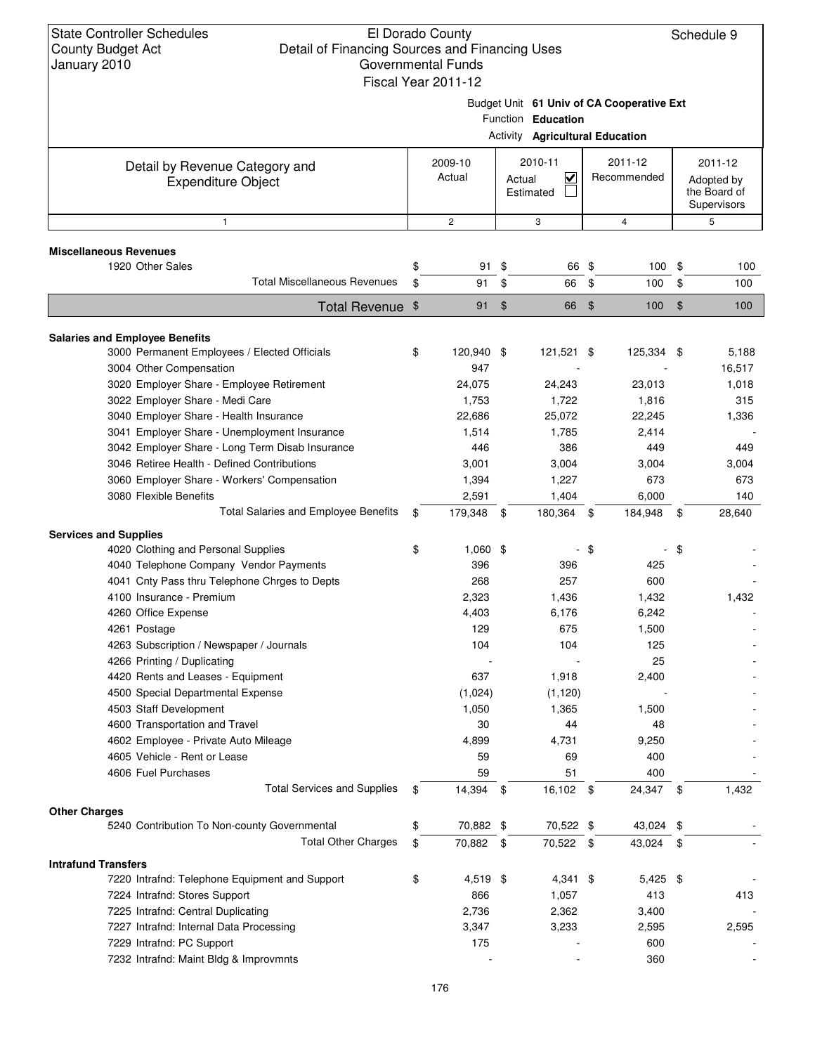State Controller Schedules
County Budget Act
January 2010

El Dorado County
Detail of Financing Sources and Financing Uses
Governmental Funds
Fiscal Year 2011-12

Schedule 9

Budget Unit **61 Univ of CA Cooperative Ext**
Function **Education**
Activity **Agricultural Education**

| Detail by Revenue Category and Expenditure Object | 2009-10 Actual | 2010-11 Actual ☑ Estimated ☐ | 2011-12 Recommended | 2011-12 Adopted by the Board of Supervisors |
|---|---|---|---|---|
| 1 | 2 | 3 | 4 | 5 |
| **Miscellaneous Revenues** | | | | |
| 1920 Other Sales | $ 91 | $ 66 | $ 100 | $ 100 |
| Total Miscellaneous Revenues | $ 91 | $ 66 | $ 100 | $ 100 |
| **Total Revenue** | $ 91 | $ 66 | $ 100 | $ 100 |
| **Salaries and Employee Benefits** | | | | |
| 3000 Permanent Employees / Elected Officials | $ 120,940 | $ 121,521 | $ 125,334 | $ 5,188 |
| 3004 Other Compensation | 947 | - | - | 16,517 |
| 3020 Employer Share - Employee Retirement | 24,075 | 24,243 | 23,013 | 1,018 |
| 3022 Employer Share - Medi Care | 1,753 | 1,722 | 1,816 | 315 |
| 3040 Employer Share - Health Insurance | 22,686 | 25,072 | 22,245 | 1,336 |
| 3041 Employer Share - Unemployment Insurance | 1,514 | 1,785 | 2,414 | - |
| 3042 Employer Share - Long Term Disab Insurance | 446 | 386 | 449 | 449 |
| 3046 Retiree Health - Defined Contributions | 3,001 | 3,004 | 3,004 | 3,004 |
| 3060 Employer Share - Workers' Compensation | 1,394 | 1,227 | 673 | 673 |
| 3080 Flexible Benefits | 2,591 | 1,404 | 6,000 | 140 |
| Total Salaries and Employee Benefits | $ 179,348 | $ 180,364 | $ 184,948 | $ 28,640 |
| **Services and Supplies** | | | | |
| 4020 Clothing and Personal Supplies | $ 1,060 | $ - | $ - | $ - |
| 4040 Telephone Company Vendor Payments | 396 | 396 | 425 | - |
| 4041 Cnty Pass thru Telephone Chrges to Depts | 268 | 257 | 600 | - |
| 4100 Insurance - Premium | 2,323 | 1,436 | 1,432 | 1,432 |
| 4260 Office Expense | 4,403 | 6,176 | 6,242 | - |
| 4261 Postage | 129 | 675 | 1,500 | - |
| 4263 Subscription / Newspaper / Journals | 104 | 104 | 125 | - |
| 4266 Printing / Duplicating | - | - | 25 | - |
| 4420 Rents and Leases - Equipment | 637 | 1,918 | 2,400 | - |
| 4500 Special Departmental Expense | (1,024) | (1,120) | - | - |
| 4503 Staff Development | 1,050 | 1,365 | 1,500 | - |
| 4600 Transportation and Travel | 30 | 44 | 48 | - |
| 4602 Employee - Private Auto Mileage | 4,899 | 4,731 | 9,250 | - |
| 4605 Vehicle - Rent or Lease | 59 | 69 | 400 | - |
| 4606 Fuel Purchases | 59 | 51 | 400 | - |
| Total Services and Supplies | $ 14,394 | $ 16,102 | $ 24,347 | $ 1,432 |
| **Other Charges** | | | | |
| 5240 Contribution To Non-county Governmental | $ 70,882 | $ 70,522 | $ 43,024 | $ - |
| Total Other Charges | $ 70,882 | $ 70,522 | $ 43,024 | $ - |
| **Intrafund Transfers** | | | | |
| 7220 Intrafnd: Telephone Equipment and Support | $ 4,519 | $ 4,341 | $ 5,425 | $ - |
| 7224 Intrafnd: Stores Support | 866 | 1,057 | 413 | 413 |
| 7225 Intrafnd: Central Duplicating | 2,736 | 2,362 | 3,400 | - |
| 7227 Intrafnd: Internal Data Processing | 3,347 | 3,233 | 2,595 | 2,595 |
| 7229 Intrafnd: PC Support | 175 | - | 600 | - |
| 7232 Intrafnd: Maint Bldg & Improvmnts | - | - | 360 | - |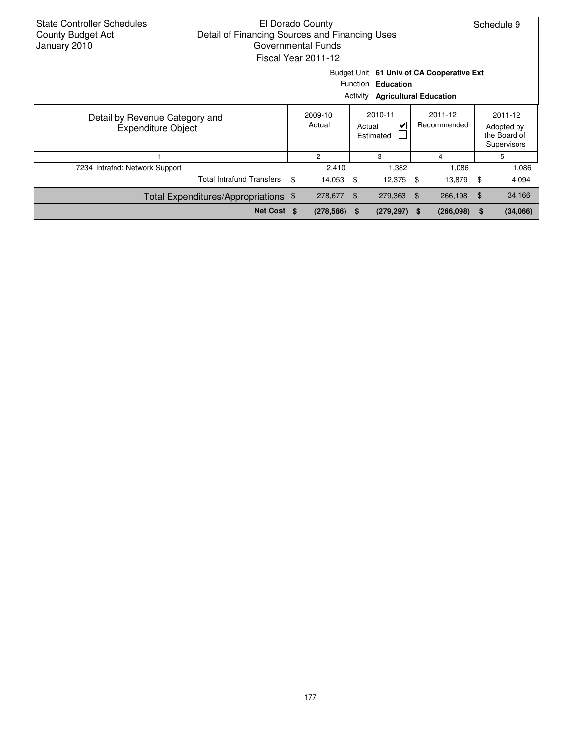State Controller Schedules
County Budget Act
January 2010

El Dorado County
Detail of Financing Sources and Financing Uses
Governmental Funds
Fiscal Year 2011-12

Schedule 9

Budget Unit **61 Univ of CA Cooperative Ext**
Function **Education**
Activity **Agricultural Education**

| Detail by Revenue Category and Expenditure Object | 2009-10 Actual | 2010-11 Actual ☑ Estimated ☐ | 2011-12 Recommended | 2011-12 Adopted by the Board of Supervisors |
|---|---|---|---|---|
| 1 | 2 | 3 | 4 | 5 |
| 7234 Intrafnd: Network Support | 2,410 | 1,382 | 1,086 | 1,086 |
| Total Intrafund Transfers | $ 14,053 | $ 12,375 | $ 13,879 | $ 4,094 |
| Total Expenditures/Appropriations | $ 278,677 | $ 279,363 | $ 266,198 | $ 34,166 |
| **Net Cost** | **$ (278,586)** | **$ (279,297)** | **$ (266,098)** | **$ (34,066)** |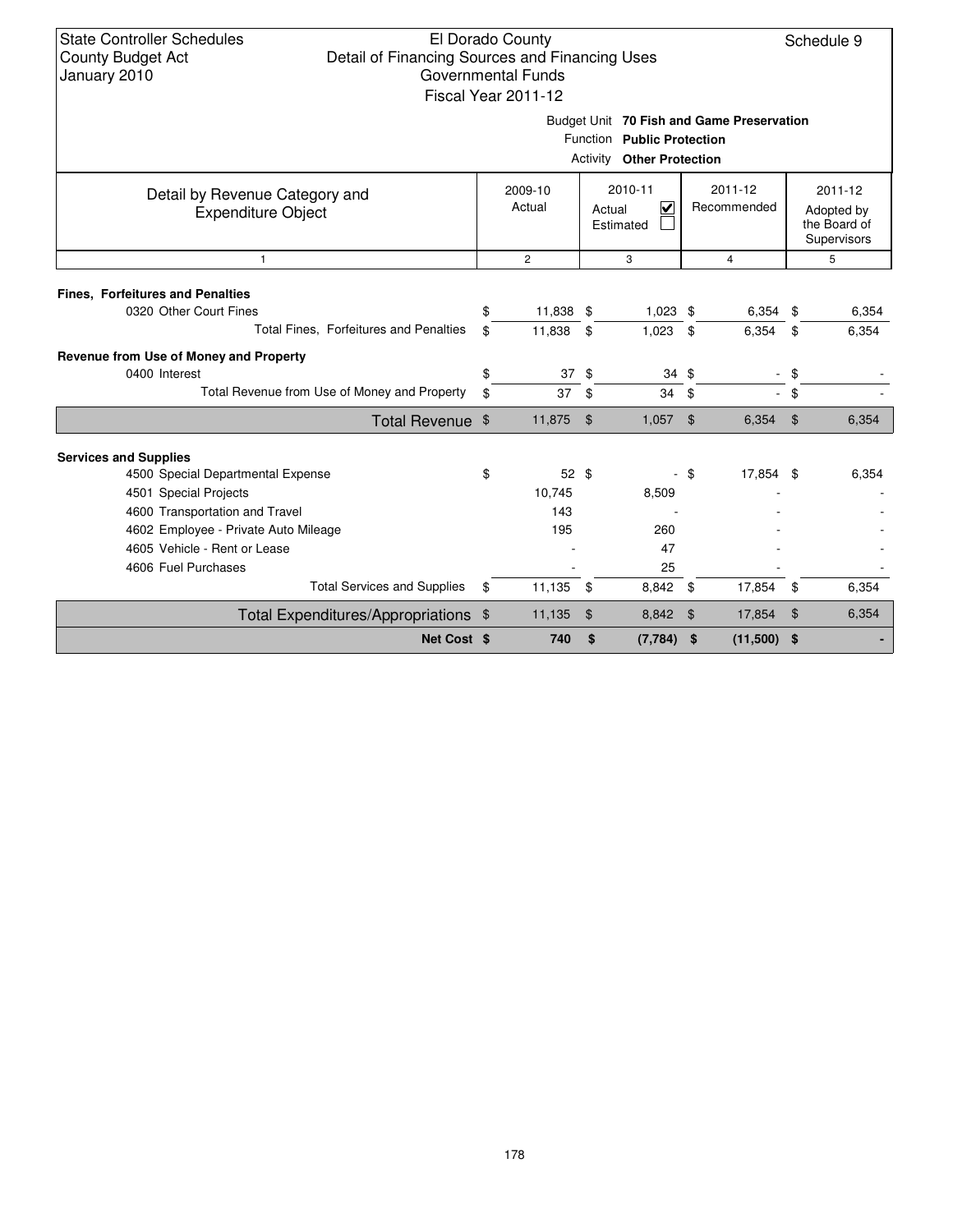State Controller Schedules
County Budget Act
January 2010

El Dorado County
Detail of Financing Sources and Financing Uses
Governmental Funds
Fiscal Year 2011-12

Schedule 9

Budget Unit **70 Fish and Game Preservation**
Function **Public Protection**
Activity **Other Protection**

| Detail by Revenue Category and Expenditure Object | 2009-10 Actual | 2010-11 Actual ☑ Estimated ☐ | 2011-12 Recommended | 2011-12 Adopted by the Board of Supervisors |
|---|---|---|---|---|
| 1 | 2 | 3 | 4 | 5 |
| **Fines, Forfeitures and Penalties** | | | | |
| 0320 Other Court Fines | $ 11,838 | $ 1,023 | $ 6,354 | $ 6,354 |
| Total Fines, Forfeitures and Penalties | $ 11,838 | $ 1,023 | $ 6,354 | $ 6,354 |
| **Revenue from Use of Money and Property** | | | | |
| 0400 Interest | $ 37 | $ 34 | $ - | $ - |
| Total Revenue from Use of Money and Property | $ 37 | $ 34 | $ - | $ - |
| Total Revenue | $ 11,875 | $ 1,057 | $ 6,354 | $ 6,354 |
| **Services and Supplies** | | | | |
| 4500 Special Departmental Expense | $ 52 | $ - | $ 17,854 | $ 6,354 |
| 4501 Special Projects | 10,745 | 8,509 | - | - |
| 4600 Transportation and Travel | 143 | - | - | - |
| 4602 Employee - Private Auto Mileage | 195 | 260 | - | - |
| 4605 Vehicle - Rent or Lease | - | 47 | - | - |
| 4606 Fuel Purchases | - | 25 | - | - |
| Total Services and Supplies | $ 11,135 | $ 8,842 | $ 17,854 | $ 6,354 |
| Total Expenditures/Appropriations | $ 11,135 | $ 8,842 | $ 17,854 | $ 6,354 |
| **Net Cost** | **$ 740** | **$ (7,784)** | **$ (11,500)** | **$ -** |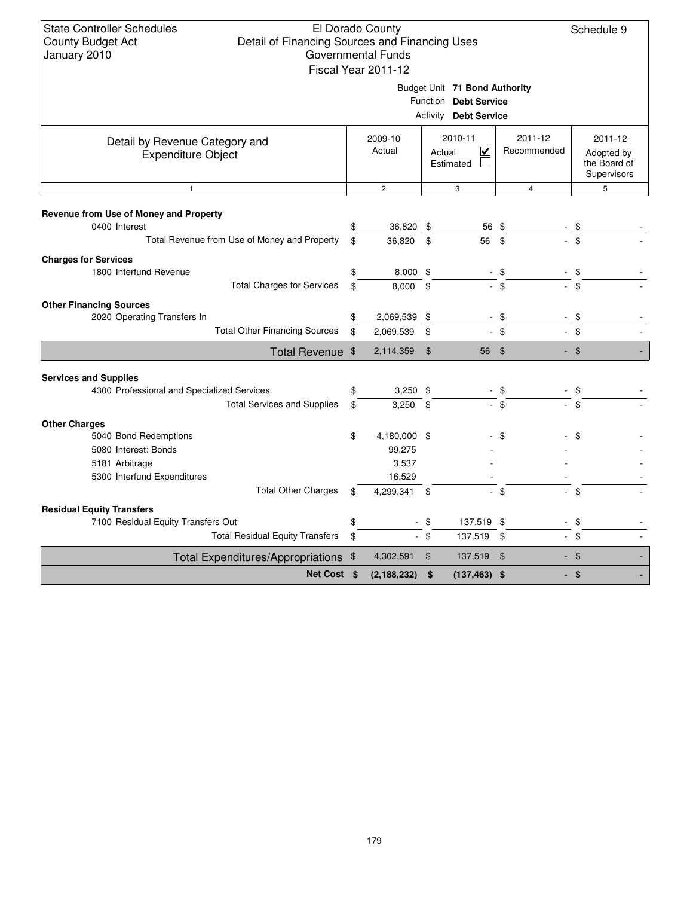State Controller Schedules
County Budget Act
January 2010

El Dorado County
Detail of Financing Sources and Financing Uses
Governmental Funds
Fiscal Year 2011-12

Schedule 9

Budget Unit **71 Bond Authority**
Function **Debt Service**
Activity **Debt Service**

| Detail by Revenue Category and Expenditure Object | 2009-10 Actual | 2010-11 Actual ☑ Estimated ☐ | 2011-12 Recommended | 2011-12 Adopted by the Board of Supervisors |
|---|---|---|---|---|
| 1 | 2 | 3 | 4 | 5 |
| **Revenue from Use of Money and Property** | | | | |
| 0400 Interest | $ 36,820 | $ 56 | $ - | $ - |
| Total Revenue from Use of Money and Property | $ 36,820 | $ 56 | $ - | $ - |
| **Charges for Services** | | | | |
| 1800 Interfund Revenue | $ 8,000 | $ - | $ - | $ - |
| Total Charges for Services | $ 8,000 | $ - | $ - | $ - |
| **Other Financing Sources** | | | | |
| 2020 Operating Transfers In | $ 2,069,539 | $ - | $ - | $ - |
| Total Other Financing Sources | $ 2,069,539 | $ - | $ - | $ - |
| Total Revenue | $ 2,114,359 | $ 56 | $ - | $ - |
| **Services and Supplies** | | | | |
| 4300 Professional and Specialized Services | $ 3,250 | $ - | $ - | $ - |
| Total Services and Supplies | $ 3,250 | $ - | $ - | $ - |
| **Other Charges** | | | | |
| 5040 Bond Redemptions | $ 4,180,000 | $ - | $ - | $ - |
| 5080 Interest: Bonds | 99,275 | - | - | - |
| 5181 Arbitrage | 3,537 | - | - | - |
| 5300 Interfund Expenditures | 16,529 | - | - | - |
| Total Other Charges | $ 4,299,341 | $ - | $ - | $ - |
| **Residual Equity Transfers** | | | | |
| 7100 Residual Equity Transfers Out | $ - | $ 137,519 | $ - | $ - |
| Total Residual Equity Transfers | $ - | $ 137,519 | $ - | $ - |
| Total Expenditures/Appropriations | $ 4,302,591 | $ 137,519 | $ - | $ - |
| **Net Cost** | **$ (2,188,232)** | **$ (137,463)** | **$ -** | **$ -** |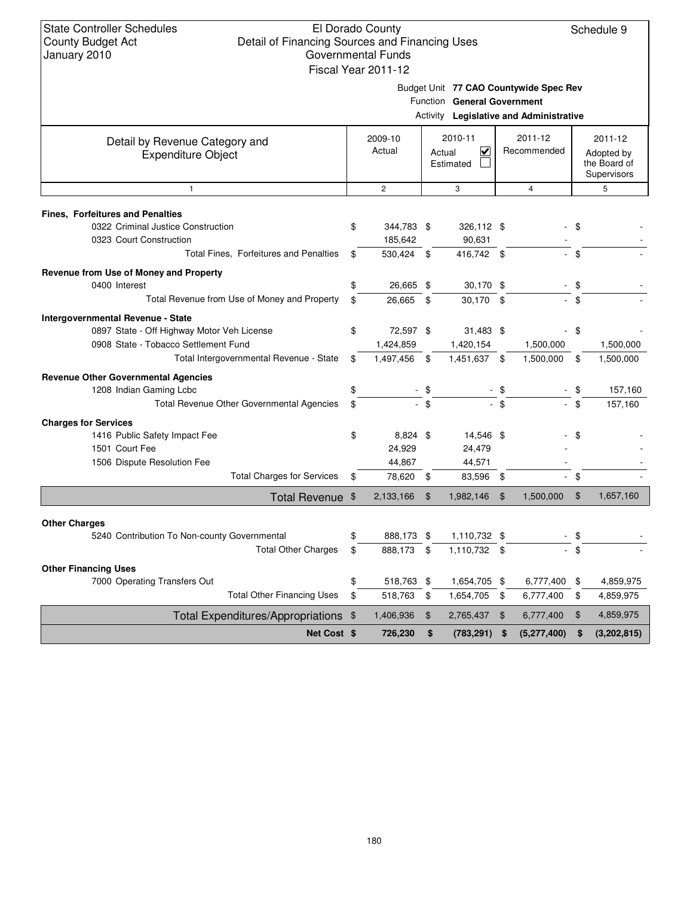State Controller Schedules
County Budget Act
January 2010

El Dorado County
Detail of Financing Sources and Financing Uses
Governmental Funds
Fiscal Year 2011-12

Schedule 9

Budget Unit **77 CAO Countywide Spec Rev**
Function **General Government**
Activity **Legislative and Administrative**

| Detail by Revenue Category and Expenditure Object | 2009-10 Actual | 2010-11 Actual ☑ Estimated ☐ | 2011-12 Recommended | 2011-12 Adopted by the Board of Supervisors |
|---|---|---|---|---|
| 1 | 2 | 3 | 4 | 5 |
| **Fines, Forfeitures and Penalties** | | | | |
| 0322 Criminal Justice Construction | $ 344,783 | $ 326,112 | $ - | $ - |
| 0323 Court Construction | 185,642 | 90,631 | - | - |
| Total Fines, Forfeitures and Penalties | $ 530,424 | $ 416,742 | $ - | $ - |
| **Revenue from Use of Money and Property** | | | | |
| 0400 Interest | $ 26,665 | $ 30,170 | $ - | $ - |
| Total Revenue from Use of Money and Property | $ 26,665 | $ 30,170 | $ - | $ - |
| **Intergovernmental Revenue - State** | | | | |
| 0897 State - Off Highway Motor Veh License | $ 72,597 | $ 31,483 | $ - | $ - |
| 0908 State - Tobacco Settlement Fund | 1,424,859 | 1,420,154 | 1,500,000 | 1,500,000 |
| Total Intergovernmental Revenue - State | $ 1,497,456 | $ 1,451,637 | $ 1,500,000 | $ 1,500,000 |
| **Revenue Other Governmental Agencies** | | | | |
| 1208 Indian Gaming Lcbc | $ - | $ - | $ - | $ 157,160 |
| Total Revenue Other Governmental Agencies | $ - | $ - | $ - | $ 157,160 |
| **Charges for Services** | | | | |
| 1416 Public Safety Impact Fee | $ 8,824 | $ 14,546 | $ - | $ - |
| 1501 Court Fee | 24,929 | 24,479 | - | - |
| 1506 Dispute Resolution Fee | 44,867 | 44,571 | - | - |
| Total Charges for Services | $ 78,620 | $ 83,596 | $ - | $ - |
| **Total Revenue** | $ 2,133,166 | $ 1,982,146 | $ 1,500,000 | $ 1,657,160 |
| **Other Charges** | | | | |
| 5240 Contribution To Non-county Governmental | $ 888,173 | $ 1,110,732 | $ - | $ - |
| Total Other Charges | $ 888,173 | $ 1,110,732 | $ - | $ - |
| **Other Financing Uses** | | | | |
| 7000 Operating Transfers Out | $ 518,763 | $ 1,654,705 | $ 6,777,400 | $ 4,859,975 |
| Total Other Financing Uses | $ 518,763 | $ 1,654,705 | $ 6,777,400 | $ 4,859,975 |
| **Total Expenditures/Appropriations** | $ 1,406,936 | $ 2,765,437 | $ 6,777,400 | $ 4,859,975 |
| **Net Cost** | **$ 726,230** | **$ (783,291)** | **$ (5,277,400)** | **$ (3,202,815)** |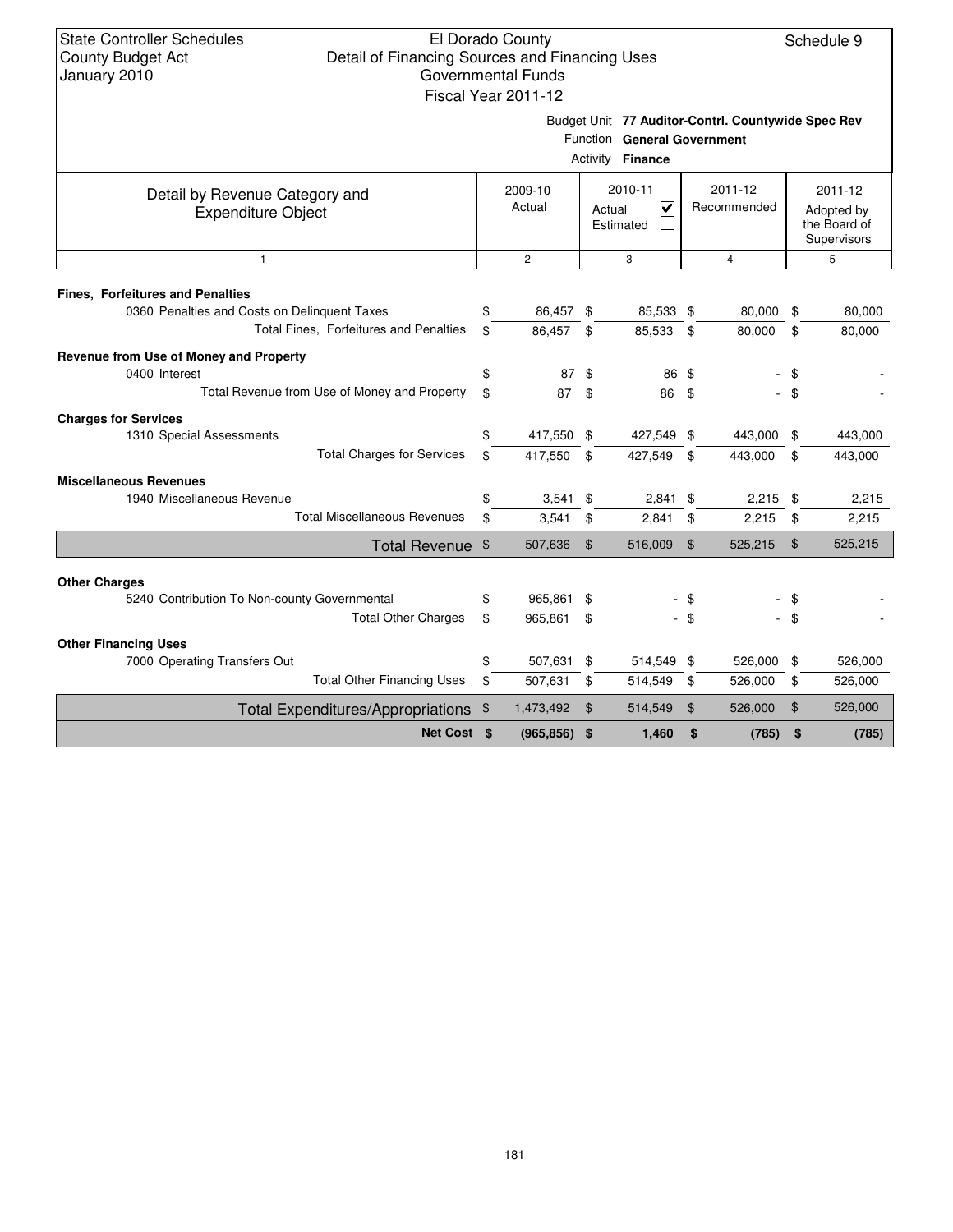State Controller Schedules
County Budget Act
January 2010

El Dorado County
Detail of Financing Sources and Financing Uses
Governmental Funds
Fiscal Year 2011-12

Schedule 9

Budget Unit **77 Auditor-Contrl. Countywide Spec Rev**
Function **General Government**
Activity **Finance**

| Detail by Revenue Category and Expenditure Object | 2009-10 Actual | 2010-11 Actual ☑ Estimated ☐ | 2011-12 Recommended | 2011-12 Adopted by the Board of Supervisors |
|---|---|---|---|---|
| 1 | 2 | 3 | 4 | 5 |
| **Fines, Forfeitures and Penalties** | | | | |
| 0360 Penalties and Costs on Delinquent Taxes | $ 86,457 | $ 85,533 | $ 80,000 | $ 80,000 |
| Total Fines, Forfeitures and Penalties | $ 86,457 | $ 85,533 | $ 80,000 | $ 80,000 |
| **Revenue from Use of Money and Property** | | | | |
| 0400 Interest | $ 87 | $ 86 | $ - | $ - |
| Total Revenue from Use of Money and Property | $ 87 | $ 86 | $ - | $ - |
| **Charges for Services** | | | | |
| 1310 Special Assessments | $ 417,550 | $ 427,549 | $ 443,000 | $ 443,000 |
| Total Charges for Services | $ 417,550 | $ 427,549 | $ 443,000 | $ 443,000 |
| **Miscellaneous Revenues** | | | | |
| 1940 Miscellaneous Revenue | $ 3,541 | $ 2,841 | $ 2,215 | $ 2,215 |
| Total Miscellaneous Revenues | $ 3,541 | $ 2,841 | $ 2,215 | $ 2,215 |
| **Total Revenue** | $ 507,636 | $ 516,009 | $ 525,215 | $ 525,215 |
| **Other Charges** | | | | |
| 5240 Contribution To Non-county Governmental | $ 965,861 | $ - | $ - | $ - |
| Total Other Charges | $ 965,861 | $ - | $ - | $ - |
| **Other Financing Uses** | | | | |
| 7000 Operating Transfers Out | $ 507,631 | $ 514,549 | $ 526,000 | $ 526,000 |
| Total Other Financing Uses | $ 507,631 | $ 514,549 | $ 526,000 | $ 526,000 |
| **Total Expenditures/Appropriations** | $ 1,473,492 | $ 514,549 | $ 526,000 | $ 526,000 |
| **Net Cost** | **$ (965,856)** | **$ 1,460** | **$ (785)** | **$ (785)** |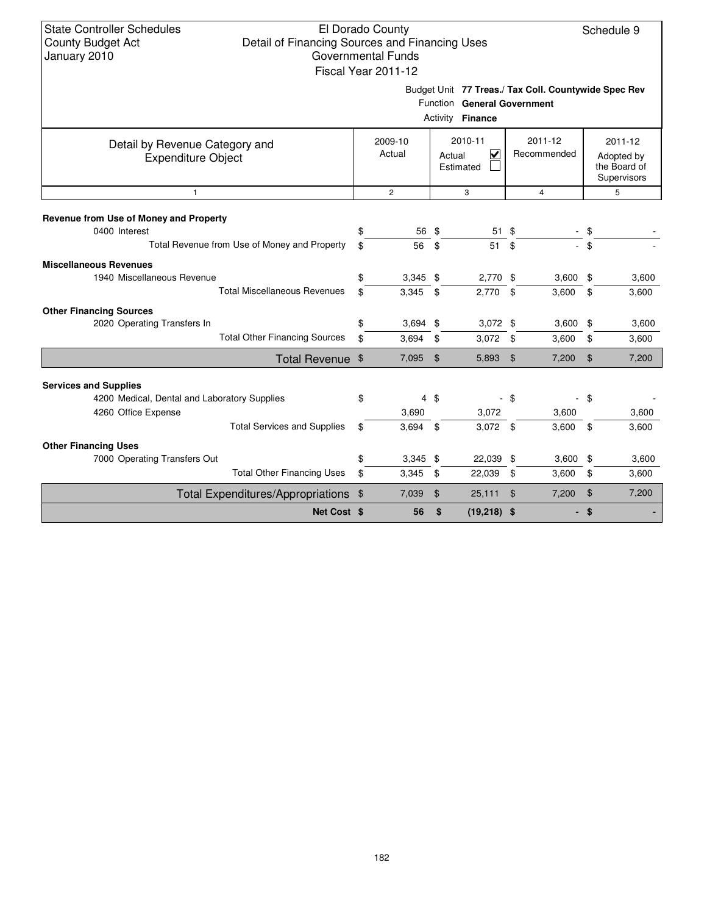State Controller Schedules
County Budget Act
January 2010

El Dorado County
Detail of Financing Sources and Financing Uses
Governmental Funds
Fiscal Year 2011-12

Schedule 9

Budget Unit **77 Treas./ Tax Coll. Countywide Spec Rev**
Function **General Government**
Activity **Finance**

| Detail by Revenue Category and Expenditure Object | 2009-10 Actual | 2010-11 Actual ☑ Estimated ☐ | 2011-12 Recommended | 2011-12 Adopted by the Board of Supervisors |
|---|---|---|---|---|
| 1 | 2 | 3 | 4 | 5 |
| **Revenue from Use of Money and Property** | | | | |
| 0400 Interest | $ 56 | $ 51 | $ - | $ - |
| Total Revenue from Use of Money and Property | $ 56 | $ 51 | $ - | $ - |
| **Miscellaneous Revenues** | | | | |
| 1940 Miscellaneous Revenue | $ 3,345 | $ 2,770 | $ 3,600 | $ 3,600 |
| Total Miscellaneous Revenues | $ 3,345 | $ 2,770 | $ 3,600 | $ 3,600 |
| **Other Financing Sources** | | | | |
| 2020 Operating Transfers In | $ 3,694 | $ 3,072 | $ 3,600 | $ 3,600 |
| Total Other Financing Sources | $ 3,694 | $ 3,072 | $ 3,600 | $ 3,600 |
| Total Revenue | $ 7,095 | $ 5,893 | $ 7,200 | $ 7,200 |
| **Services and Supplies** | | | | |
| 4200 Medical, Dental and Laboratory Supplies | $ 4 | $ - | $ - | $ - |
| 4260 Office Expense | 3,690 | 3,072 | 3,600 | 3,600 |
| Total Services and Supplies | $ 3,694 | $ 3,072 | $ 3,600 | $ 3,600 |
| **Other Financing Uses** | | | | |
| 7000 Operating Transfers Out | $ 3,345 | $ 22,039 | $ 3,600 | $ 3,600 |
| Total Other Financing Uses | $ 3,345 | $ 22,039 | $ 3,600 | $ 3,600 |
| Total Expenditures/Appropriations | $ 7,039 | $ 25,111 | $ 7,200 | $ 7,200 |
| **Net Cost** | **$ 56** | **$ (19,218)** | **$ -** | **$ -** |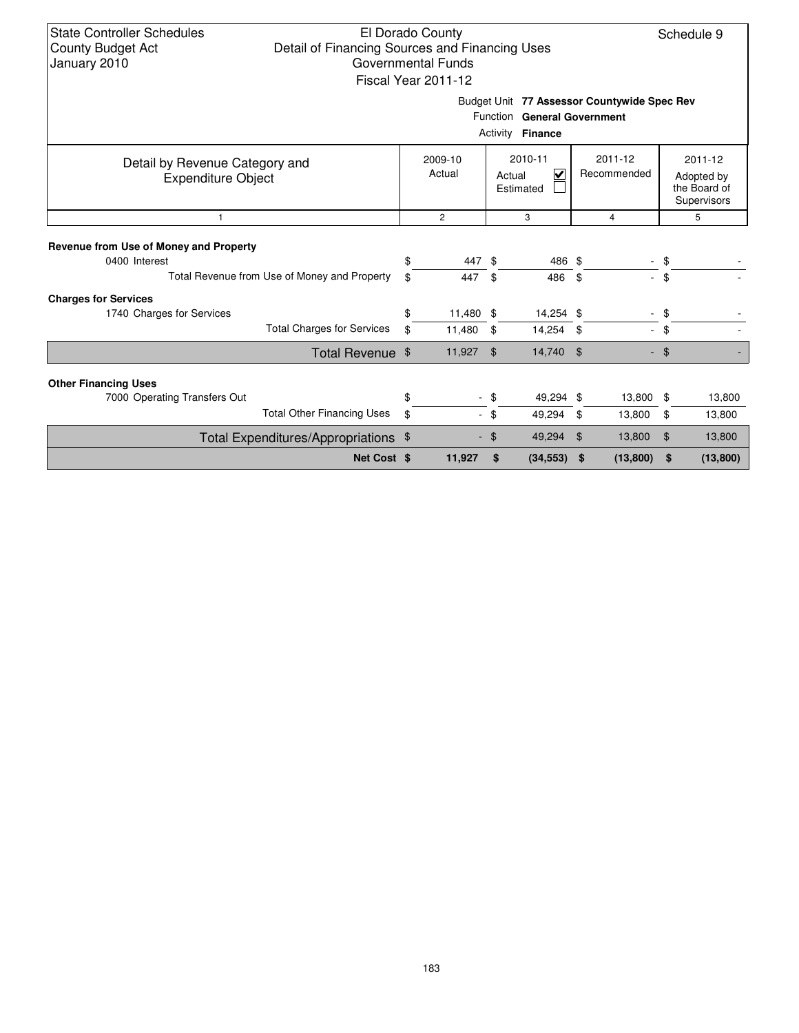State Controller Schedules
County Budget Act
January 2010

El Dorado County
Detail of Financing Sources and Financing Uses
Governmental Funds
Fiscal Year 2011-12

Schedule 9

Budget Unit **77 Assessor Countywide Spec Rev**
Function **General Government**
Activity **Finance**

| Detail by Revenue Category and Expenditure Object | 2009-10 Actual | 2010-11 Actual ☑ Estimated ☐ | 2011-12 Recommended | 2011-12 Adopted by the Board of Supervisors |
|---|---|---|---|---|
| 1 | 2 | 3 | 4 | 5 |
| **Revenue from Use of Money and Property** | | | | |
| 0400 Interest | $ 447 | $ 486 | $ - | $ - |
| Total Revenue from Use of Money and Property | $ 447 | $ 486 | $ - | $ - |
| **Charges for Services** | | | | |
| 1740 Charges for Services | $ 11,480 | $ 14,254 | $ - | $ - |
| Total Charges for Services | $ 11,480 | $ 14,254 | $ - | $ - |
| Total Revenue | $ 11,927 | $ 14,740 | $ - | $ - |
| **Other Financing Uses** | | | | |
| 7000 Operating Transfers Out | $ - | $ 49,294 | $ 13,800 | $ 13,800 |
| Total Other Financing Uses | $ - | $ 49,294 | $ 13,800 | $ 13,800 |
| Total Expenditures/Appropriations | $ - | $ 49,294 | $ 13,800 | $ 13,800 |
| **Net Cost** | **$ 11,927** | **$ (34,553)** | **$ (13,800)** | **$ (13,800)** |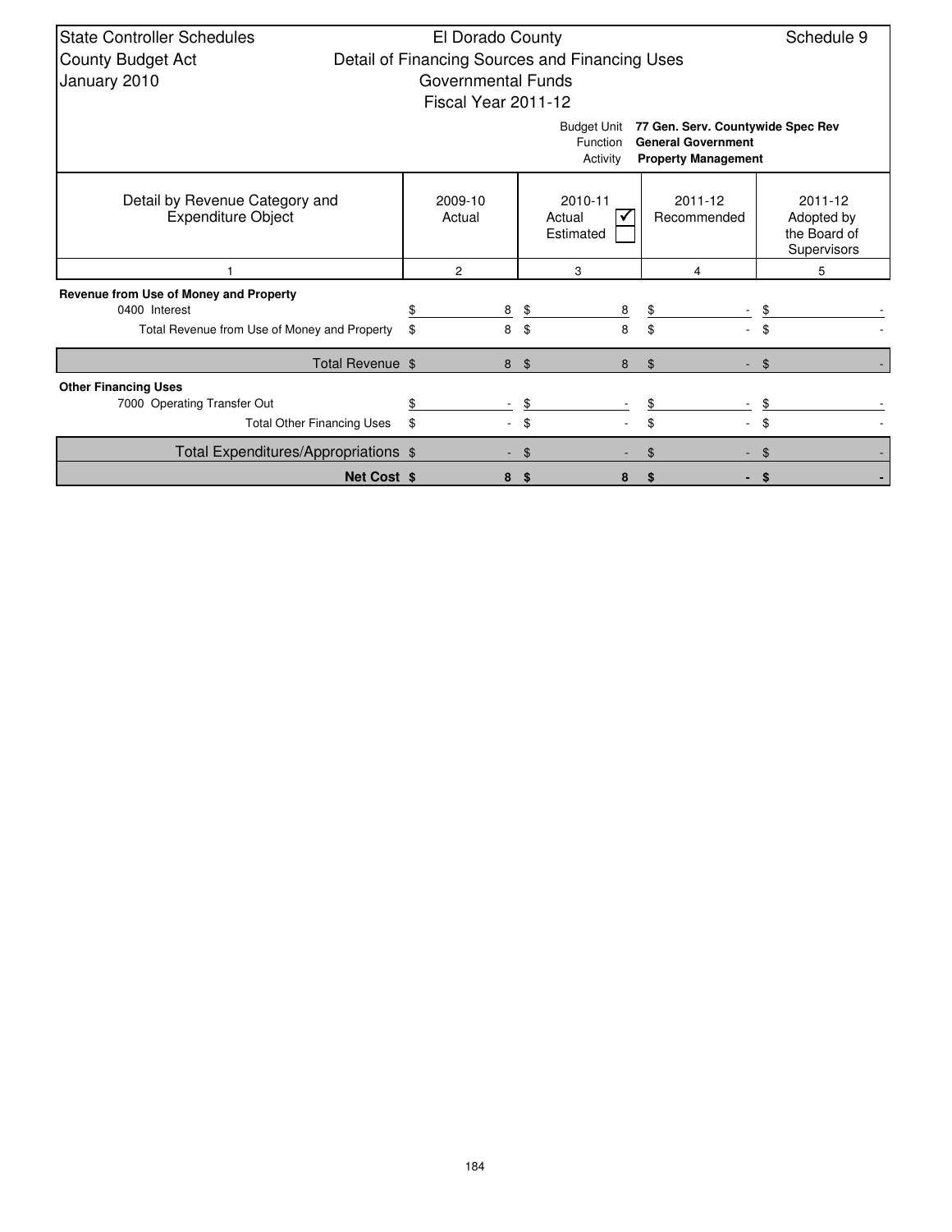State Controller Schedules
County Budget Act
January 2010

El Dorado County
Detail of Financing Sources and Financing Uses
Governmental Funds
Fiscal Year 2011-12

Schedule 9

Budget Unit: **77 Gen. Serv. Countywide Spec Rev**
Function: **General Government**
Activity: **Property Management**

| Detail by Revenue Category and Expenditure Object | 2009-10 Actual | 2010-11 Actual ☑ Estimated ☐ | 2011-12 Recommended | 2011-12 Adopted by the Board of Supervisors |
|---|---|---|---|---|
| 1 | 2 | 3 | 4 | 5 |
| **Revenue from Use of Money and Property** | | | | |
| 0400 Interest | $ 8 | $ 8 | $ - | $ - |
| Total Revenue from Use of Money and Property | $ 8 | $ 8 | $ - | $ - |
| Total Revenue | $ 8 | $ 8 | $ - | $ - |
| **Other Financing Uses** | | | | |
| 7000 Operating Transfer Out | $ - | $ - | $ - | $ - |
| Total Other Financing Uses | $ - | $ - | $ - | $ - |
| Total Expenditures/Appropriations | $ - | $ - | $ - | $ - |
| **Net Cost** | **$ 8** | **$ 8** | **$ -** | **$ -** |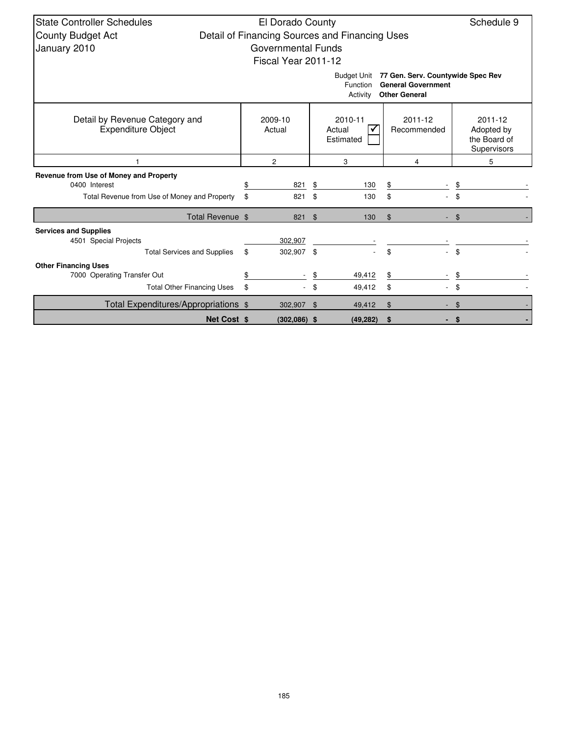State Controller Schedules
County Budget Act
January 2010

El Dorado County
Detail of Financing Sources and Financing Uses
Governmental Funds
Fiscal Year 2011-12

Schedule 9

Budget Unit **77 Gen. Serv. Countywide Spec Rev**
Function **General Government**
Activity **Other General**

| Detail by Revenue Category and Expenditure Object | 2009-10 Actual | 2010-11 Actual ☑ Estimated ☐ | 2011-12 Recommended | 2011-12 Adopted by the Board of Supervisors |
|---|---|---|---|---|
| 1 | 2 | 3 | 4 | 5 |
| **Revenue from Use of Money and Property** | | | | |
| 0400 Interest | $ 821 | $ 130 | $ - | $ - |
| Total Revenue from Use of Money and Property | $ 821 | $ 130 | $ - | $ - |
| Total Revenue | $ 821 | $ 130 | $ - | $ - |
| **Services and Supplies** | | | | |
| 4501 Special Projects | 302,907 | - | - | - |
| Total Services and Supplies | $ 302,907 | $ - | $ - | $ - |
| **Other Financing Uses** | | | | |
| 7000 Operating Transfer Out | $ - | $ 49,412 | $ - | $ - |
| Total Other Financing Uses | $ - | $ 49,412 | $ - | $ - |
| Total Expenditures/Appropriations | $ 302,907 | $ 49,412 | $ - | $ - |
| **Net Cost** | **$ (302,086)** | **$ (49,282)** | **$ -** | **$ -** |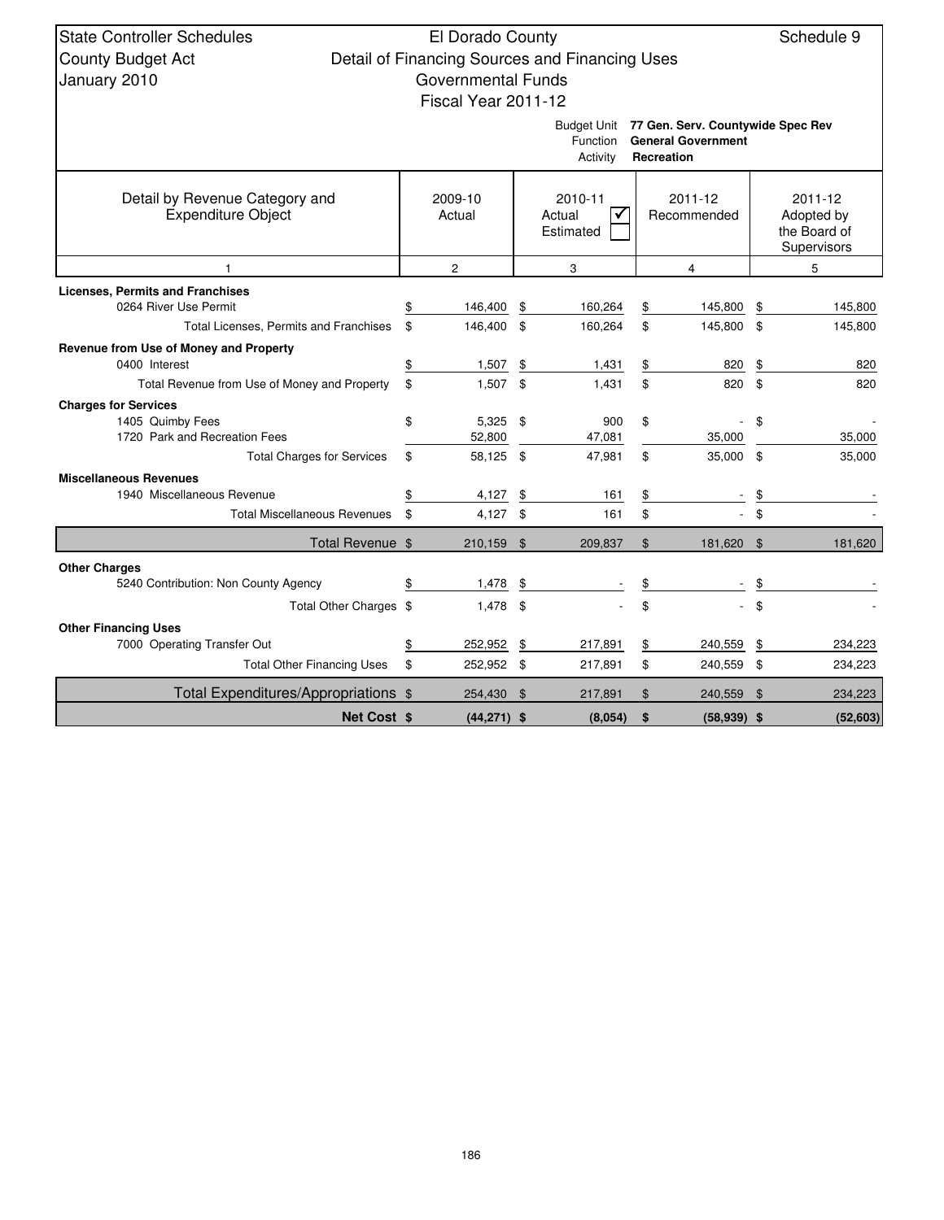State Controller Schedules
County Budget Act
January 2010

# El Dorado County
## Detail of Financing Sources and Financing Uses
### Governmental Funds
### Fiscal Year 2011-12

Schedule 9

Budget Unit: **77 Gen. Serv. Countywide Spec Rev**
Function: **General Government**
Activity: **Recreation**

| Detail by Revenue Category and Expenditure Object | 2009-10 Actual | 2010-11 Actual ☑ Estimated ☐ | 2011-12 Recommended | 2011-12 Adopted by the Board of Supervisors |
|---|---|---|---|---|
| 1 | 2 | 3 | 4 | 5 |
| **Licenses, Permits and Franchises** | | | | |
| 0264 River Use Permit | $ 146,400 | $ 160,264 | $ 145,800 | $ 145,800 |
| Total Licenses, Permits and Franchises | $ 146,400 | $ 160,264 | $ 145,800 | $ 145,800 |
| **Revenue from Use of Money and Property** | | | | |
| 0400 Interest | $ 1,507 | $ 1,431 | $ 820 | $ 820 |
| Total Revenue from Use of Money and Property | $ 1,507 | $ 1,431 | $ 820 | $ 820 |
| **Charges for Services** | | | | |
| 1405 Quimby Fees | $ 5,325 | $ 900 | $ - | $ - |
| 1720 Park and Recreation Fees | 52,800 | 47,081 | 35,000 | 35,000 |
| Total Charges for Services | $ 58,125 | $ 47,981 | $ 35,000 | $ 35,000 |
| **Miscellaneous Revenues** | | | | |
| 1940 Miscellaneous Revenue | $ 4,127 | $ 161 | $ - | $ - |
| Total Miscellaneous Revenues | $ 4,127 | $ 161 | $ - | $ - |
| **Total Revenue** | $ 210,159 | $ 209,837 | $ 181,620 | $ 181,620 |
| **Other Charges** | | | | |
| 5240 Contribution: Non County Agency | $ 1,478 | $ - | $ - | $ - |
| Total Other Charges | $ 1,478 | $ - | $ - | $ - |
| **Other Financing Uses** | | | | |
| 7000 Operating Transfer Out | $ 252,952 | $ 217,891 | $ 240,559 | $ 234,223 |
| Total Other Financing Uses | $ 252,952 | $ 217,891 | $ 240,559 | $ 234,223 |
| **Total Expenditures/Appropriations** | $ 254,430 | $ 217,891 | $ 240,559 | $ 234,223 |
| **Net Cost** | **$ (44,271)** | **$ (8,054)** | **$ (58,939)** | **$ (52,603)** |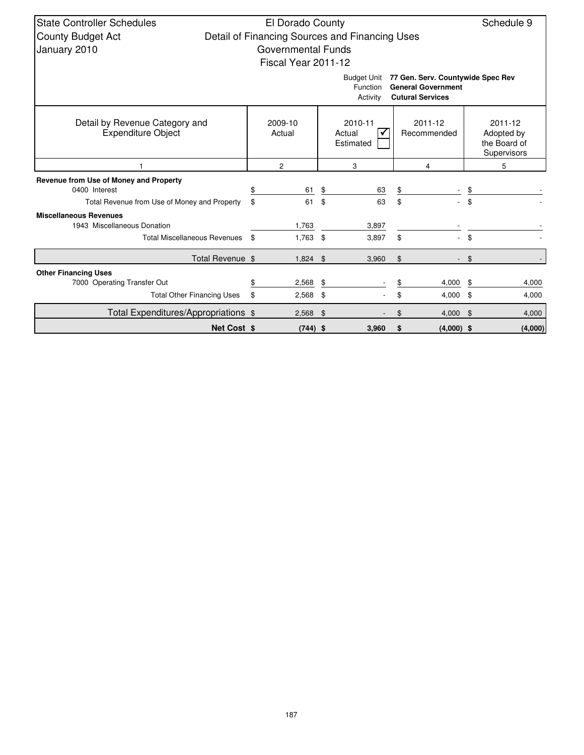State Controller Schedules
County Budget Act
January 2010

# El Dorado County
## Detail of Financing Sources and Financing Uses
### Governmental Funds
### Fiscal Year 2011-12

Schedule 9

Budget Unit **77 Gen. Serv. Countywide Spec Rev**
Function **General Government**
Activity **Cutural Services**

| Detail by Revenue Category and Expenditure Object | 2009-10 Actual | 2010-11 Actual ☑ Estimated ☐ | 2011-12 Recommended | 2011-12 Adopted by the Board of Supervisors |
|---|---|---|---|---|
| 1 | 2 | 3 | 4 | 5 |
| **Revenue from Use of Money and Property** | | | | |
| 0400 Interest | $ 61 | $ 63 | $ - | $ - |
| Total Revenue from Use of Money and Property | $ 61 | $ 63 | $ - | $ - |
| **Miscellaneous Revenues** | | | | |
| 1943 Miscellaneous Donation | 1,763 | 3,897 | - | - |
| Total Miscellaneous Revenues | $ 1,763 | $ 3,897 | $ - | $ - |
| Total Revenue | $ 1,824 | $ 3,960 | $ - | $ - |
| **Other Financing Uses** | | | | |
| 7000 Operating Transfer Out | $ 2,568 | $ - | $ 4,000 | $ 4,000 |
| Total Other Financing Uses | $ 2,568 | $ - | $ 4,000 | $ 4,000 |
| Total Expenditures/Appropriations | $ 2,568 | $ - | $ 4,000 | $ 4,000 |
| **Net Cost** | **$ (744)** | **$ 3,960** | **$ (4,000)** | **$ (4,000)** |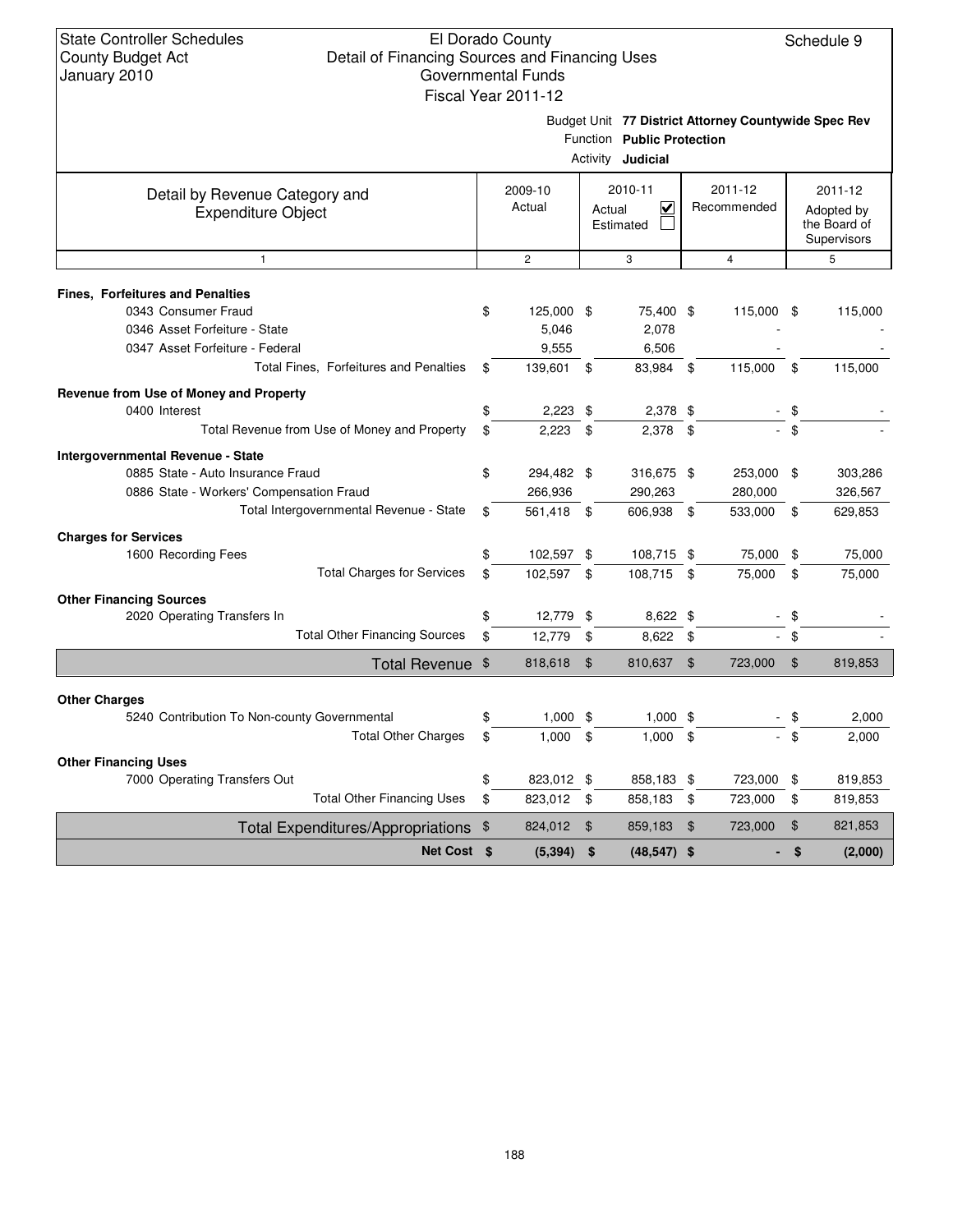State Controller Schedules
County Budget Act
January 2010

El Dorado County
Detail of Financing Sources and Financing Uses
Governmental Funds
Fiscal Year 2011-12

Schedule 9

Budget Unit **77 District Attorney Countywide Spec Rev**
Function **Public Protection**
Activity **Judicial**

| Detail by Revenue Category and Expenditure Object | 2009-10 Actual | 2010-11 Actual ☑ Estimated ☐ | 2011-12 Recommended | 2011-12 Adopted by the Board of Supervisors |
|---|---|---|---|---|
| 1 | 2 | 3 | 4 | 5 |
| **Fines, Forfeitures and Penalties** | | | | |
| 0343 Consumer Fraud | $ 125,000 | $ 75,400 | $ 115,000 | $ 115,000 |
| 0346 Asset Forfeiture - State | 5,046 | 2,078 | - | - |
| 0347 Asset Forfeiture - Federal | 9,555 | 6,506 | - | - |
| Total Fines, Forfeitures and Penalties | $ 139,601 | $ 83,984 | $ 115,000 | $ 115,000 |
| **Revenue from Use of Money and Property** | | | | |
| 0400 Interest | $ 2,223 | $ 2,378 | $ - | $ - |
| Total Revenue from Use of Money and Property | $ 2,223 | $ 2,378 | $ - | $ - |
| **Intergovernmental Revenue - State** | | | | |
| 0885 State - Auto Insurance Fraud | $ 294,482 | $ 316,675 | $ 253,000 | $ 303,286 |
| 0886 State - Workers' Compensation Fraud | 266,936 | 290,263 | 280,000 | 326,567 |
| Total Intergovernmental Revenue - State | $ 561,418 | $ 606,938 | $ 533,000 | $ 629,853 |
| **Charges for Services** | | | | |
| 1600 Recording Fees | $ 102,597 | $ 108,715 | $ 75,000 | $ 75,000 |
| Total Charges for Services | $ 102,597 | $ 108,715 | $ 75,000 | $ 75,000 |
| **Other Financing Sources** | | | | |
| 2020 Operating Transfers In | $ 12,779 | $ 8,622 | $ - | $ - |
| Total Other Financing Sources | $ 12,779 | $ 8,622 | $ - | $ - |
| **Total Revenue** | $ 818,618 | $ 810,637 | $ 723,000 | $ 819,853 |
| **Other Charges** | | | | |
| 5240 Contribution To Non-county Governmental | $ 1,000 | $ 1,000 | $ - | $ 2,000 |
| Total Other Charges | $ 1,000 | $ 1,000 | $ - | $ 2,000 |
| **Other Financing Uses** | | | | |
| 7000 Operating Transfers Out | $ 823,012 | $ 858,183 | $ 723,000 | $ 819,853 |
| Total Other Financing Uses | $ 823,012 | $ 858,183 | $ 723,000 | $ 819,853 |
| **Total Expenditures/Appropriations** | $ 824,012 | $ 859,183 | $ 723,000 | $ 821,853 |
| **Net Cost** | **$ (5,394)** | **$ (48,547)** | **$ -** | **$ (2,000)** |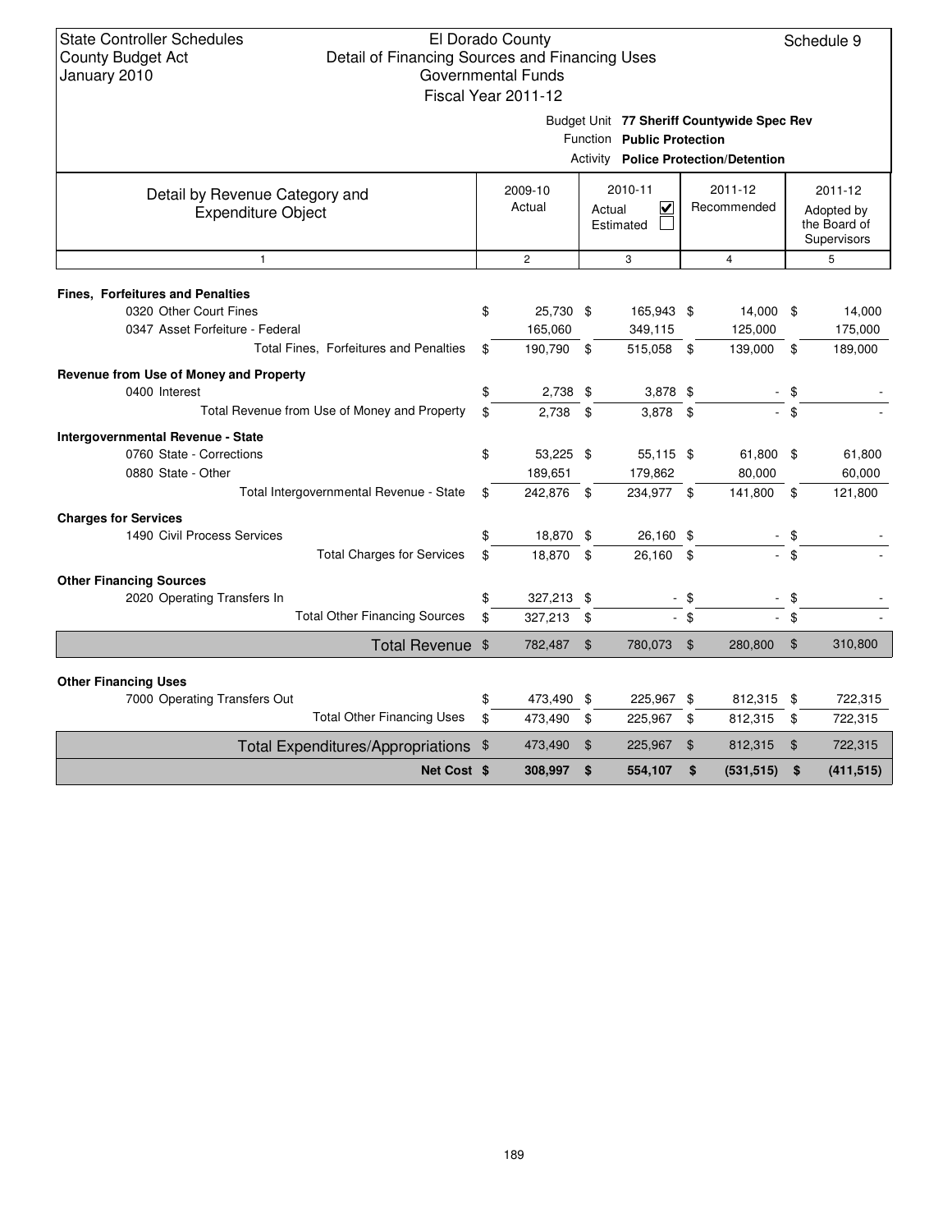State Controller Schedules
County Budget Act
January 2010

El Dorado County
Detail of Financing Sources and Financing Uses
Governmental Funds
Fiscal Year 2011-12

Schedule 9

Budget Unit **77 Sheriff Countywide Spec Rev**
Function **Public Protection**
Activity **Police Protection/Detention**

| Detail by Revenue Category and Expenditure Object | 2009-10 Actual | 2010-11 Actual ☑ Estimated ☐ | 2011-12 Recommended | 2011-12 Adopted by the Board of Supervisors |
|---|---|---|---|---|
| 1 | 2 | 3 | 4 | 5 |
| **Fines, Forfeitures and Penalties** | | | | |
| 0320 Other Court Fines | $ 25,730 | $ 165,943 | $ 14,000 | $ 14,000 |
| 0347 Asset Forfeiture - Federal | 165,060 | 349,115 | 125,000 | 175,000 |
| Total Fines, Forfeitures and Penalties | $ 190,790 | $ 515,058 | $ 139,000 | $ 189,000 |
| **Revenue from Use of Money and Property** | | | | |
| 0400 Interest | $ 2,738 | $ 3,878 | $ - | $ - |
| Total Revenue from Use of Money and Property | $ 2,738 | $ 3,878 | $ - | $ - |
| **Intergovernmental Revenue - State** | | | | |
| 0760 State - Corrections | $ 53,225 | $ 55,115 | $ 61,800 | $ 61,800 |
| 0880 State - Other | 189,651 | 179,862 | 80,000 | 60,000 |
| Total Intergovernmental Revenue - State | $ 242,876 | $ 234,977 | $ 141,800 | $ 121,800 |
| **Charges for Services** | | | | |
| 1490 Civil Process Services | $ 18,870 | $ 26,160 | $ - | $ - |
| Total Charges for Services | $ 18,870 | $ 26,160 | $ - | $ - |
| **Other Financing Sources** | | | | |
| 2020 Operating Transfers In | $ 327,213 | $ - | $ - | $ - |
| Total Other Financing Sources | $ 327,213 | $ - | $ - | $ - |
| **Total Revenue** | $ 782,487 | $ 780,073 | $ 280,800 | $ 310,800 |
| **Other Financing Uses** | | | | |
| 7000 Operating Transfers Out | $ 473,490 | $ 225,967 | $ 812,315 | $ 722,315 |
| Total Other Financing Uses | $ 473,490 | $ 225,967 | $ 812,315 | $ 722,315 |
| **Total Expenditures/Appropriations** | $ 473,490 | $ 225,967 | $ 812,315 | $ 722,315 |
| **Net Cost** | **$ 308,997** | **$ 554,107** | **$ (531,515)** | **$ (411,515)** |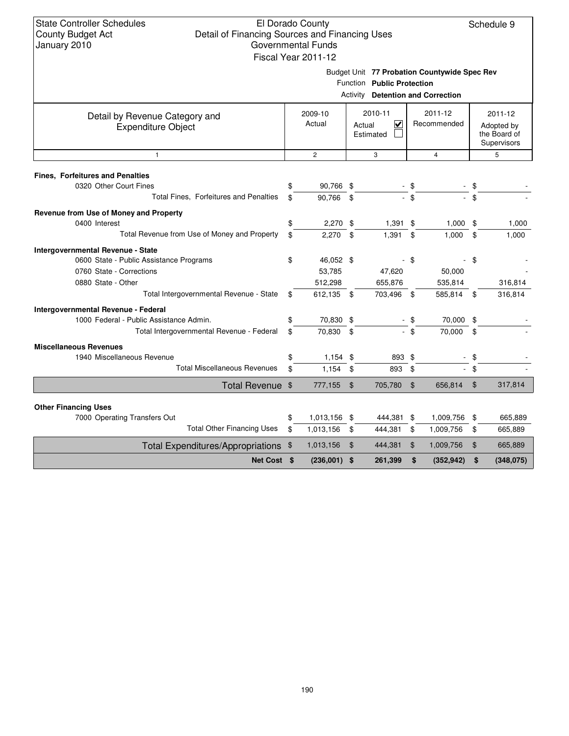State Controller Schedules
County Budget Act
January 2010

# El Dorado County
## Detail of Financing Sources and Financing Uses
### Governmental Funds
### Fiscal Year 2011-12

Schedule 9

Budget Unit **77 Probation Countywide Spec Rev**
Function **Public Protection**
Activity **Detention and Correction**

| Detail by Revenue Category and Expenditure Object | 2009-10 Actual | 2010-11 Actual ☑ Estimated ☐ | 2011-12 Recommended | 2011-12 Adopted by the Board of Supervisors |
|---|---|---|---|---|
| 1 | 2 | 3 | 4 | 5 |
| **Fines, Forfeitures and Penalties** | | | | |
| 0320 Other Court Fines | $ 90,766 | $ - | $ - | $ - |
| Total Fines, Forfeitures and Penalties | $ 90,766 | $ - | $ - | $ - |
| **Revenue from Use of Money and Property** | | | | |
| 0400 Interest | $ 2,270 | $ 1,391 | $ 1,000 | $ 1,000 |
| Total Revenue from Use of Money and Property | $ 2,270 | $ 1,391 | $ 1,000 | $ 1,000 |
| **Intergovernmental Revenue - State** | | | | |
| 0600 State - Public Assistance Programs | $ 46,052 | $ - | $ - | $ - |
| 0760 State - Corrections | 53,785 | 47,620 | 50,000 | - |
| 0880 State - Other | 512,298 | 655,876 | 535,814 | 316,814 |
| Total Intergovernmental Revenue - State | $ 612,135 | $ 703,496 | $ 585,814 | $ 316,814 |
| **Intergovernmental Revenue - Federal** | | | | |
| 1000 Federal - Public Assistance Admin. | $ 70,830 | $ - | $ 70,000 | $ - |
| Total Intergovernmental Revenue - Federal | $ 70,830 | $ - | $ 70,000 | $ - |
| **Miscellaneous Revenues** | | | | |
| 1940 Miscellaneous Revenue | $ 1,154 | $ 893 | $ - | $ - |
| Total Miscellaneous Revenues | $ 1,154 | $ 893 | $ - | $ - |
| **Total Revenue** | $ 777,155 | $ 705,780 | $ 656,814 | $ 317,814 |
| **Other Financing Uses** | | | | |
| 7000 Operating Transfers Out | $ 1,013,156 | $ 444,381 | $ 1,009,756 | $ 665,889 |
| Total Other Financing Uses | $ 1,013,156 | $ 444,381 | $ 1,009,756 | $ 665,889 |
| **Total Expenditures/Appropriations** | $ 1,013,156 | $ 444,381 | $ 1,009,756 | $ 665,889 |
| **Net Cost** | **$ (236,001)** | **$ 261,399** | **$ (352,942)** | **$ (348,075)** |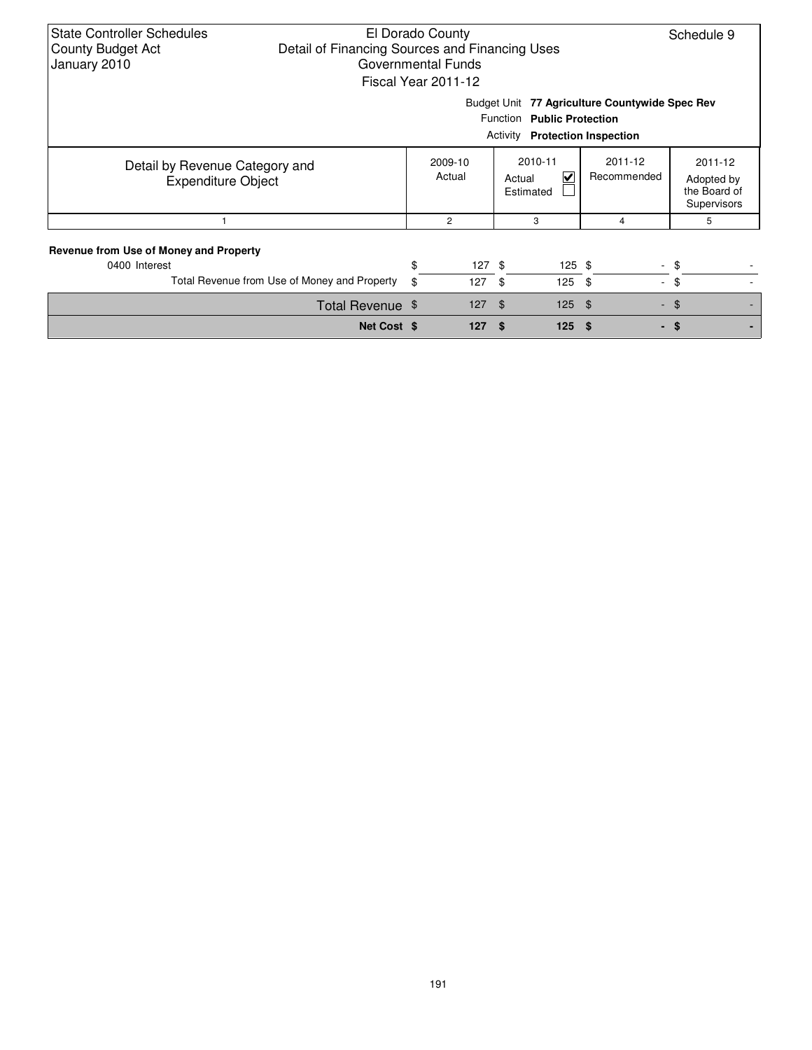State Controller Schedules
County Budget Act
January 2010

El Dorado County
Detail of Financing Sources and Financing Uses
Governmental Funds
Fiscal Year 2011-12

Schedule 9

Budget Unit **77 Agriculture Countywide Spec Rev**
Function **Public Protection**
Activity **Protection Inspection**

| Detail by Revenue Category and Expenditure Object | 2009-10 Actual | 2010-11 Actual ☑ Estimated ☐ | 2011-12 Recommended | 2011-12 Adopted by the Board of Supervisors |
|---|---|---|---|---|
| 1 | 2 | 3 | 4 | 5 |
| **Revenue from Use of Money and Property** | | | | |
| 0400 Interest | $ 127 | $ 125 | $ - | $ - |
| Total Revenue from Use of Money and Property | $ 127 | $ 125 | $ - | $ - |
| Total Revenue | $ 127 | $ 125 | $ - | $ - |
| **Net Cost** | **$ 127** | **$ 125** | **$ -** | **$ -** |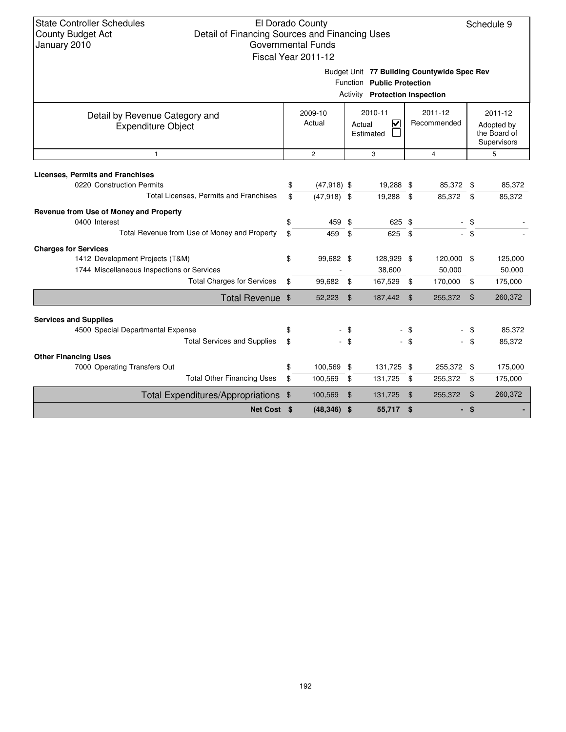State Controller Schedules
County Budget Act
January 2010

El Dorado County
Detail of Financing Sources and Financing Uses
Governmental Funds
Fiscal Year 2011-12

Schedule 9

Budget Unit **77 Building Countywide Spec Rev**
Function **Public Protection**
Activity **Protection Inspection**

| Detail by Revenue Category and Expenditure Object | 2009-10 Actual | 2010-11 Actual ☑ Estimated ☐ | 2011-12 Recommended | 2011-12 Adopted by the Board of Supervisors |
|---|---|---|---|---|
| 1 | 2 | 3 | 4 | 5 |
| **Licenses, Permits and Franchises** | | | | |
| 0220 Construction Permits | $ (47,918) | $ 19,288 | $ 85,372 | $ 85,372 |
| Total Licenses, Permits and Franchises | $ (47,918) | $ 19,288 | $ 85,372 | $ 85,372 |
| **Revenue from Use of Money and Property** | | | | |
| 0400 Interest | $ 459 | $ 625 | $ - | $ - |
| Total Revenue from Use of Money and Property | $ 459 | $ 625 | $ - | $ - |
| **Charges for Services** | | | | |
| 1412 Development Projects (T&M) | $ 99,682 | $ 128,929 | $ 120,000 | $ 125,000 |
| 1744 Miscellaneous Inspections or Services | - | 38,600 | 50,000 | 50,000 |
| Total Charges for Services | $ 99,682 | $ 167,529 | $ 170,000 | $ 175,000 |
| **Total Revenue** | $ 52,223 | $ 187,442 | $ 255,372 | $ 260,372 |
| **Services and Supplies** | | | | |
| 4500 Special Departmental Expense | $ - | $ - | $ - | $ 85,372 |
| Total Services and Supplies | $ - | $ - | $ - | $ 85,372 |
| **Other Financing Uses** | | | | |
| 7000 Operating Transfers Out | $ 100,569 | $ 131,725 | $ 255,372 | $ 175,000 |
| Total Other Financing Uses | $ 100,569 | $ 131,725 | $ 255,372 | $ 175,000 |
| **Total Expenditures/Appropriations** | $ 100,569 | $ 131,725 | $ 255,372 | $ 260,372 |
| **Net Cost** | **$ (48,346)** | **$ 55,717** | **$ -** | **$ -** |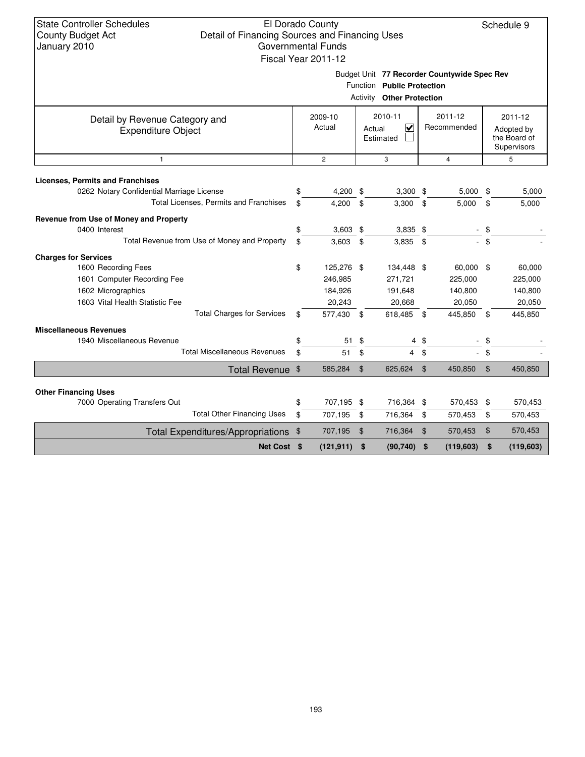State Controller Schedules
County Budget Act
January 2010

El Dorado County
Detail of Financing Sources and Financing Uses
Governmental Funds
Fiscal Year 2011-12

Schedule 9

Budget Unit **77 Recorder Countywide Spec Rev**
Function **Public Protection**
Activity **Other Protection**

| Detail by Revenue Category and Expenditure Object | 2009-10 Actual | 2010-11 Actual ☑ Estimated ☐ | 2011-12 Recommended | 2011-12 Adopted by the Board of Supervisors |
|---|---|---|---|---|
| 1 | 2 | 3 | 4 | 5 |
| **Licenses, Permits and Franchises** | | | | |
| 0262 Notary Confidential Marriage License | $ 4,200 | $ 3,300 | $ 5,000 | $ 5,000 |
| Total Licenses, Permits and Franchises | $ 4,200 | $ 3,300 | $ 5,000 | $ 5,000 |
| **Revenue from Use of Money and Property** | | | | |
| 0400 Interest | $ 3,603 | $ 3,835 | $ - | $ - |
| Total Revenue from Use of Money and Property | $ 3,603 | $ 3,835 | $ - | $ - |
| **Charges for Services** | | | | |
| 1600 Recording Fees | $ 125,276 | $ 134,448 | $ 60,000 | $ 60,000 |
| 1601 Computer Recording Fee | 246,985 | 271,721 | 225,000 | 225,000 |
| 1602 Micrographics | 184,926 | 191,648 | 140,800 | 140,800 |
| 1603 Vital Health Statistic Fee | 20,243 | 20,668 | 20,050 | 20,050 |
| Total Charges for Services | $ 577,430 | $ 618,485 | $ 445,850 | $ 445,850 |
| **Miscellaneous Revenues** | | | | |
| 1940 Miscellaneous Revenue | $ 51 | $ 4 | $ - | $ - |
| Total Miscellaneous Revenues | $ 51 | $ 4 | $ - | $ - |
| Total Revenue | $ 585,284 | $ 625,624 | $ 450,850 | $ 450,850 |
| **Other Financing Uses** | | | | |
| 7000 Operating Transfers Out | $ 707,195 | $ 716,364 | $ 570,453 | $ 570,453 |
| Total Other Financing Uses | $ 707,195 | $ 716,364 | $ 570,453 | $ 570,453 |
| Total Expenditures/Appropriations | $ 707,195 | $ 716,364 | $ 570,453 | $ 570,453 |
| **Net Cost** | **$ (121,911)** | **$ (90,740)** | **$ (119,603)** | **$ (119,603)** |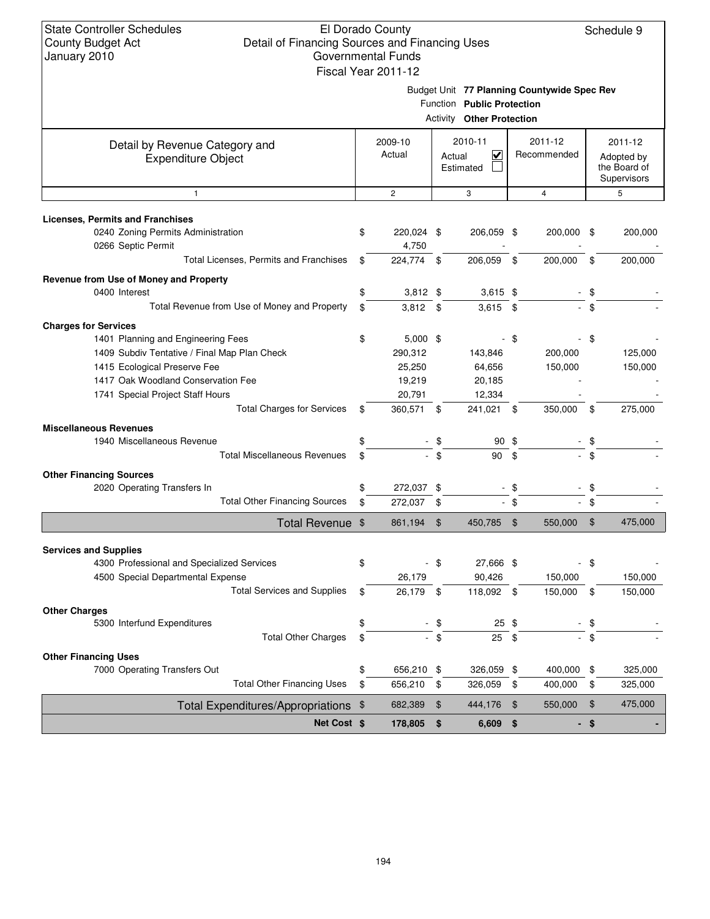State Controller Schedules
County Budget Act
January 2010

El Dorado County
Detail of Financing Sources and Financing Uses
Governmental Funds
Fiscal Year 2011-12

Schedule 9

Budget Unit **77 Planning Countywide Spec Rev**
Function **Public Protection**
Activity **Other Protection**

| Detail by Revenue Category and Expenditure Object | 2009-10 Actual | 2010-11 Actual ☑ Estimated ☐ | 2011-12 Recommended | 2011-12 Adopted by the Board of Supervisors |
|---|---|---|---|---|
| 1 | 2 | 3 | 4 | 5 |
| **Licenses, Permits and Franchises** | | | | |
| 0240 Zoning Permits Administration | $ 220,024 | $ 206,059 | $ 200,000 | $ 200,000 |
| 0266 Septic Permit | 4,750 | - | - | - |
| Total Licenses, Permits and Franchises | $ 224,774 | $ 206,059 | $ 200,000 | $ 200,000 |
| **Revenue from Use of Money and Property** | | | | |
| 0400 Interest | $ 3,812 | $ 3,615 | $ - | $ - |
| Total Revenue from Use of Money and Property | $ 3,812 | $ 3,615 | $ - | $ - |
| **Charges for Services** | | | | |
| 1401 Planning and Engineering Fees | $ 5,000 | $ - | $ - | $ - |
| 1409 Subdiv Tentative / Final Map Plan Check | 290,312 | 143,846 | 200,000 | 125,000 |
| 1415 Ecological Preserve Fee | 25,250 | 64,656 | 150,000 | 150,000 |
| 1417 Oak Woodland Conservation Fee | 19,219 | 20,185 | - | - |
| 1741 Special Project Staff Hours | 20,791 | 12,334 | - | - |
| Total Charges for Services | $ 360,571 | $ 241,021 | $ 350,000 | $ 275,000 |
| **Miscellaneous Revenues** | | | | |
| 1940 Miscellaneous Revenue | $ - | $ 90 | $ - | $ - |
| Total Miscellaneous Revenues | $ - | $ 90 | $ - | $ - |
| **Other Financing Sources** | | | | |
| 2020 Operating Transfers In | $ 272,037 | $ - | $ - | $ - |
| Total Other Financing Sources | $ 272,037 | $ - | $ - | $ - |
| **Total Revenue** | $ 861,194 | $ 450,785 | $ 550,000 | $ 475,000 |
| **Services and Supplies** | | | | |
| 4300 Professional and Specialized Services | $ - | $ 27,666 | $ - | $ - |
| 4500 Special Departmental Expense | 26,179 | 90,426 | 150,000 | 150,000 |
| Total Services and Supplies | $ 26,179 | $ 118,092 | $ 150,000 | $ 150,000 |
| **Other Charges** | | | | |
| 5300 Interfund Expenditures | $ - | $ 25 | $ - | $ - |
| Total Other Charges | $ - | $ 25 | $ - | $ - |
| **Other Financing Uses** | | | | |
| 7000 Operating Transfers Out | $ 656,210 | $ 326,059 | $ 400,000 | $ 325,000 |
| Total Other Financing Uses | $ 656,210 | $ 326,059 | $ 400,000 | $ 325,000 |
| **Total Expenditures/Appropriations** | $ 682,389 | $ 444,176 | $ 550,000 | $ 475,000 |
| **Net Cost** | **$ 178,805** | **$ 6,609** | **$ -** | **$ -** |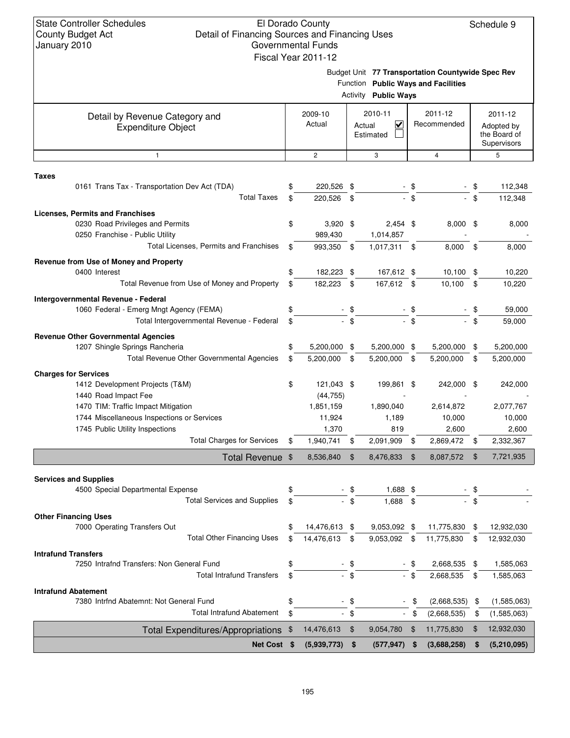State Controller Schedules
County Budget Act
January 2010

El Dorado County
Detail of Financing Sources and Financing Uses
Governmental Funds
Fiscal Year 2011-12

Schedule 9

Budget Unit **77 Transportation Countywide Spec Rev**
Function **Public Ways and Facilities**
Activity **Public Ways**

| Detail by Revenue Category and Expenditure Object | 2009-10 Actual | 2010-11 Actual ☑ Estimated ☐ | 2011-12 Recommended | 2011-12 Adopted by the Board of Supervisors |
|---|---|---|---|---|
| 1 | 2 | 3 | 4 | 5 |
| **Taxes** | | | | |
| 0161 Trans Tax - Transportation Dev Act (TDA) | $ 220,526 | $ - | $ - | $ 112,348 |
| Total Taxes | $ 220,526 | $ - | $ - | $ 112,348 |
| **Licenses, Permits and Franchises** | | | | |
| 0230 Road Privileges and Permits | $ 3,920 | $ 2,454 | $ 8,000 | $ 8,000 |
| 0250 Franchise - Public Utility | 989,430 | 1,014,857 | - | - |
| Total Licenses, Permits and Franchises | $ 993,350 | $ 1,017,311 | $ 8,000 | $ 8,000 |
| **Revenue from Use of Money and Property** | | | | |
| 0400 Interest | $ 182,223 | $ 167,612 | $ 10,100 | $ 10,220 |
| Total Revenue from Use of Money and Property | $ 182,223 | $ 167,612 | $ 10,100 | $ 10,220 |
| **Intergovernmental Revenue - Federal** | | | | |
| 1060 Federal - Emerg Mngt Agency (FEMA) | $ - | $ - | $ - | $ 59,000 |
| Total Intergovernmental Revenue - Federal | $ - | $ - | $ - | $ 59,000 |
| **Revenue Other Governmental Agencies** | | | | |
| 1207 Shingle Springs Rancheria | $ 5,200,000 | $ 5,200,000 | $ 5,200,000 | $ 5,200,000 |
| Total Revenue Other Governmental Agencies | $ 5,200,000 | $ 5,200,000 | $ 5,200,000 | $ 5,200,000 |
| **Charges for Services** | | | | |
| 1412 Development Projects (T&M) | $ 121,043 | $ 199,861 | $ 242,000 | $ 242,000 |
| 1440 Road Impact Fee | (44,755) | - | - | - |
| 1470 TIM: Traffic Impact Mitigation | 1,851,159 | 1,890,040 | 2,614,872 | 2,077,767 |
| 1744 Miscellaneous Inspections or Services | 11,924 | 1,189 | 10,000 | 10,000 |
| 1745 Public Utility Inspections | 1,370 | 819 | 2,600 | 2,600 |
| Total Charges for Services | $ 1,940,741 | $ 2,091,909 | $ 2,869,472 | $ 2,332,367 |
| **Total Revenue** | $ 8,536,840 | $ 8,476,833 | $ 8,087,572 | $ 7,721,935 |
| **Services and Supplies** | | | | |
| 4500 Special Departmental Expense | $ - | $ 1,688 | $ - | $ - |
| Total Services and Supplies | $ - | $ 1,688 | $ - | $ - |
| **Other Financing Uses** | | | | |
| 7000 Operating Transfers Out | $ 14,476,613 | $ 9,053,092 | $ 11,775,830 | $ 12,932,030 |
| Total Other Financing Uses | $ 14,476,613 | $ 9,053,092 | $ 11,775,830 | $ 12,932,030 |
| **Intrafund Transfers** | | | | |
| 7250 Intrafnd Transfers: Non General Fund | $ - | $ - | $ 2,668,535 | $ 1,585,063 |
| Total Intrafund Transfers | $ - | $ - | $ 2,668,535 | $ 1,585,063 |
| **Intrafund Abatement** | | | | |
| 7380 Intrfnd Abatemnt: Not General Fund | $ - | $ - | $ (2,668,535) | $ (1,585,063) |
| Total Intrafund Abatement | $ - | $ - | $ (2,668,535) | $ (1,585,063) |
| **Total Expenditures/Appropriations** | $ 14,476,613 | $ 9,054,780 | $ 11,775,830 | $ 12,932,030 |
| **Net Cost** | **$ (5,939,773)** | **$ (577,947)** | **$ (3,688,258)** | **$ (5,210,095)** |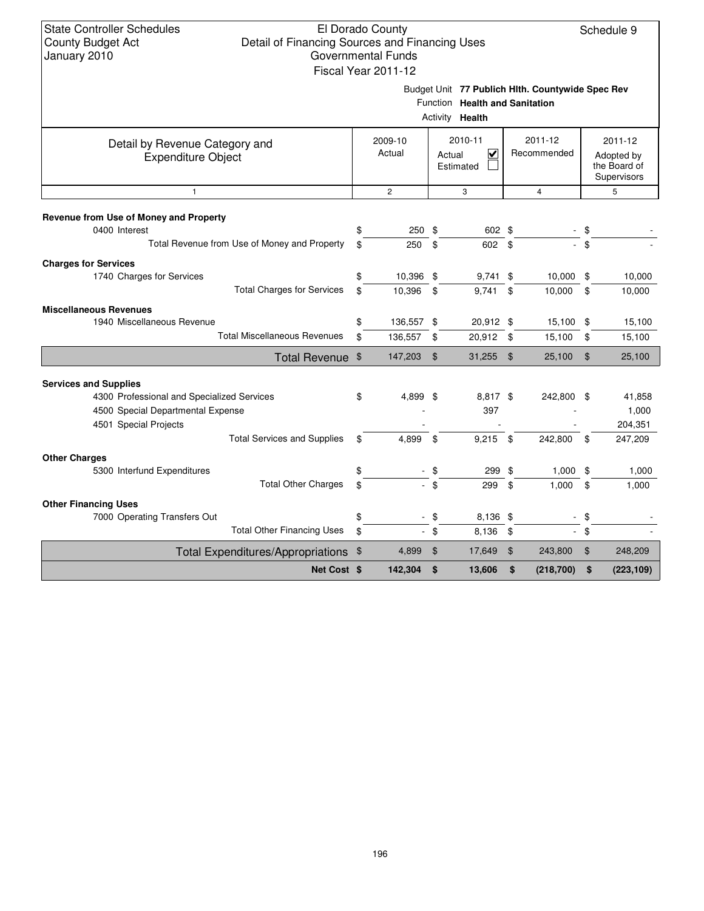State Controller Schedules
County Budget Act
January 2010

El Dorado County
Detail of Financing Sources and Financing Uses
Governmental Funds
Fiscal Year 2011-12

Schedule 9

Budget Unit **77 Publich Hlth. Countywide Spec Rev**
Function **Health and Sanitation**
Activity **Health**

| Detail by Revenue Category and Expenditure Object | 2009-10 Actual | 2010-11 Actual ☑ Estimated ☐ | 2011-12 Recommended | 2011-12 Adopted by the Board of Supervisors |
|---|---|---|---|---|
| 1 | 2 | 3 | 4 | 5 |
| **Revenue from Use of Money and Property** | | | | |
| 0400 Interest | $ 250 | $ 602 | $ - | $ - |
| Total Revenue from Use of Money and Property | $ 250 | $ 602 | $ - | $ - |
| **Charges for Services** | | | | |
| 1740 Charges for Services | $ 10,396 | $ 9,741 | $ 10,000 | $ 10,000 |
| Total Charges for Services | $ 10,396 | $ 9,741 | $ 10,000 | $ 10,000 |
| **Miscellaneous Revenues** | | | | |
| 1940 Miscellaneous Revenue | $ 136,557 | $ 20,912 | $ 15,100 | $ 15,100 |
| Total Miscellaneous Revenues | $ 136,557 | $ 20,912 | $ 15,100 | $ 15,100 |
| Total Revenue | $ 147,203 | $ 31,255 | $ 25,100 | $ 25,100 |
| **Services and Supplies** | | | | |
| 4300 Professional and Specialized Services | $ 4,899 | $ 8,817 | $ 242,800 | $ 41,858 |
| 4500 Special Departmental Expense | - | 397 | - | 1,000 |
| 4501 Special Projects | - | - | - | 204,351 |
| Total Services and Supplies | $ 4,899 | $ 9,215 | $ 242,800 | $ 247,209 |
| **Other Charges** | | | | |
| 5300 Interfund Expenditures | $ - | $ 299 | $ 1,000 | $ 1,000 |
| Total Other Charges | $ - | $ 299 | $ 1,000 | $ 1,000 |
| **Other Financing Uses** | | | | |
| 7000 Operating Transfers Out | $ - | $ 8,136 | $ - | $ - |
| Total Other Financing Uses | $ - | $ 8,136 | $ - | $ - |
| Total Expenditures/Appropriations | $ 4,899 | $ 17,649 | $ 243,800 | $ 248,209 |
| **Net Cost** | **$ 142,304** | **$ 13,606** | **$ (218,700)** | **$ (223,109)** |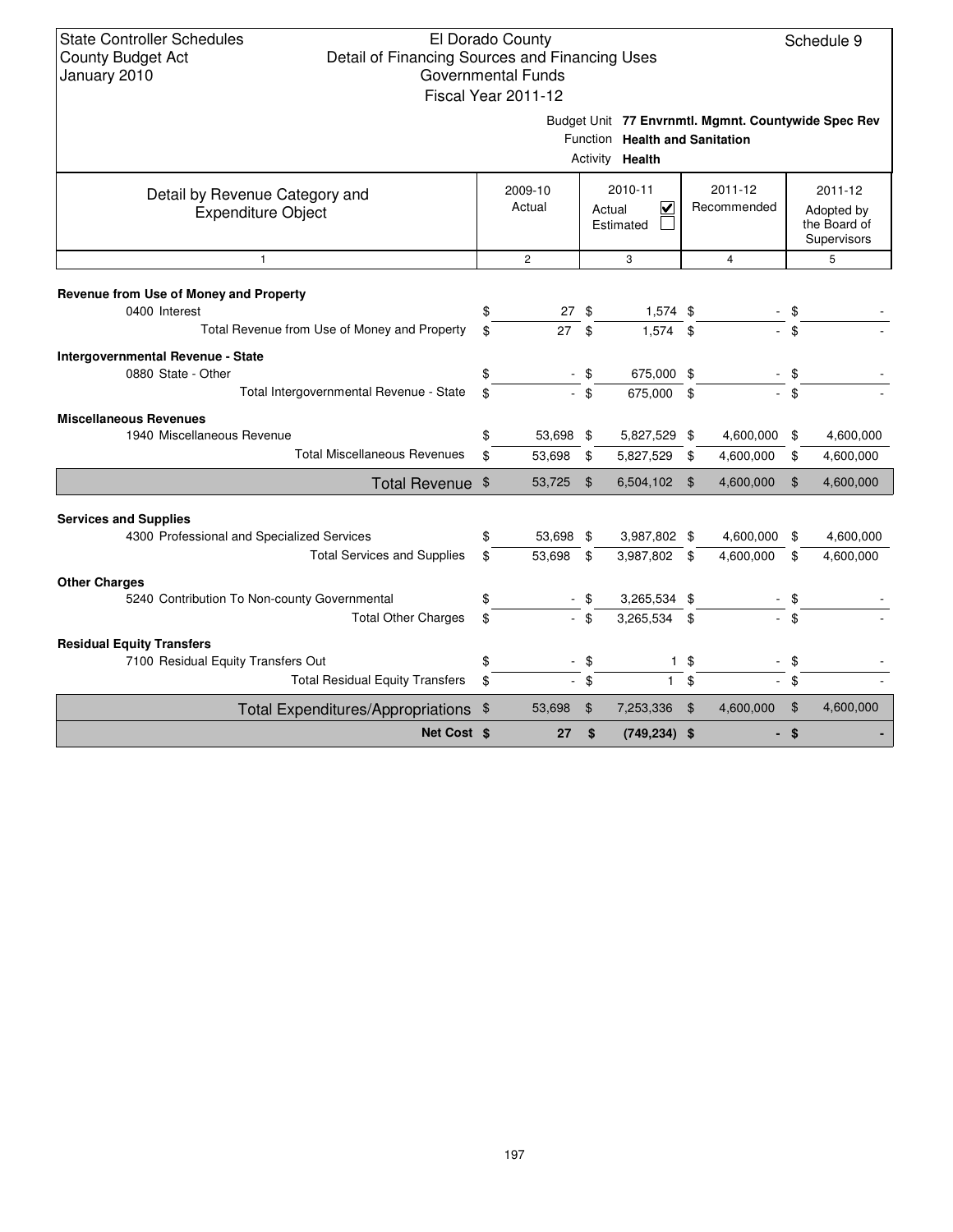State Controller Schedules
County Budget Act
January 2010

El Dorado County
Detail of Financing Sources and Financing Uses
Governmental Funds
Fiscal Year 2011-12

Schedule 9

Budget Unit **77 Envrnmtl. Mgmnt. Countywide Spec Rev**
Function **Health and Sanitation**
Activity **Health**

| Detail by Revenue Category and Expenditure Object | 2009-10 Actual | 2010-11 Actual ☑ Estimated ☐ | 2011-12 Recommended | 2011-12 Adopted by the Board of Supervisors |
|---|---|---|---|---|
| 1 | 2 | 3 | 4 | 5 |
| **Revenue from Use of Money and Property** | | | | |
| 0400 Interest | $ 27 | $ 1,574 | $ - | $ - |
| Total Revenue from Use of Money and Property | $ 27 | $ 1,574 | $ - | $ - |
| **Intergovernmental Revenue - State** | | | | |
| 0880 State - Other | $ - | $ 675,000 | $ - | $ - |
| Total Intergovernmental Revenue - State | $ - | $ 675,000 | $ - | $ - |
| **Miscellaneous Revenues** | | | | |
| 1940 Miscellaneous Revenue | $ 53,698 | $ 5,827,529 | $ 4,600,000 | $ 4,600,000 |
| Total Miscellaneous Revenues | $ 53,698 | $ 5,827,529 | $ 4,600,000 | $ 4,600,000 |
| **Total Revenue** | $ 53,725 | $ 6,504,102 | $ 4,600,000 | $ 4,600,000 |
| **Services and Supplies** | | | | |
| 4300 Professional and Specialized Services | $ 53,698 | $ 3,987,802 | $ 4,600,000 | $ 4,600,000 |
| Total Services and Supplies | $ 53,698 | $ 3,987,802 | $ 4,600,000 | $ 4,600,000 |
| **Other Charges** | | | | |
| 5240 Contribution To Non-county Governmental | $ - | $ 3,265,534 | $ - | $ - |
| Total Other Charges | $ - | $ 3,265,534 | $ - | $ - |
| **Residual Equity Transfers** | | | | |
| 7100 Residual Equity Transfers Out | $ - | $ 1 | $ - | $ - |
| Total Residual Equity Transfers | $ - | $ 1 | $ - | $ - |
| **Total Expenditures/Appropriations** | $ 53,698 | $ 7,253,336 | $ 4,600,000 | $ 4,600,000 |
| **Net Cost** | **$ 27** | **$ (749,234)** | **$ -** | **$ -** |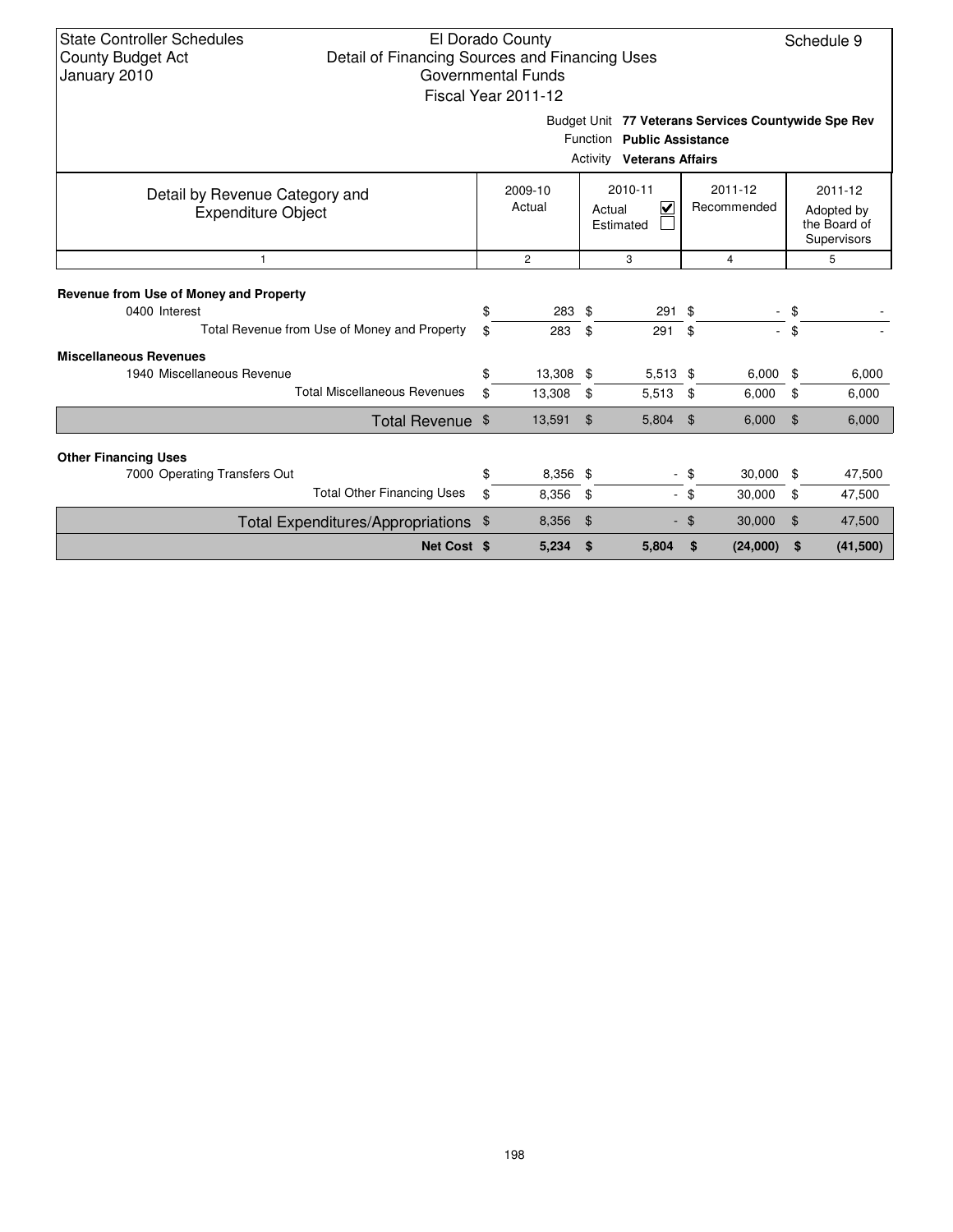State Controller Schedules
County Budget Act
January 2010

El Dorado County
Detail of Financing Sources and Financing Uses
Governmental Funds
Fiscal Year 2011-12

Schedule 9

Budget Unit **77 Veterans Services Countywide Spe Rev**
Function **Public Assistance**
Activity **Veterans Affairs**

| Detail by Revenue Category and Expenditure Object | 2009-10 Actual | 2010-11 Actual ☑ Estimated ☐ | 2011-12 Recommended | 2011-12 Adopted by the Board of Supervisors |
|---|---|---|---|---|
| 1 | 2 | 3 | 4 | 5 |
| **Revenue from Use of Money and Property** | | | | |
| 0400 Interest | $ 283 | $ 291 | $ - | $ - |
| Total Revenue from Use of Money and Property | $ 283 | $ 291 | $ - | $ - |
| **Miscellaneous Revenues** | | | | |
| 1940 Miscellaneous Revenue | $ 13,308 | $ 5,513 | $ 6,000 | $ 6,000 |
| Total Miscellaneous Revenues | $ 13,308 | $ 5,513 | $ 6,000 | $ 6,000 |
| Total Revenue | $ 13,591 | $ 5,804 | $ 6,000 | $ 6,000 |
| **Other Financing Uses** | | | | |
| 7000 Operating Transfers Out | $ 8,356 | $ - | $ 30,000 | $ 47,500 |
| Total Other Financing Uses | $ 8,356 | $ - | $ 30,000 | $ 47,500 |
| Total Expenditures/Appropriations | $ 8,356 | $ - | $ 30,000 | $ 47,500 |
| **Net Cost** | **$ 5,234** | **$ 5,804** | **$ (24,000)** | **$ (41,500)** |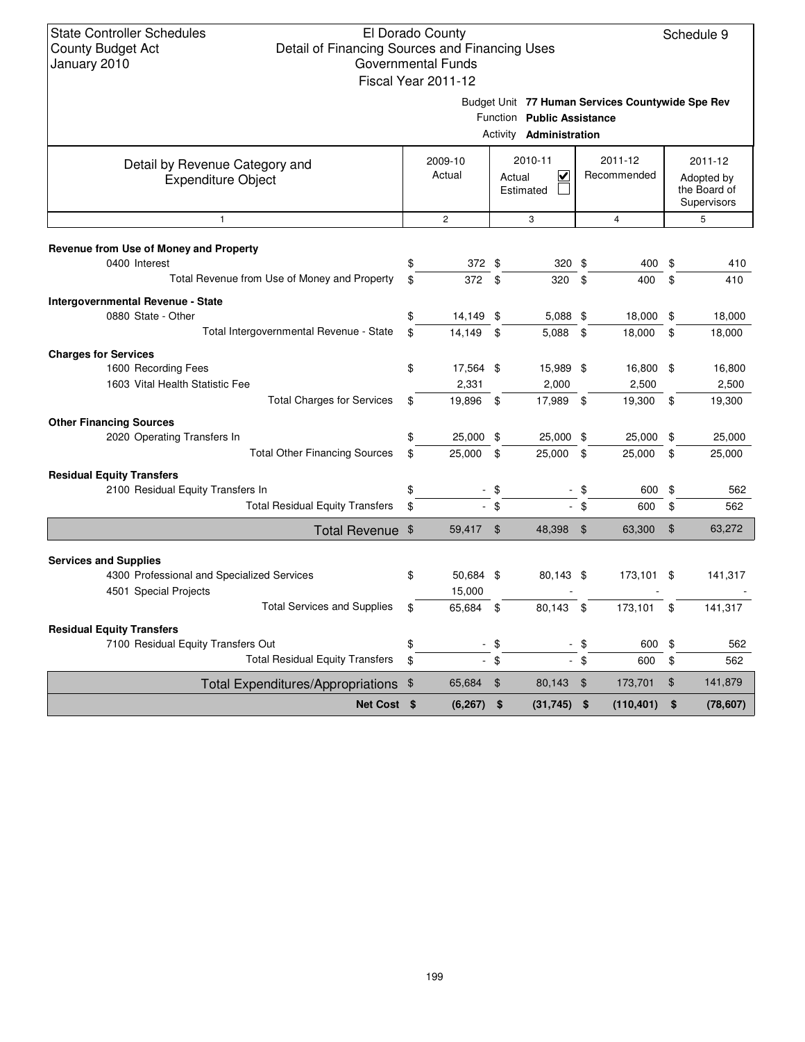State Controller Schedules
County Budget Act
January 2010

El Dorado County
Detail of Financing Sources and Financing Uses
Governmental Funds
Fiscal Year 2011-12

Schedule 9

Budget Unit **77 Human Services Countywide Spe Rev**
Function **Public Assistance**
Activity **Administration**

| Detail by Revenue Category and Expenditure Object | 2009-10 Actual | 2010-11 Actual ☑ Estimated ☐ | 2011-12 Recommended | 2011-12 Adopted by the Board of Supervisors |
|---|---|---|---|---|
| 1 | 2 | 3 | 4 | 5 |
| **Revenue from Use of Money and Property** | | | | |
| 0400 Interest | $ 372 | $ 320 | $ 400 | $ 410 |
| Total Revenue from Use of Money and Property | $ 372 | $ 320 | $ 400 | $ 410 |
| **Intergovernmental Revenue - State** | | | | |
| 0880 State - Other | $ 14,149 | $ 5,088 | $ 18,000 | $ 18,000 |
| Total Intergovernmental Revenue - State | $ 14,149 | $ 5,088 | $ 18,000 | $ 18,000 |
| **Charges for Services** | | | | |
| 1600 Recording Fees | $ 17,564 | $ 15,989 | $ 16,800 | $ 16,800 |
| 1603 Vital Health Statistic Fee | 2,331 | 2,000 | 2,500 | 2,500 |
| Total Charges for Services | $ 19,896 | $ 17,989 | $ 19,300 | $ 19,300 |
| **Other Financing Sources** | | | | |
| 2020 Operating Transfers In | $ 25,000 | $ 25,000 | $ 25,000 | $ 25,000 |
| Total Other Financing Sources | $ 25,000 | $ 25,000 | $ 25,000 | $ 25,000 |
| **Residual Equity Transfers** | | | | |
| 2100 Residual Equity Transfers In | $ - | $ - | $ 600 | $ 562 |
| Total Residual Equity Transfers | $ - | $ - | $ 600 | $ 562 |
| **Total Revenue** | $ 59,417 | $ 48,398 | $ 63,300 | $ 63,272 |
| **Services and Supplies** | | | | |
| 4300 Professional and Specialized Services | $ 50,684 | $ 80,143 | $ 173,101 | $ 141,317 |
| 4501 Special Projects | 15,000 | - | - | - |
| Total Services and Supplies | $ 65,684 | $ 80,143 | $ 173,101 | $ 141,317 |
| **Residual Equity Transfers** | | | | |
| 7100 Residual Equity Transfers Out | $ - | $ - | $ 600 | $ 562 |
| Total Residual Equity Transfers | $ - | $ - | $ 600 | $ 562 |
| **Total Expenditures/Appropriations** | $ 65,684 | $ 80,143 | $ 173,701 | $ 141,879 |
| **Net Cost** | **$ (6,267)** | **$ (31,745)** | **$ (110,401)** | **$ (78,607)** |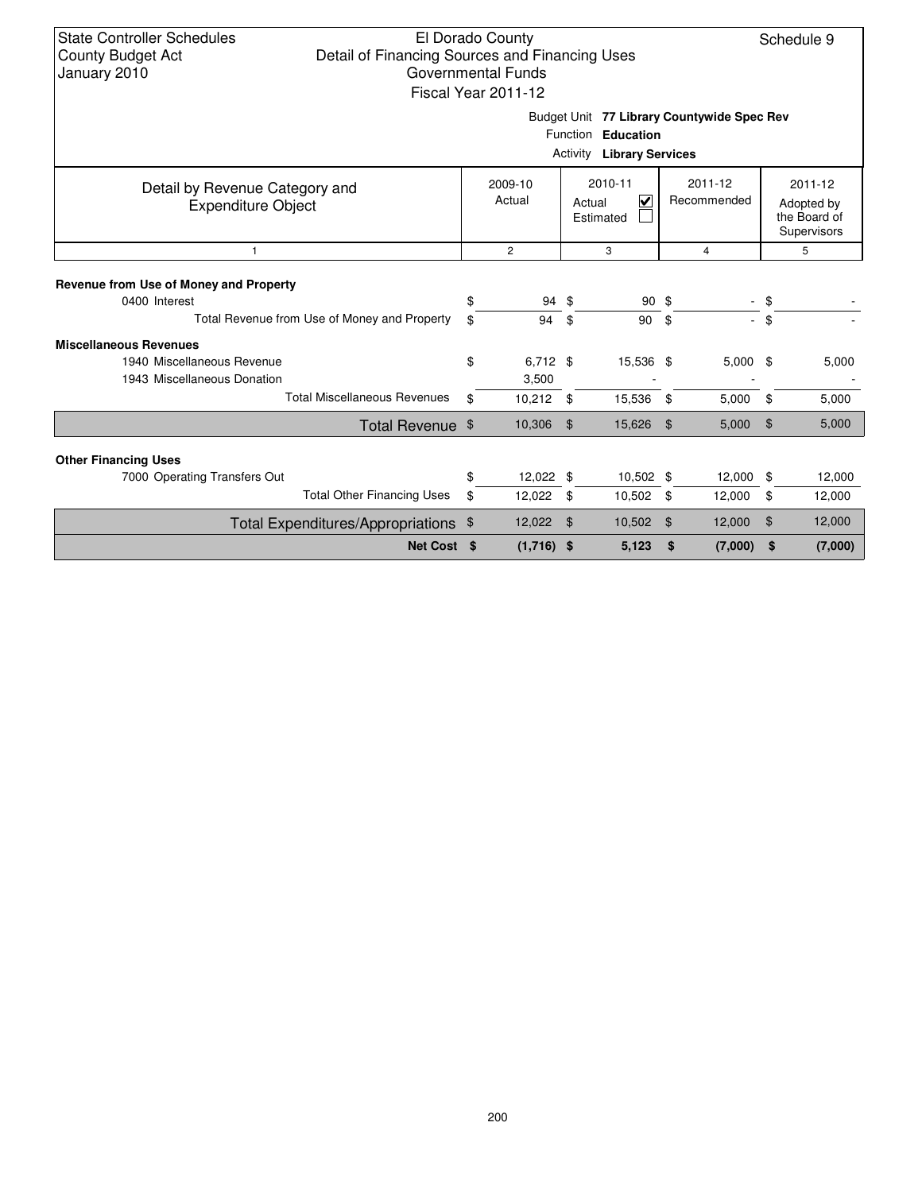State Controller Schedules
County Budget Act
January 2010

El Dorado County
Detail of Financing Sources and Financing Uses
Governmental Funds
Fiscal Year 2011-12

Schedule 9

Budget Unit **77 Library Countywide Spec Rev**
Function **Education**
Activity **Library Services**

| Detail by Revenue Category and Expenditure Object | 2009-10 Actual | 2010-11 Actual ☑ Estimated ☐ | 2011-12 Recommended | 2011-12 Adopted by the Board of Supervisors |
|---|---|---|---|---|
| 1 | 2 | 3 | 4 | 5 |
| **Revenue from Use of Money and Property** | | | | |
| 0400 Interest | $ 94 | $ 90 | $ - | $ - |
| Total Revenue from Use of Money and Property | $ 94 | $ 90 | $ - | $ - |
| **Miscellaneous Revenues** | | | | |
| 1940 Miscellaneous Revenue | $ 6,712 | $ 15,536 | $ 5,000 | $ 5,000 |
| 1943 Miscellaneous Donation | 3,500 | - | - | - |
| Total Miscellaneous Revenues | $ 10,212 | $ 15,536 | $ 5,000 | $ 5,000 |
| Total Revenue | $ 10,306 | $ 15,626 | $ 5,000 | $ 5,000 |
| **Other Financing Uses** | | | | |
| 7000 Operating Transfers Out | $ 12,022 | $ 10,502 | $ 12,000 | $ 12,000 |
| Total Other Financing Uses | $ 12,022 | $ 10,502 | $ 12,000 | $ 12,000 |
| Total Expenditures/Appropriations | $ 12,022 | $ 10,502 | $ 12,000 | $ 12,000 |
| **Net Cost** | **$ (1,716)** | **$ 5,123** | **$ (7,000)** | **$ (7,000)** |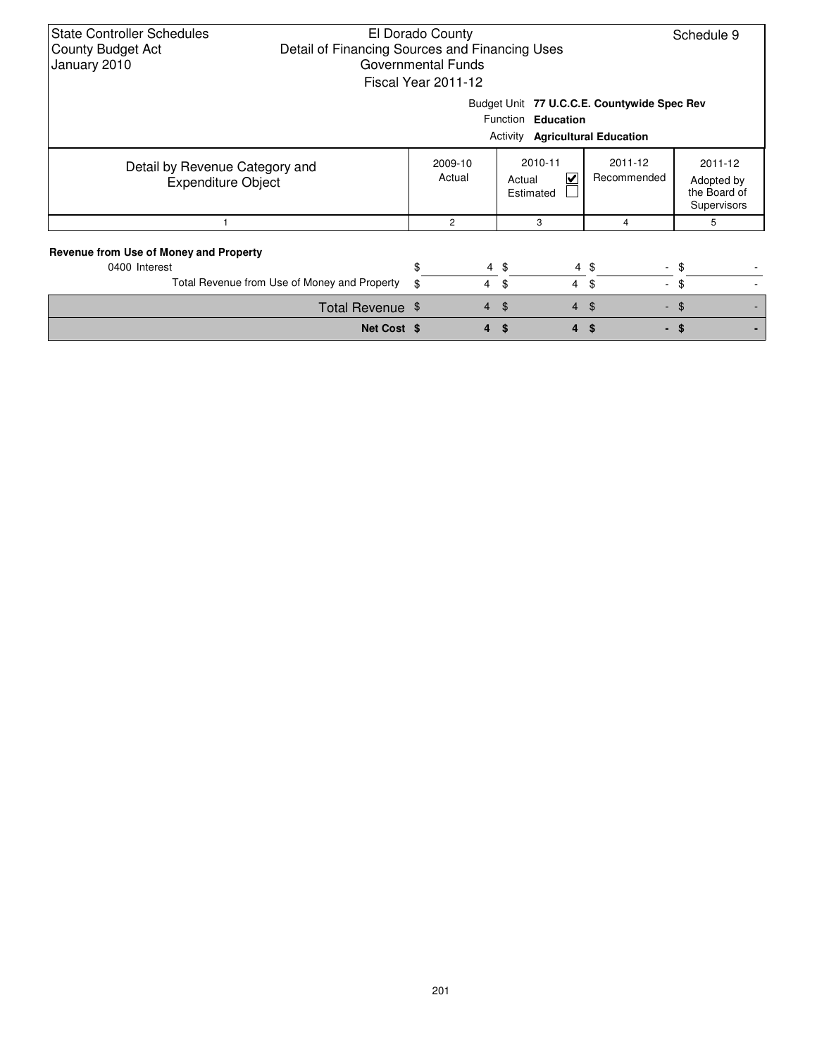State Controller Schedules
County Budget Act
January 2010

El Dorado County
Detail of Financing Sources and Financing Uses
Governmental Funds
Fiscal Year 2011-12

Schedule 9

Budget Unit **77 U.C.C.E. Countywide Spec Rev**
Function **Education**
Activity **Agricultural Education**

| Detail by Revenue Category and Expenditure Object | 2009-10 Actual | 2010-11 Actual ☑ Estimated ☐ | 2011-12 Recommended | 2011-12 Adopted by the Board of Supervisors |
|---|---|---|---|---|
| 1 | 2 | 3 | 4 | 5 |
| **Revenue from Use of Money and Property** | | | | |
| 0400 Interest | $ 4 | $ 4 | $ - | $ - |
| Total Revenue from Use of Money and Property | $ 4 | $ 4 | $ - | $ - |
| Total Revenue | $ 4 | $ 4 | $ - | $ - |
| **Net Cost** | **$ 4** | **$ 4** | **$ -** | **$ -** |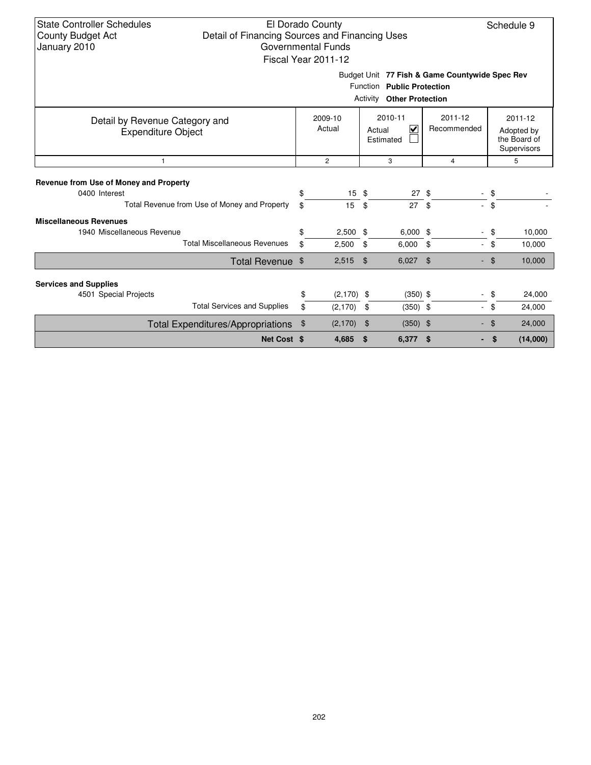State Controller Schedules
County Budget Act
January 2010

El Dorado County
Detail of Financing Sources and Financing Uses
Governmental Funds
Fiscal Year 2011-12

Schedule 9

Budget Unit **77 Fish & Game Countywide Spec Rev**
Function **Public Protection**
Activity **Other Protection**

| Detail by Revenue Category and Expenditure Object | 2009-10 Actual | 2010-11 Actual ☑ Estimated ☐ | 2011-12 Recommended | 2011-12 Adopted by the Board of Supervisors |
|---|---|---|---|---|
| 1 | 2 | 3 | 4 | 5 |
| **Revenue from Use of Money and Property** | | | | |
| 0400 Interest | $ 15 | $ 27 | $ - | $ - |
| Total Revenue from Use of Money and Property | $ 15 | $ 27 | $ - | $ - |
| **Miscellaneous Revenues** | | | | |
| 1940 Miscellaneous Revenue | $ 2,500 | $ 6,000 | $ - | $ 10,000 |
| Total Miscellaneous Revenues | $ 2,500 | $ 6,000 | $ - | $ 10,000 |
| Total Revenue | $ 2,515 | $ 6,027 | $ - | $ 10,000 |
| **Services and Supplies** | | | | |
| 4501 Special Projects | $ (2,170) | $ (350) | $ - | $ 24,000 |
| Total Services and Supplies | $ (2,170) | $ (350) | $ - | $ 24,000 |
| Total Expenditures/Appropriations | $ (2,170) | $ (350) | $ - | $ 24,000 |
| **Net Cost** | **$ 4,685** | **$ 6,377** | **$ -** | **$ (14,000)** |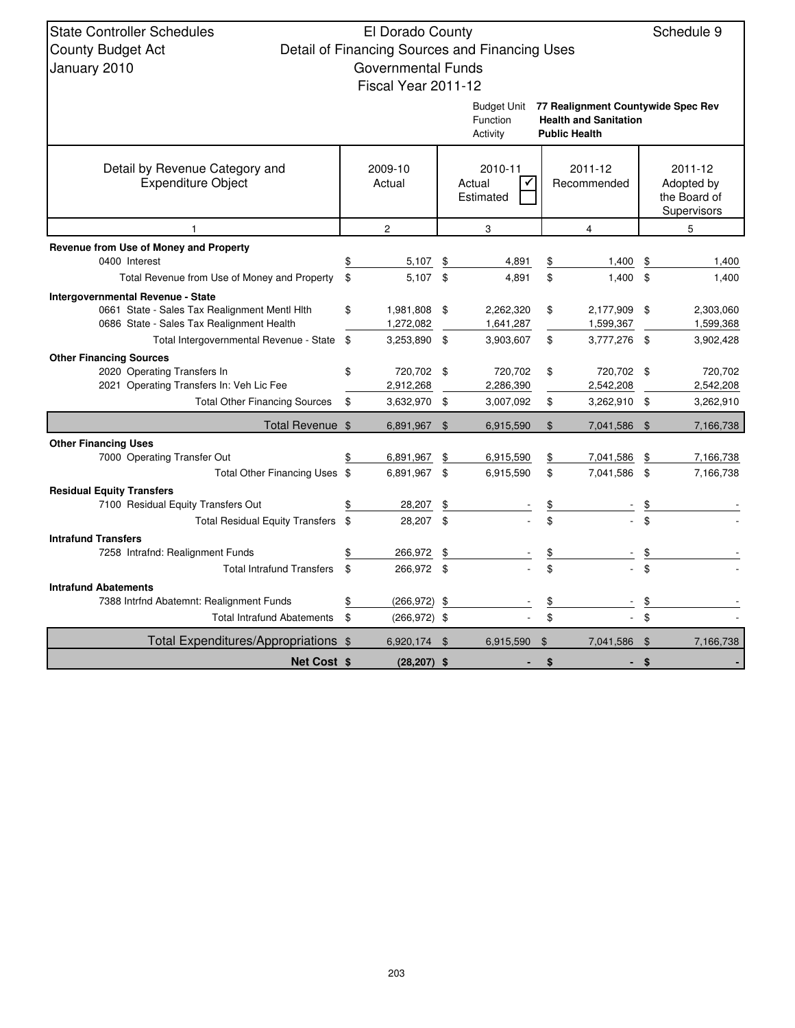State Controller Schedules
County Budget Act
January 2010

# El Dorado County
## Detail of Financing Sources and Financing Uses
### Governmental Funds
### Fiscal Year 2011-12

Schedule 9

Budget Unit: **77 Realignment Countywide Spec Rev**
Function: **Health and Sanitation**
Activity: **Public Health**

| Detail by Revenue Category and Expenditure Object | 2009-10 Actual | 2010-11 Actual ☑ Estimated ☐ | 2011-12 Recommended | 2011-12 Adopted by the Board of Supervisors |
|---|---|---|---|---|
| 1 | 2 | 3 | 4 | 5 |
| **Revenue from Use of Money and Property** | | | | |
| 0400 Interest | $ 5,107 | $ 4,891 | $ 1,400 | $ 1,400 |
| Total Revenue from Use of Money and Property | $ 5,107 | $ 4,891 | $ 1,400 | $ 1,400 |
| **Intergovernmental Revenue - State** | | | | |
| 0661 State - Sales Tax Realignment Mentl Hlth | $ 1,981,808 | $ 2,262,320 | $ 2,177,909 | $ 2,303,060 |
| 0686 State - Sales Tax Realignment Health | 1,272,082 | 1,641,287 | 1,599,367 | 1,599,368 |
| Total Intergovernmental Revenue - State | $ 3,253,890 | $ 3,903,607 | $ 3,777,276 | $ 3,902,428 |
| **Other Financing Sources** | | | | |
| 2020 Operating Transfers In | $ 720,702 | $ 720,702 | $ 720,702 | $ 720,702 |
| 2021 Operating Transfers In: Veh Lic Fee | 2,912,268 | 2,286,390 | 2,542,208 | 2,542,208 |
| Total Other Financing Sources | $ 3,632,970 | $ 3,007,092 | $ 3,262,910 | $ 3,262,910 |
| **Total Revenue** | $ 6,891,967 | $ 6,915,590 | $ 7,041,586 | $ 7,166,738 |
| **Other Financing Uses** | | | | |
| 7000 Operating Transfer Out | $ 6,891,967 | $ 6,915,590 | $ 7,041,586 | $ 7,166,738 |
| Total Other Financing Uses | $ 6,891,967 | $ 6,915,590 | $ 7,041,586 | $ 7,166,738 |
| **Residual Equity Transfers** | | | | |
| 7100 Residual Equity Transfers Out | $ 28,207 | $ - | $ - | $ - |
| Total Residual Equity Transfers | $ 28,207 | $ - | $ - | $ - |
| **Intrafund Transfers** | | | | |
| 7258 Intrafnd: Realignment Funds | $ 266,972 | $ - | $ - | $ - |
| Total Intrafund Transfers | $ 266,972 | $ - | $ - | $ - |
| **Intrafund Abatements** | | | | |
| 7388 Intrfnd Abatemnt: Realignment Funds | $ (266,972) | $ - | $ - | $ - |
| Total Intrafund Abatements | $ (266,972) | $ - | $ - | $ - |
| **Total Expenditures/Appropriations** | $ 6,920,174 | $ 6,915,590 | $ 7,041,586 | $ 7,166,738 |
| **Net Cost** | **$ (28,207)** | **$ -** | **$ -** | **$ -** |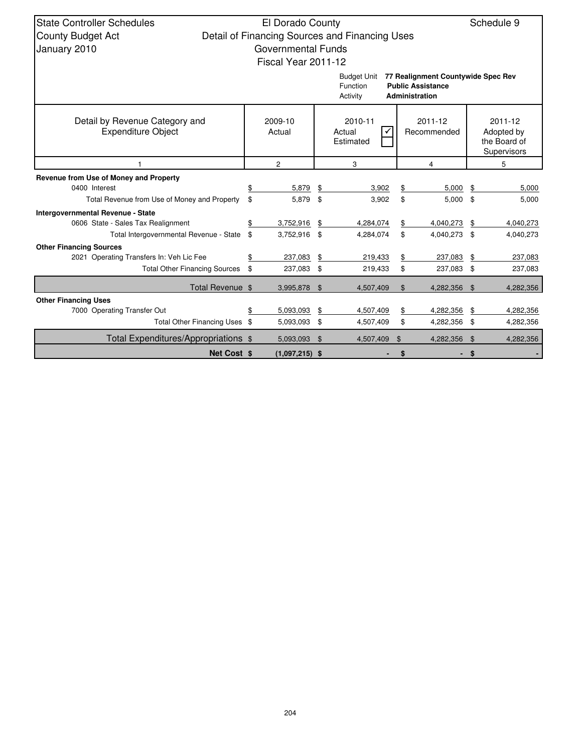State Controller Schedules
County Budget Act
January 2010

El Dorado County
Detail of Financing Sources and Financing Uses
Governmental Funds
Fiscal Year 2011-12

Schedule 9

Budget Unit **77 Realignment Countywide Spec Rev**
Function **Public Assistance**
Activity **Administration**

| Detail by Revenue Category and Expenditure Object | 2009-10 Actual | 2010-11 Actual ☑ Estimated ☐ | 2011-12 Recommended | 2011-12 Adopted by the Board of Supervisors |
|---|---|---|---|---|
| 1 | 2 | 3 | 4 | 5 |
| **Revenue from Use of Money and Property** | | | | |
| 0400 Interest | $ 5,879 | $ 3,902 | $ 5,000 | $ 5,000 |
| Total Revenue from Use of Money and Property | $ 5,879 | $ 3,902 | $ 5,000 | $ 5,000 |
| **Intergovernmental Revenue - State** | | | | |
| 0606 State - Sales Tax Realignment | $ 3,752,916 | $ 4,284,074 | $ 4,040,273 | $ 4,040,273 |
| Total Intergovernmental Revenue - State | $ 3,752,916 | $ 4,284,074 | $ 4,040,273 | $ 4,040,273 |
| **Other Financing Sources** | | | | |
| 2021 Operating Transfers In: Veh Lic Fee | $ 237,083 | $ 219,433 | $ 237,083 | $ 237,083 |
| Total Other Financing Sources | $ 237,083 | $ 219,433 | $ 237,083 | $ 237,083 |
| Total Revenue | $ 3,995,878 | $ 4,507,409 | $ 4,282,356 | $ 4,282,356 |
| **Other Financing Uses** | | | | |
| 7000 Operating Transfer Out | $ 5,093,093 | $ 4,507,409 | $ 4,282,356 | $ 4,282,356 |
| Total Other Financing Uses | $ 5,093,093 | $ 4,507,409 | $ 4,282,356 | $ 4,282,356 |
| Total Expenditures/Appropriations | $ 5,093,093 | $ 4,507,409 | $ 4,282,356 | $ 4,282,356 |
| **Net Cost** | **$ (1,097,215)** | **$ -** | **$ -** | **$ -** |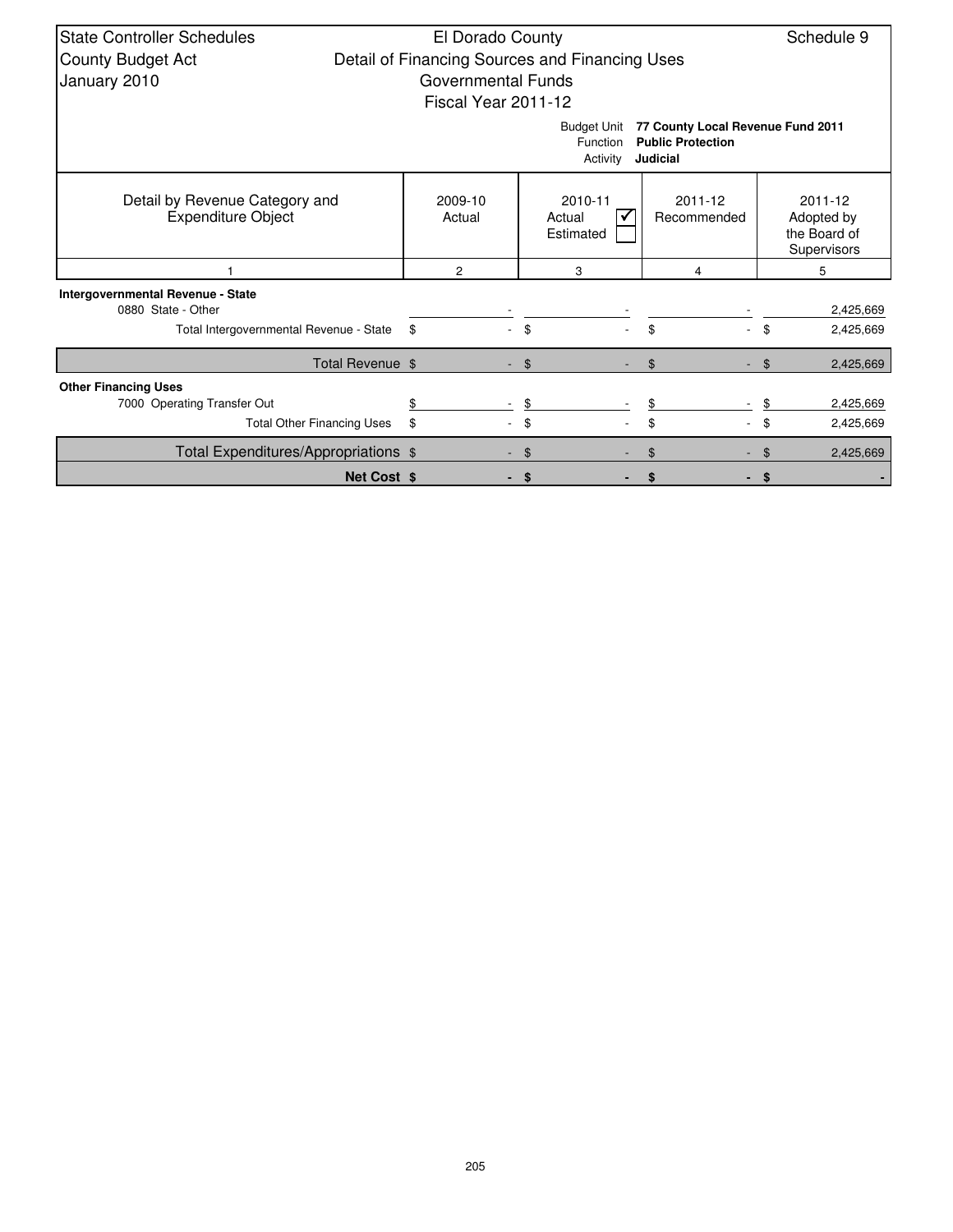State Controller Schedules
County Budget Act
January 2010

El Dorado County
Detail of Financing Sources and Financing Uses
Governmental Funds
Fiscal Year 2011-12

Schedule 9

Budget Unit **77 County Local Revenue Fund 2011**
Function **Public Protection**
Activity **Judicial**

| Detail by Revenue Category and Expenditure Object | 2009-10 Actual | 2010-11 Actual ☑ Estimated ☐ | 2011-12 Recommended | 2011-12 Adopted by the Board of Supervisors |
|---|---|---|---|---|
| 1 | 2 | 3 | 4 | 5 |
| **Intergovernmental Revenue - State** | | | | |
| 0880 State - Other | - | - | - | 2,425,669 |
| Total Intergovernmental Revenue - State | $ - | $ - | $ - | $ 2,425,669 |
| Total Revenue | $ - | $ - | $ - | $ 2,425,669 |
| **Other Financing Uses** | | | | |
| 7000 Operating Transfer Out | $ - | $ - | $ - | $ 2,425,669 |
| Total Other Financing Uses | $ - | $ - | $ - | $ 2,425,669 |
| Total Expenditures/Appropriations | $ - | $ - | $ - | $ 2,425,669 |
| **Net Cost** | **$ -** | **$ -** | **$ -** | **$ -** |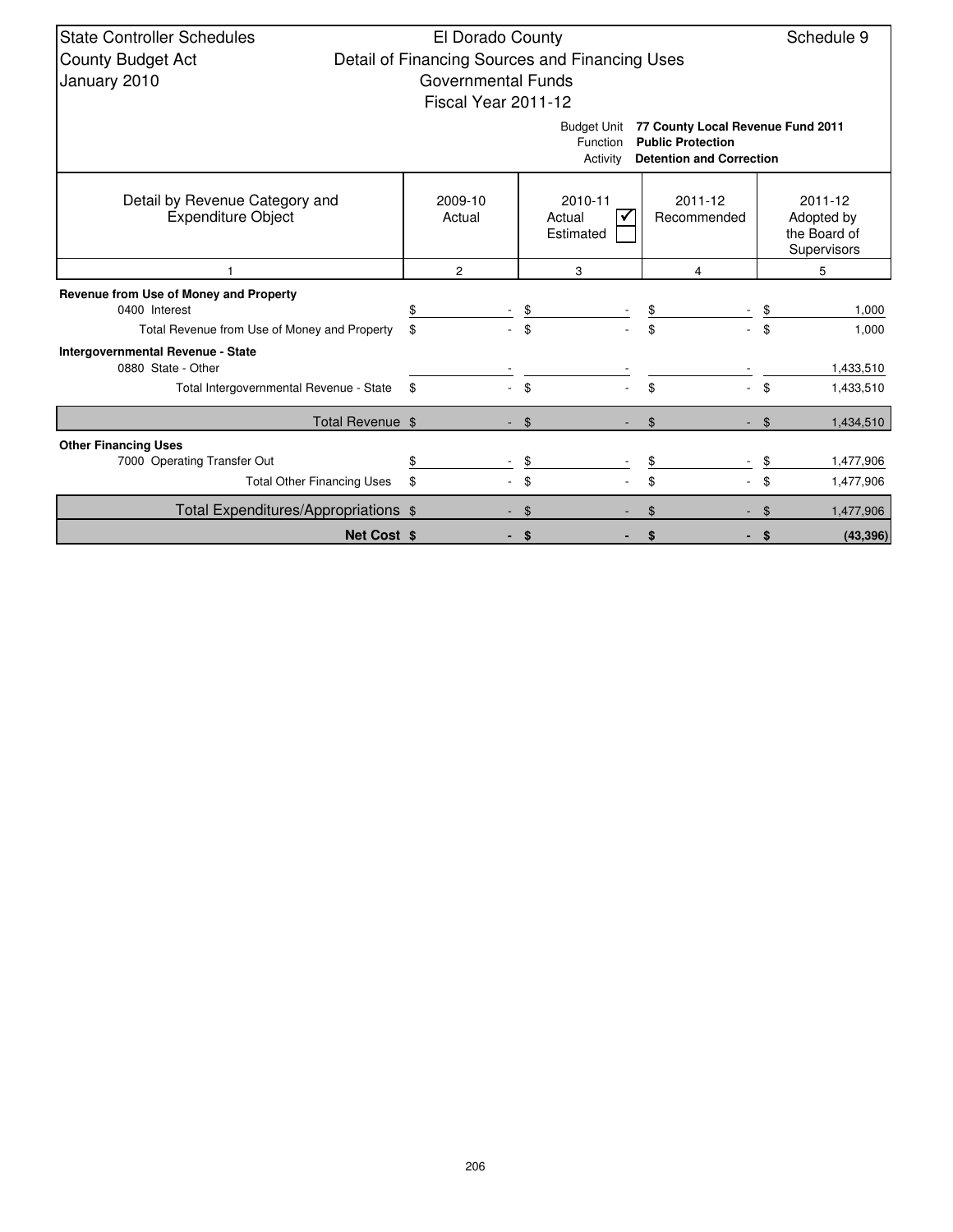State Controller Schedules
County Budget Act
January 2010

El Dorado County
Detail of Financing Sources and Financing Uses
Governmental Funds
Fiscal Year 2011-12

Schedule 9

Budget Unit **77 County Local Revenue Fund 2011**
Function **Public Protection**
Activity **Detention and Correction**

| Detail by Revenue Category and Expenditure Object | 2009-10 Actual | 2010-11 Actual ☑ Estimated ☐ | 2011-12 Recommended | 2011-12 Adopted by the Board of Supervisors |
|---|---|---|---|---|
| 1 | 2 | 3 | 4 | 5 |
| **Revenue from Use of Money and Property** | | | | |
| 0400 Interest | $ - | $ - | $ - | $ 1,000 |
| Total Revenue from Use of Money and Property | $ - | $ - | $ - | $ 1,000 |
| **Intergovernmental Revenue - State** | | | | |
| 0880 State - Other | - | - | - | 1,433,510 |
| Total Intergovernmental Revenue - State | $ - | $ - | $ - | $ 1,433,510 |
| Total Revenue | $ - | $ - | $ - | $ 1,434,510 |
| **Other Financing Uses** | | | | |
| 7000 Operating Transfer Out | $ - | $ - | $ - | $ 1,477,906 |
| Total Other Financing Uses | $ - | $ - | $ - | $ 1,477,906 |
| Total Expenditures/Appropriations | $ - | $ - | $ - | $ 1,477,906 |
| **Net Cost** | **$ -** | **$ -** | **$ -** | **$ (43,396)** |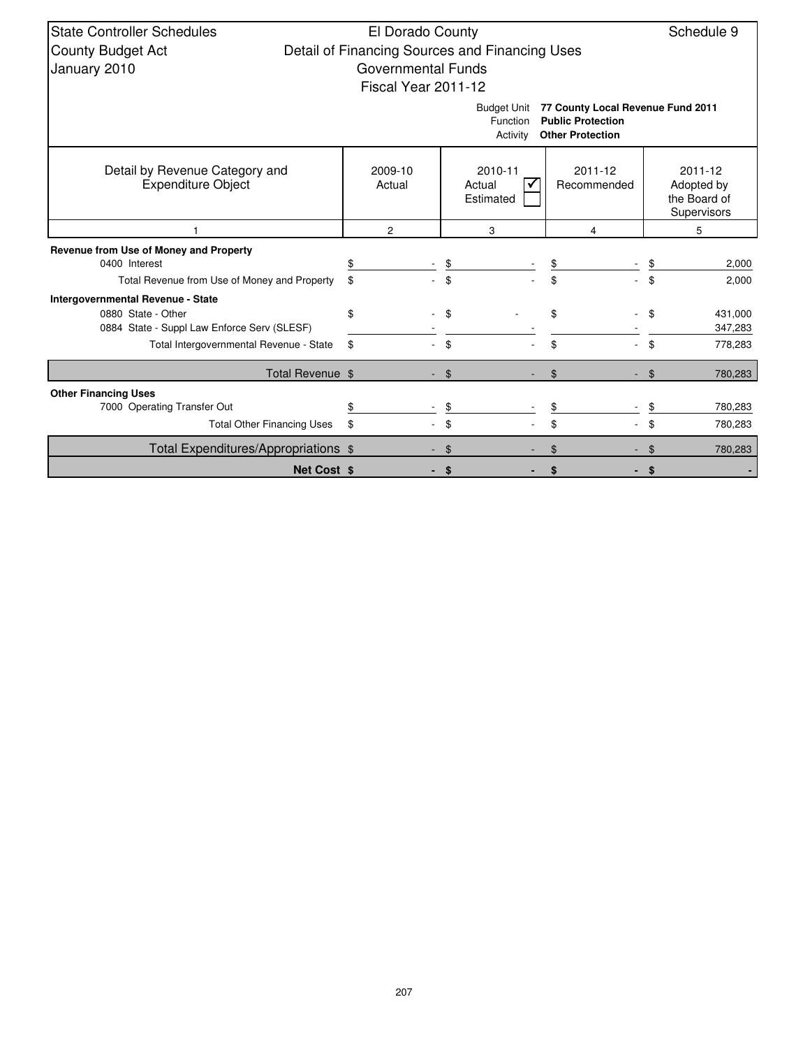State Controller Schedules
County Budget Act
January 2010

# El Dorado County
## Detail of Financing Sources and Financing Uses
## Governmental Funds
## Fiscal Year 2011-12

Schedule 9

Budget Unit **77 County Local Revenue Fund 2011**
Function **Public Protection**
Activity **Other Protection**

| Detail by Revenue Category and Expenditure Object | 2009-10 Actual | 2010-11 Actual ☑ Estimated ☐ | 2011-12 Recommended | 2011-12 Adopted by the Board of Supervisors |
|---|---|---|---|---|
| 1 | 2 | 3 | 4 | 5 |
| **Revenue from Use of Money and Property** | | | | |
| 0400 Interest | $ - | $ - | $ - | $ 2,000 |
| Total Revenue from Use of Money and Property | $ - | $ - | $ - | $ 2,000 |
| **Intergovernmental Revenue - State** | | | | |
| 0880 State - Other | $ - | $ - | $ - | $ 431,000 |
| 0884 State - Suppl Law Enforce Serv (SLESF) | - | - | - | 347,283 |
| Total Intergovernmental Revenue - State | $ - | $ - | $ - | $ 778,283 |
| Total Revenue | $ - | $ - | $ - | $ 780,283 |
| **Other Financing Uses** | | | | |
| 7000 Operating Transfer Out | $ - | $ - | $ - | $ 780,283 |
| Total Other Financing Uses | $ - | $ - | $ - | $ 780,283 |
| Total Expenditures/Appropriations | $ - | $ - | $ - | $ 780,283 |
| **Net Cost** | **$ -** | **$ -** | **$ -** | **$ -** |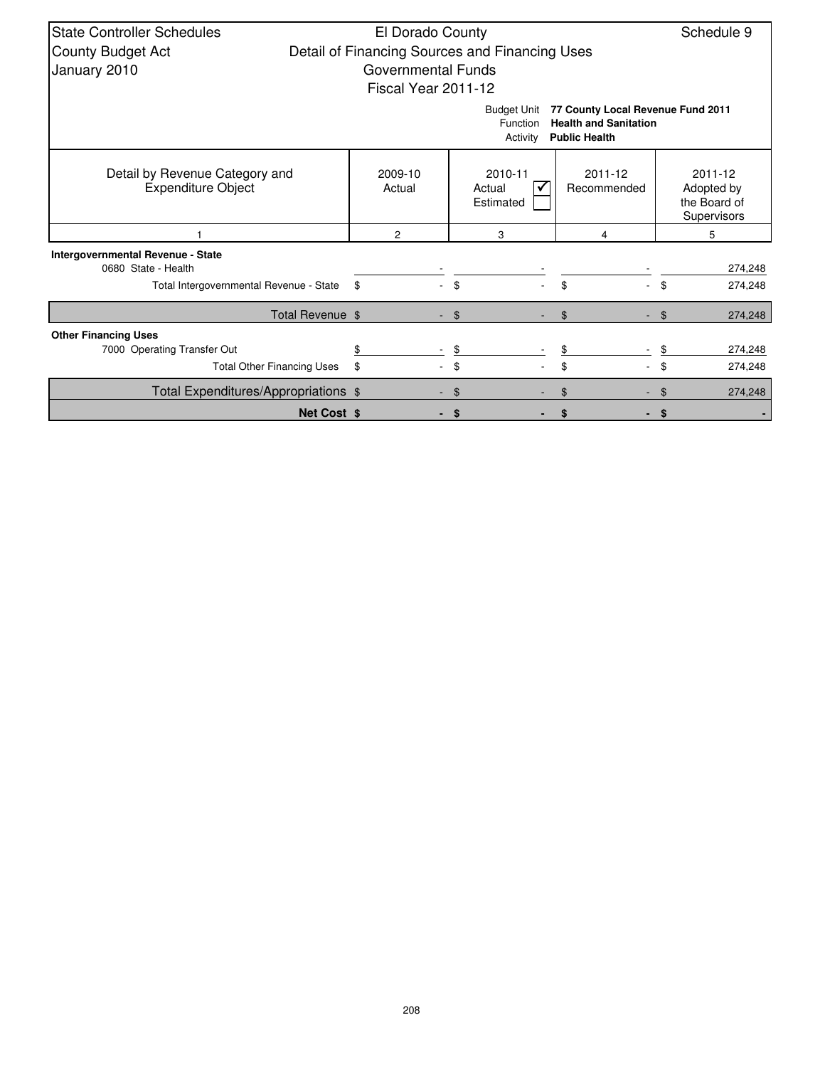State Controller Schedules
County Budget Act
January 2010

El Dorado County
Detail of Financing Sources and Financing Uses
Governmental Funds
Fiscal Year 2011-12

Schedule 9

Budget Unit **77 County Local Revenue Fund 2011**
Function **Health and Sanitation**
Activity **Public Health**

| Detail by Revenue Category and Expenditure Object | 2009-10 Actual | 2010-11 Actual ☑ Estimated ☐ | 2011-12 Recommended | 2011-12 Adopted by the Board of Supervisors |
|---|---|---|---|---|
| 1 | 2 | 3 | 4 | 5 |
| **Intergovernmental Revenue - State** | | | | |
| 0680 State - Health | - | - | - | 274,248 |
| Total Intergovernmental Revenue - State | $ - | $ - | $ - | $ 274,248 |
| Total Revenue | $ - | $ - | $ - | $ 274,248 |
| **Other Financing Uses** | | | | |
| 7000 Operating Transfer Out | $ - | $ - | $ - | $ 274,248 |
| Total Other Financing Uses | $ - | $ - | $ - | $ 274,248 |
| Total Expenditures/Appropriations | $ - | $ - | $ - | $ 274,248 |
| **Net Cost** | **$ -** | **$ -** | **$ -** | **$ -** |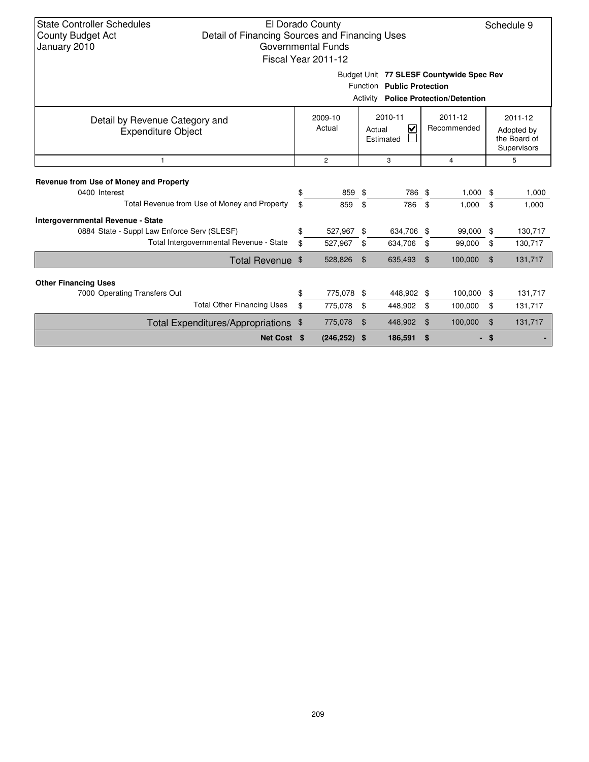State Controller Schedules
County Budget Act
January 2010

El Dorado County
Detail of Financing Sources and Financing Uses
Governmental Funds
Fiscal Year 2011-12

Schedule 9

Budget Unit **77 SLESF Countywide Spec Rev**
Function **Public Protection**
Activity **Police Protection/Detention**

| Detail by Revenue Category and Expenditure Object | 2009-10 Actual | 2010-11 Actual ☑ Estimated ☐ | 2011-12 Recommended | 2011-12 Adopted by the Board of Supervisors |
|---|---|---|---|---|
| 1 | 2 | 3 | 4 | 5 |
| **Revenue from Use of Money and Property** | | | | |
| 0400 Interest | $ 859 | $ 786 | $ 1,000 | $ 1,000 |
| Total Revenue from Use of Money and Property | $ 859 | $ 786 | $ 1,000 | $ 1,000 |
| **Intergovernmental Revenue - State** | | | | |
| 0884 State - Suppl Law Enforce Serv (SLESF) | $ 527,967 | $ 634,706 | $ 99,000 | $ 130,717 |
| Total Intergovernmental Revenue - State | $ 527,967 | $ 634,706 | $ 99,000 | $ 130,717 |
| Total Revenue | $ 528,826 | $ 635,493 | $ 100,000 | $ 131,717 |
| **Other Financing Uses** | | | | |
| 7000 Operating Transfers Out | $ 775,078 | $ 448,902 | $ 100,000 | $ 131,717 |
| Total Other Financing Uses | $ 775,078 | $ 448,902 | $ 100,000 | $ 131,717 |
| Total Expenditures/Appropriations | $ 775,078 | $ 448,902 | $ 100,000 | $ 131,717 |
| **Net Cost** | **$ (246,252)** | **$ 186,591** | **$ -** | **$ -** |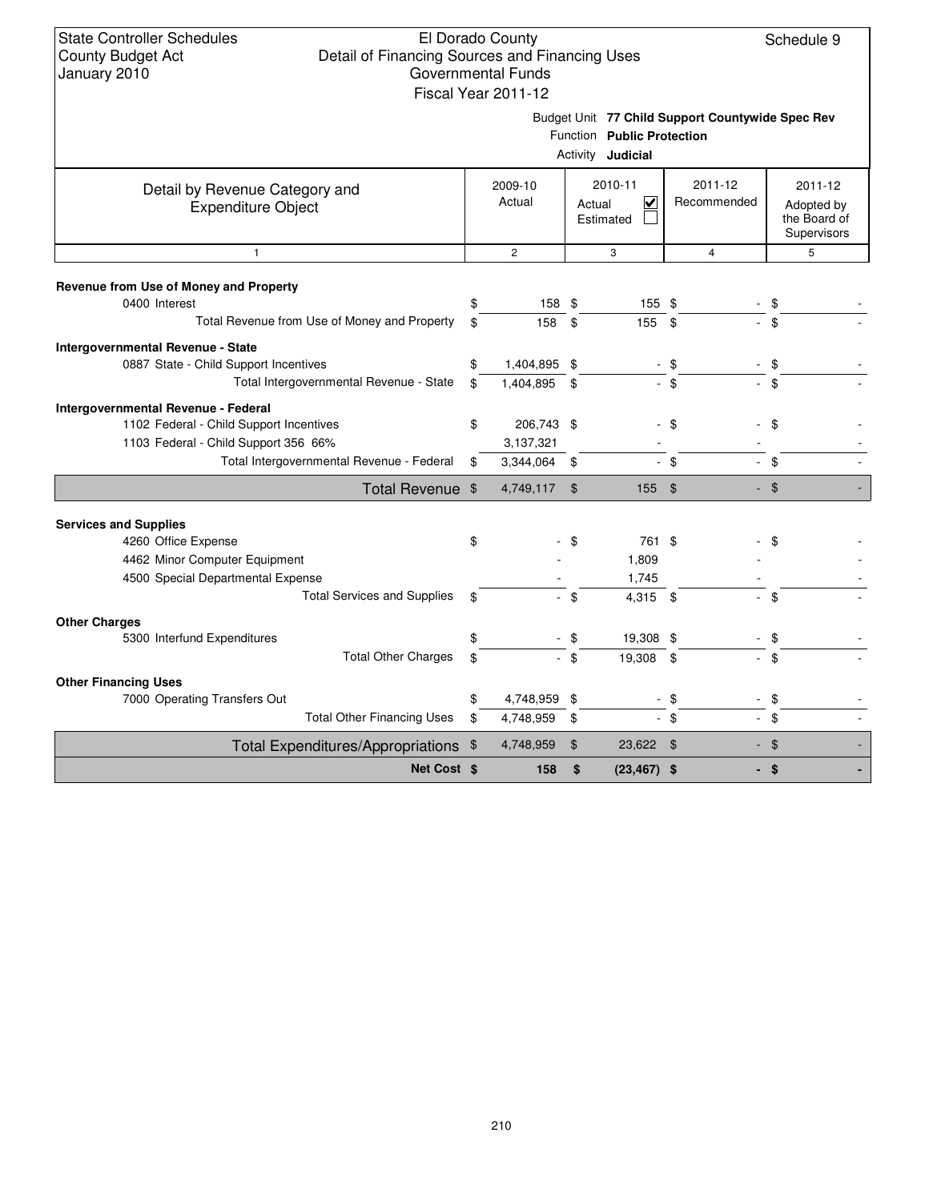State Controller Schedules
County Budget Act
January 2010

El Dorado County
Detail of Financing Sources and Financing Uses
Governmental Funds
Fiscal Year 2011-12

Schedule 9

Budget Unit **77 Child Support Countywide Spec Rev**
Function **Public Protection**
Activity **Judicial**

| Detail by Revenue Category and Expenditure Object | 2009-10 Actual | 2010-11 Actual ☑ Estimated ☐ | 2011-12 Recommended | 2011-12 Adopted by the Board of Supervisors |
|---|---|---|---|---|
| 1 | 2 | 3 | 4 | 5 |
| **Revenue from Use of Money and Property** | | | | |
| 0400 Interest | $ 158 | $ 155 | $ - | $ - |
| Total Revenue from Use of Money and Property | $ 158 | $ 155 | $ - | $ - |
| **Intergovernmental Revenue - State** | | | | |
| 0887 State - Child Support Incentives | $ 1,404,895 | $ - | $ - | $ - |
| Total Intergovernmental Revenue - State | $ 1,404,895 | $ - | $ - | $ - |
| **Intergovernmental Revenue - Federal** | | | | |
| 1102 Federal - Child Support Incentives | $ 206,743 | $ - | $ - | $ - |
| 1103 Federal - Child Support 356 66% | 3,137,321 | - | - | - |
| Total Intergovernmental Revenue - Federal | $ 3,344,064 | $ - | $ - | $ - |
| **Total Revenue** | $ 4,749,117 | $ 155 | $ - | $ - |
| **Services and Supplies** | | | | |
| 4260 Office Expense | $ - | $ 761 | $ - | $ - |
| 4462 Minor Computer Equipment | - | 1,809 | - | - |
| 4500 Special Departmental Expense | - | 1,745 | - | - |
| Total Services and Supplies | $ - | $ 4,315 | $ - | $ - |
| **Other Charges** | | | | |
| 5300 Interfund Expenditures | $ - | $ 19,308 | $ - | $ - |
| Total Other Charges | $ - | $ 19,308 | $ - | $ - |
| **Other Financing Uses** | | | | |
| 7000 Operating Transfers Out | $ 4,748,959 | $ - | $ - | $ - |
| Total Other Financing Uses | $ 4,748,959 | $ - | $ - | $ - |
| **Total Expenditures/Appropriations** | $ 4,748,959 | $ 23,622 | $ - | $ - |
| **Net Cost** | **$ 158** | **$ (23,467)** | **$ -** | **$ -** |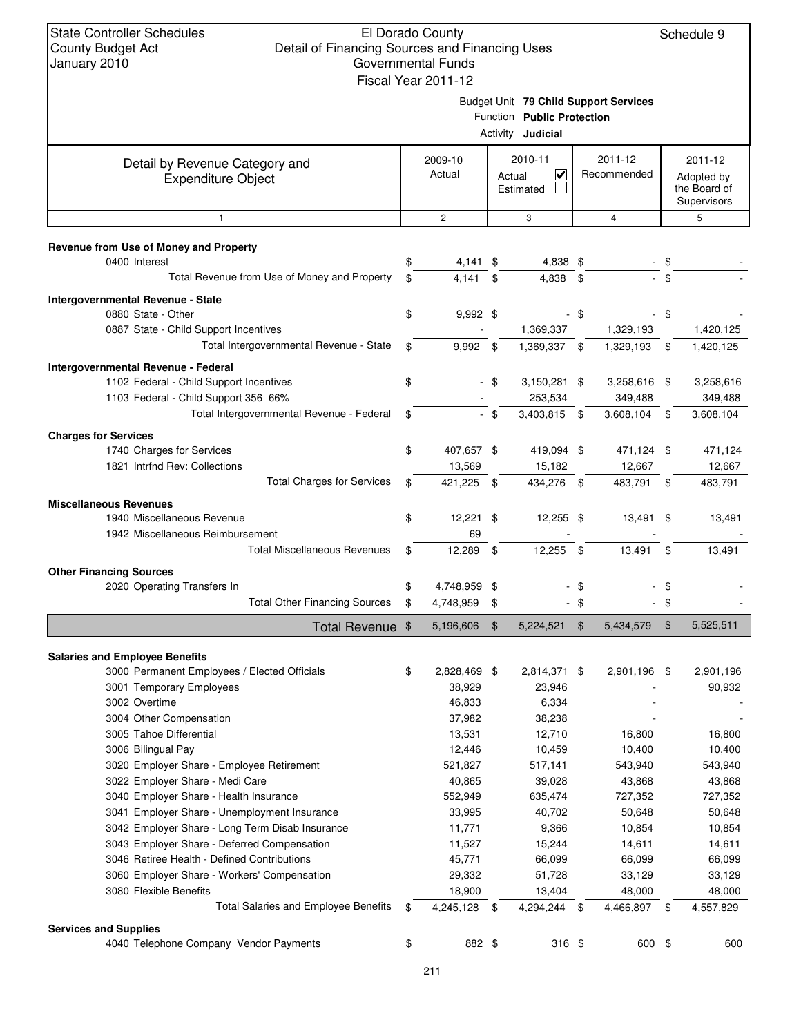State Controller Schedules
County Budget Act
January 2010

El Dorado County
Detail of Financing Sources and Financing Uses
Governmental Funds
Fiscal Year 2011-12

Schedule 9

Budget Unit **79 Child Support Services**
Function **Public Protection**
Activity **Judicial**

| Detail by Revenue Category and Expenditure Object | 2009-10 Actual | 2010-11 Actual ☑ Estimated ☐ | 2011-12 Recommended | 2011-12 Adopted by the Board of Supervisors |
|---|---|---|---|---|
| 1 | 2 | 3 | 4 | 5 |
| **Revenue from Use of Money and Property** | | | | |
| 0400 Interest | $ 4,141 | $ 4,838 | $ - | $ - |
| Total Revenue from Use of Money and Property | $ 4,141 | $ 4,838 | $ - | $ - |
| **Intergovernmental Revenue - State** | | | | |
| 0880 State - Other | $ 9,992 | $ - | $ - | $ - |
| 0887 State - Child Support Incentives | - | 1,369,337 | 1,329,193 | 1,420,125 |
| Total Intergovernmental Revenue - State | $ 9,992 | $ 1,369,337 | $ 1,329,193 | $ 1,420,125 |
| **Intergovernmental Revenue - Federal** | | | | |
| 1102 Federal - Child Support Incentives | $ - | $ 3,150,281 | $ 3,258,616 | $ 3,258,616 |
| 1103 Federal - Child Support 356 66% | - | 253,534 | 349,488 | 349,488 |
| Total Intergovernmental Revenue - Federal | $ - | $ 3,403,815 | $ 3,608,104 | $ 3,608,104 |
| **Charges for Services** | | | | |
| 1740 Charges for Services | $ 407,657 | $ 419,094 | $ 471,124 | $ 471,124 |
| 1821 Intrfnd Rev: Collections | 13,569 | 15,182 | 12,667 | 12,667 |
| Total Charges for Services | $ 421,225 | $ 434,276 | $ 483,791 | $ 483,791 |
| **Miscellaneous Revenues** | | | | |
| 1940 Miscellaneous Revenue | $ 12,221 | $ 12,255 | $ 13,491 | $ 13,491 |
| 1942 Miscellaneous Reimbursement | 69 | - | - | - |
| Total Miscellaneous Revenues | $ 12,289 | $ 12,255 | $ 13,491 | $ 13,491 |
| **Other Financing Sources** | | | | |
| 2020 Operating Transfers In | $ 4,748,959 | $ - | $ - | $ - |
| Total Other Financing Sources | $ 4,748,959 | $ - | $ - | $ - |
| **Total Revenue** | $ 5,196,606 | $ 5,224,521 | $ 5,434,579 | $ 5,525,511 |
| **Salaries and Employee Benefits** | | | | |
| 3000 Permanent Employees / Elected Officials | $ 2,828,469 | $ 2,814,371 | $ 2,901,196 | $ 2,901,196 |
| 3001 Temporary Employees | 38,929 | 23,946 | - | 90,932 |
| 3002 Overtime | 46,833 | 6,334 | - | - |
| 3004 Other Compensation | 37,982 | 38,238 | - | - |
| 3005 Tahoe Differential | 13,531 | 12,710 | 16,800 | 16,800 |
| 3006 Bilingual Pay | 12,446 | 10,459 | 10,400 | 10,400 |
| 3020 Employer Share - Employee Retirement | 521,827 | 517,141 | 543,940 | 543,940 |
| 3022 Employer Share - Medi Care | 40,865 | 39,028 | 43,868 | 43,868 |
| 3040 Employer Share - Health Insurance | 552,949 | 635,474 | 727,352 | 727,352 |
| 3041 Employer Share - Unemployment Insurance | 33,995 | 40,702 | 50,648 | 50,648 |
| 3042 Employer Share - Long Term Disab Insurance | 11,771 | 9,366 | 10,854 | 10,854 |
| 3043 Employer Share - Deferred Compensation | 11,527 | 15,244 | 14,611 | 14,611 |
| 3046 Retiree Health - Defined Contributions | 45,771 | 66,099 | 66,099 | 66,099 |
| 3060 Employer Share - Workers' Compensation | 29,332 | 51,728 | 33,129 | 33,129 |
| 3080 Flexible Benefits | 18,900 | 13,404 | 48,000 | 48,000 |
| Total Salaries and Employee Benefits | $ 4,245,128 | $ 4,294,244 | $ 4,466,897 | $ 4,557,829 |
| **Services and Supplies** | | | | |
| 4040 Telephone Company Vendor Payments | $ 882 | $ 316 | $ 600 | $ 600 |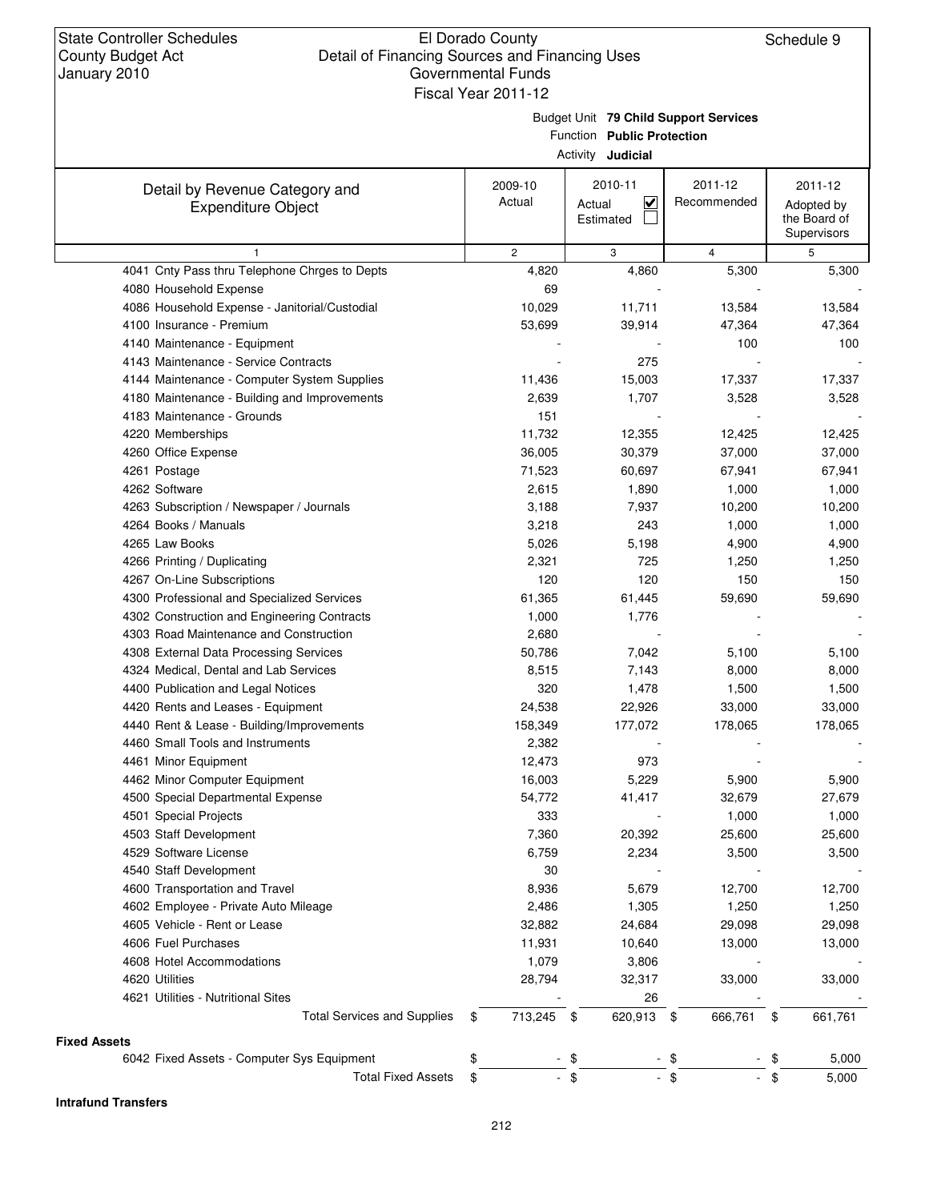State Controller Schedules
County Budget Act
January 2010

El Dorado County
Detail of Financing Sources and Financing Uses
Governmental Funds
Fiscal Year 2011-12

Schedule 9

Budget Unit **79 Child Support Services**
Function **Public Protection**
Activity **Judicial**

| Detail by Revenue Category and Expenditure Object | 2009-10 Actual | 2010-11 Actual ☑ Estimated ☐ | 2011-12 Recommended | 2011-12 Adopted by the Board of Supervisors |
|---|---|---|---|---|
| 1 | 2 | 3 | 4 | 5 |
| 4041 Cnty Pass thru Telephone Chrges to Depts | 4,820 | 4,860 | 5,300 | 5,300 |
| 4080 Household Expense | 69 | - | - | - |
| 4086 Household Expense - Janitorial/Custodial | 10,029 | 11,711 | 13,584 | 13,584 |
| 4100 Insurance - Premium | 53,699 | 39,914 | 47,364 | 47,364 |
| 4140 Maintenance - Equipment | - | - | 100 | 100 |
| 4143 Maintenance - Service Contracts | - | 275 | - | - |
| 4144 Maintenance - Computer System Supplies | 11,436 | 15,003 | 17,337 | 17,337 |
| 4180 Maintenance - Building and Improvements | 2,639 | 1,707 | 3,528 | 3,528 |
| 4183 Maintenance - Grounds | 151 | - | - | - |
| 4220 Memberships | 11,732 | 12,355 | 12,425 | 12,425 |
| 4260 Office Expense | 36,005 | 30,379 | 37,000 | 37,000 |
| 4261 Postage | 71,523 | 60,697 | 67,941 | 67,941 |
| 4262 Software | 2,615 | 1,890 | 1,000 | 1,000 |
| 4263 Subscription / Newspaper / Journals | 3,188 | 7,937 | 10,200 | 10,200 |
| 4264 Books / Manuals | 3,218 | 243 | 1,000 | 1,000 |
| 4265 Law Books | 5,026 | 5,198 | 4,900 | 4,900 |
| 4266 Printing / Duplicating | 2,321 | 725 | 1,250 | 1,250 |
| 4267 On-Line Subscriptions | 120 | 120 | 150 | 150 |
| 4300 Professional and Specialized Services | 61,365 | 61,445 | 59,690 | 59,690 |
| 4302 Construction and Engineering Contracts | 1,000 | 1,776 | - | - |
| 4303 Road Maintenance and Construction | 2,680 | - | - | - |
| 4308 External Data Processing Services | 50,786 | 7,042 | 5,100 | 5,100 |
| 4324 Medical, Dental and Lab Services | 8,515 | 7,143 | 8,000 | 8,000 |
| 4400 Publication and Legal Notices | 320 | 1,478 | 1,500 | 1,500 |
| 4420 Rents and Leases - Equipment | 24,538 | 22,926 | 33,000 | 33,000 |
| 4440 Rent & Lease - Building/Improvements | 158,349 | 177,072 | 178,065 | 178,065 |
| 4460 Small Tools and Instruments | 2,382 | - | - | - |
| 4461 Minor Equipment | 12,473 | 973 | - | - |
| 4462 Minor Computer Equipment | 16,003 | 5,229 | 5,900 | 5,900 |
| 4500 Special Departmental Expense | 54,772 | 41,417 | 32,679 | 27,679 |
| 4501 Special Projects | 333 | - | 1,000 | 1,000 |
| 4503 Staff Development | 7,360 | 20,392 | 25,600 | 25,600 |
| 4529 Software License | 6,759 | 2,234 | 3,500 | 3,500 |
| 4540 Staff Development | 30 | - | - | - |
| 4600 Transportation and Travel | 8,936 | 5,679 | 12,700 | 12,700 |
| 4602 Employee - Private Auto Mileage | 2,486 | 1,305 | 1,250 | 1,250 |
| 4605 Vehicle - Rent or Lease | 32,882 | 24,684 | 29,098 | 29,098 |
| 4606 Fuel Purchases | 11,931 | 10,640 | 13,000 | 13,000 |
| 4608 Hotel Accommodations | 1,079 | 3,806 | - | - |
| 4620 Utilities | 28,794 | 32,317 | 33,000 | 33,000 |
| 4621 Utilities - Nutritional Sites | - | 26 | - | - |
| Total Services and Supplies | $ 713,245 | $ 620,913 | $ 666,761 | $ 661,761 |
| **Fixed Assets** | | | | |
| 6042 Fixed Assets - Computer Sys Equipment | $ - | $ - | $ - | $ 5,000 |
| Total Fixed Assets | $ - | $ - | $ - | $ 5,000 |
| **Intrafund Transfers** | | | | |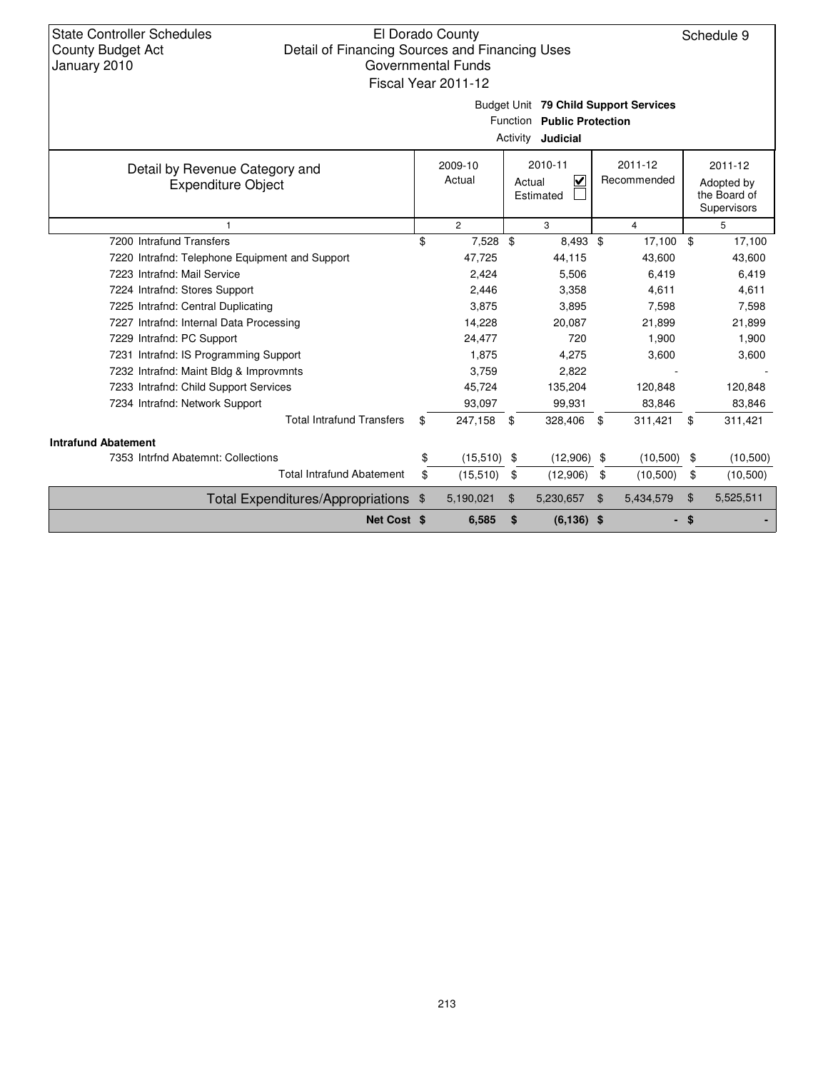State Controller Schedules
County Budget Act
January 2010

El Dorado County
Detail of Financing Sources and Financing Uses
Governmental Funds
Fiscal Year 2011-12

Schedule 9

Budget Unit **79 Child Support Services**
Function **Public Protection**
Activity **Judicial**

| Detail by Revenue Category and Expenditure Object | 2009-10 Actual | 2010-11 Actual ☑ Estimated ☐ | 2011-12 Recommended | 2011-12 Adopted by the Board of Supervisors |
|---|---|---|---|---|
| 1 | 2 | 3 | 4 | 5 |
| 7200 Intrafund Transfers | $ 7,528 | $ 8,493 | $ 17,100 | $ 17,100 |
| 7220 Intrafnd: Telephone Equipment and Support | 47,725 | 44,115 | 43,600 | 43,600 |
| 7223 Intrafnd: Mail Service | 2,424 | 5,506 | 6,419 | 6,419 |
| 7224 Intrafnd: Stores Support | 2,446 | 3,358 | 4,611 | 4,611 |
| 7225 Intrafnd: Central Duplicating | 3,875 | 3,895 | 7,598 | 7,598 |
| 7227 Intrafnd: Internal Data Processing | 14,228 | 20,087 | 21,899 | 21,899 |
| 7229 Intrafnd: PC Support | 24,477 | 720 | 1,900 | 1,900 |
| 7231 Intrafnd: IS Programming Support | 1,875 | 4,275 | 3,600 | 3,600 |
| 7232 Intrafnd: Maint Bldg & Improvmnts | 3,759 | 2,822 | - | - |
| 7233 Intrafnd: Child Support Services | 45,724 | 135,204 | 120,848 | 120,848 |
| 7234 Intrafnd: Network Support | 93,097 | 99,931 | 83,846 | 83,846 |
| Total Intrafund Transfers | $ 247,158 | $ 328,406 | $ 311,421 | $ 311,421 |
| **Intrafund Abatement** | | | | |
| 7353 Intrfnd Abatemnt: Collections | $ (15,510) | $ (12,906) | $ (10,500) | $ (10,500) |
| Total Intrafund Abatement | $ (15,510) | $ (12,906) | $ (10,500) | $ (10,500) |
| Total Expenditures/Appropriations | $ 5,190,021 | $ 5,230,657 | $ 5,434,579 | $ 5,525,511 |
| **Net Cost** | **$ 6,585** | **$ (6,136)** | **$ -** | **$ -** |